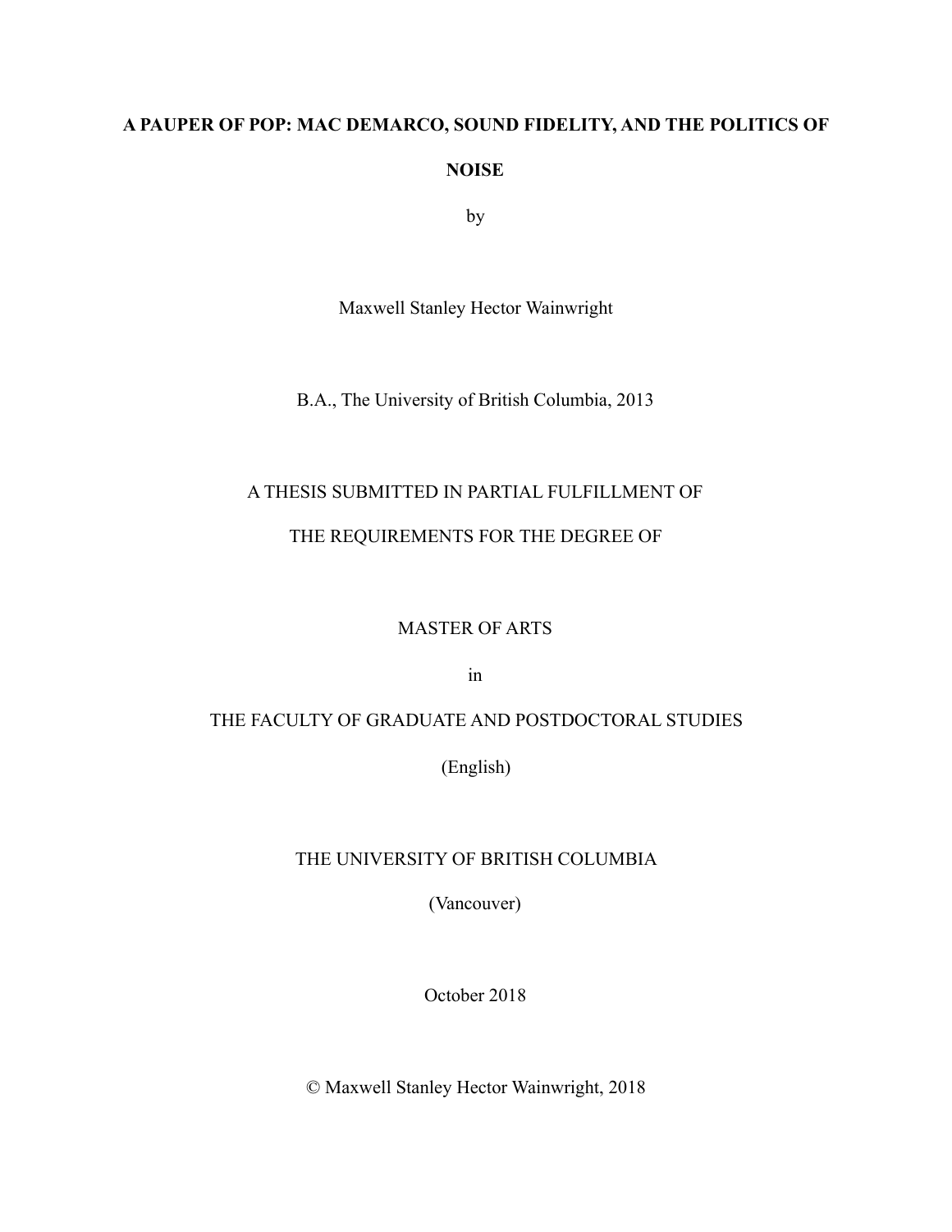# A PAUPER OF POP: MAC DEMARCO, SOUND FIDELITY, AND THE POLITICS OF NOISE

by

Maxwell Stanley Hector Wainwright

B.A., The University of British Columbia, 2013

A THESIS SUBMITTED IN PARTIAL FULFILLMENT OF

THE REQUIREMENTS FOR THE DEGREE OF

MASTER OF ARTS

in

THE FACULTY OF GRADUATE AND POSTDOCTORAL STUDIES

(English)

THE UNIVERSITY OF BRITISH COLUMBIA

(Vancouver)

October 2018

© Maxwell Stanley Hector Wainwright, 2018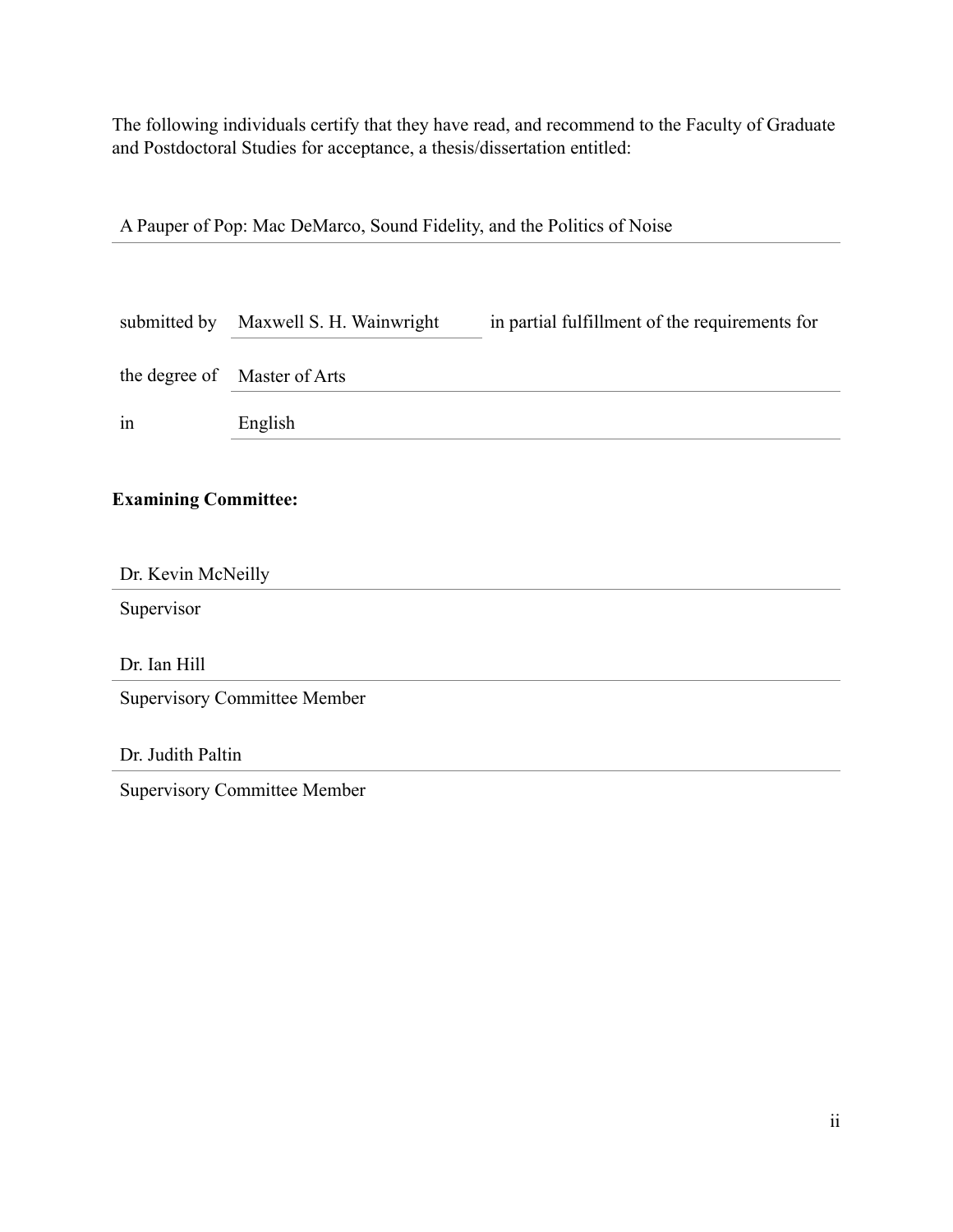The following individuals certify that they have read, and recommend to the Faculty of Graduate and Postdoctoral Studies for acceptance, a thesis/dissertation entitled:

A Pauper of Pop: Mac DeMarco, Sound Fidelity, and the Politics of Noise

submitted by Maxwell S. H. Wainwright in partial fulfillment of the requirements for

the degree of Master of Arts

in English

**Examining Committee:**

Dr. Kevin McNeilly

Supervisor

Dr. Ian Hill

Supervisory Committee Member

Dr. Judith Paltin

Supervisory Committee Member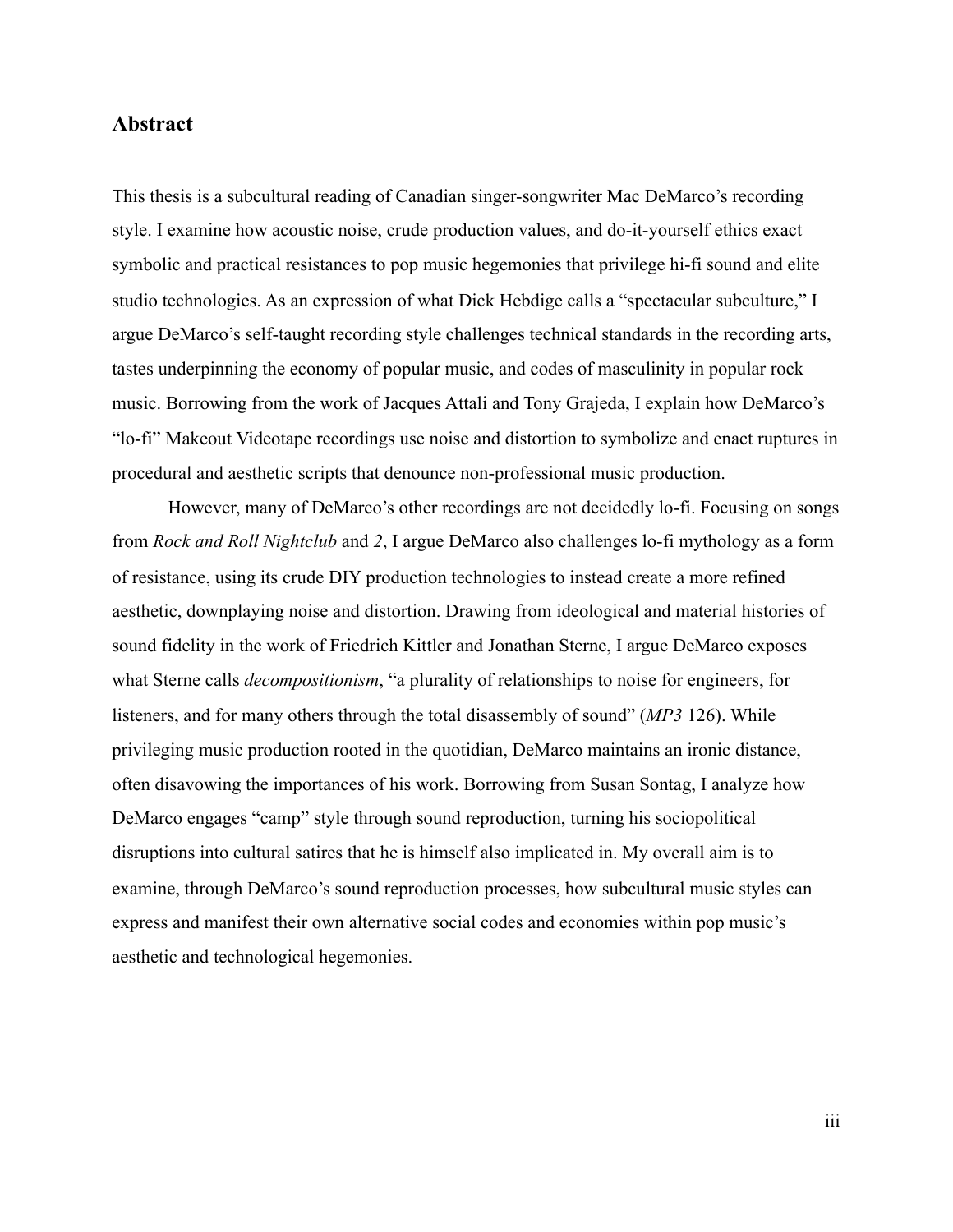## Abstract

This thesis is a subcultural reading of Canadian singer-songwriter Mac DeMarco's recording style. I examine how acoustic noise, crude production values, and do-it-yourself ethics exact symbolic and practical resistances to pop music hegemonies that privilege hi-fi sound and elite studio technologies. As an expression of what Dick Hebdige calls a "spectacular subculture," I argue DeMarco's self-taught recording style challenges technical standards in the recording arts, tastes underpinning the economy of popular music, and codes of masculinity in popular rock music. Borrowing from the work of Jacques Attali and Tony Grajeda, I explain how DeMarco's "lo-fi" Makeout Videotape recordings use noise and distortion to symbolize and enact ruptures in procedural and aesthetic scripts that denounce non-professional music production.

However, many of DeMarco's other recordings are not decidedly lo-fi. Focusing on songs from *Rock and Roll Nightclub* and *2*, I argue DeMarco also challenges lo-fi mythology as a form of resistance, using its crude DIY production technologies to instead create a more refined aesthetic, downplaying noise and distortion. Drawing from ideological and material histories of sound fidelity in the work of Friedrich Kittler and Jonathan Sterne, I argue DeMarco exposes what Sterne calls *decompositionism*, "a plurality of relationships to noise for engineers, for listeners, and for many others through the total disassembly of sound" (*MP3* 126). While privileging music production rooted in the quotidian, DeMarco maintains an ironic distance, often disavowing the importances of his work. Borrowing from Susan Sontag, I analyze how DeMarco engages "camp" style through sound reproduction, turning his sociopolitical disruptions into cultural satires that he is himself also implicated in. My overall aim is to examine, through DeMarco's sound reproduction processes, how subcultural music styles can express and manifest their own alternative social codes and economies within pop music's aesthetic and technological hegemonies.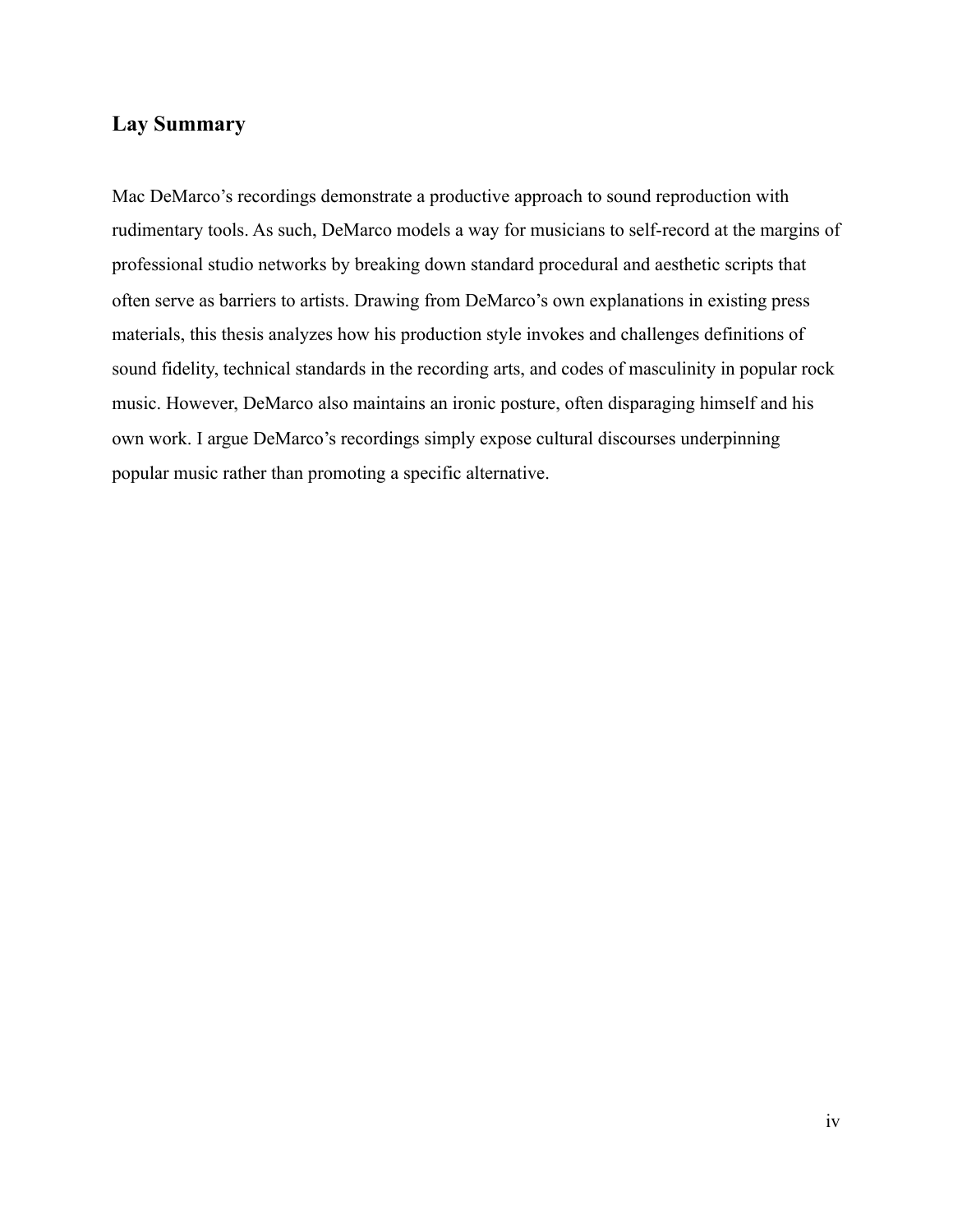## Lay Summary

Mac DeMarco’s recordings demonstrate a productive approach to sound reproduction with rudimentary tools. As such, DeMarco models a way for musicians to self-record at the margins of professional studio networks by breaking down standard procedural and aesthetic scripts that often serve as barriers to artists. Drawing from DeMarco’s own explanations in existing press materials, this thesis analyzes how his production style invokes and challenges definitions of sound fidelity, technical standards in the recording arts, and codes of masculinity in popular rock music. However, DeMarco also maintains an ironic posture, often disparaging himself and his own work. I argue DeMarco’s recordings simply expose cultural discourses underpinning popular music rather than promoting a specific alternative.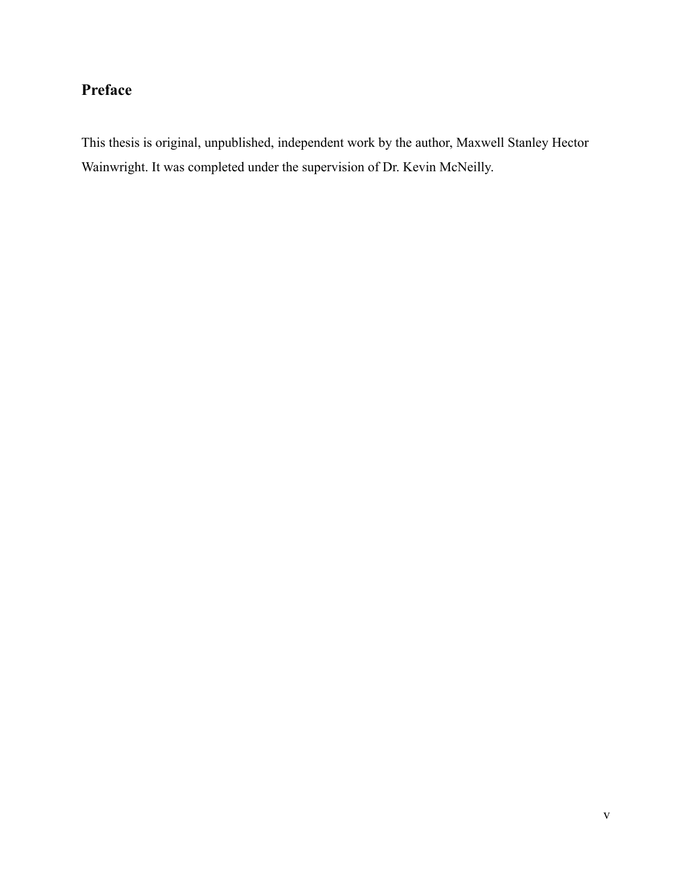## Preface

This thesis is original, unpublished, independent work by the author, Maxwell Stanley Hector Wainwright. It was completed under the supervision of Dr. Kevin McNeilly.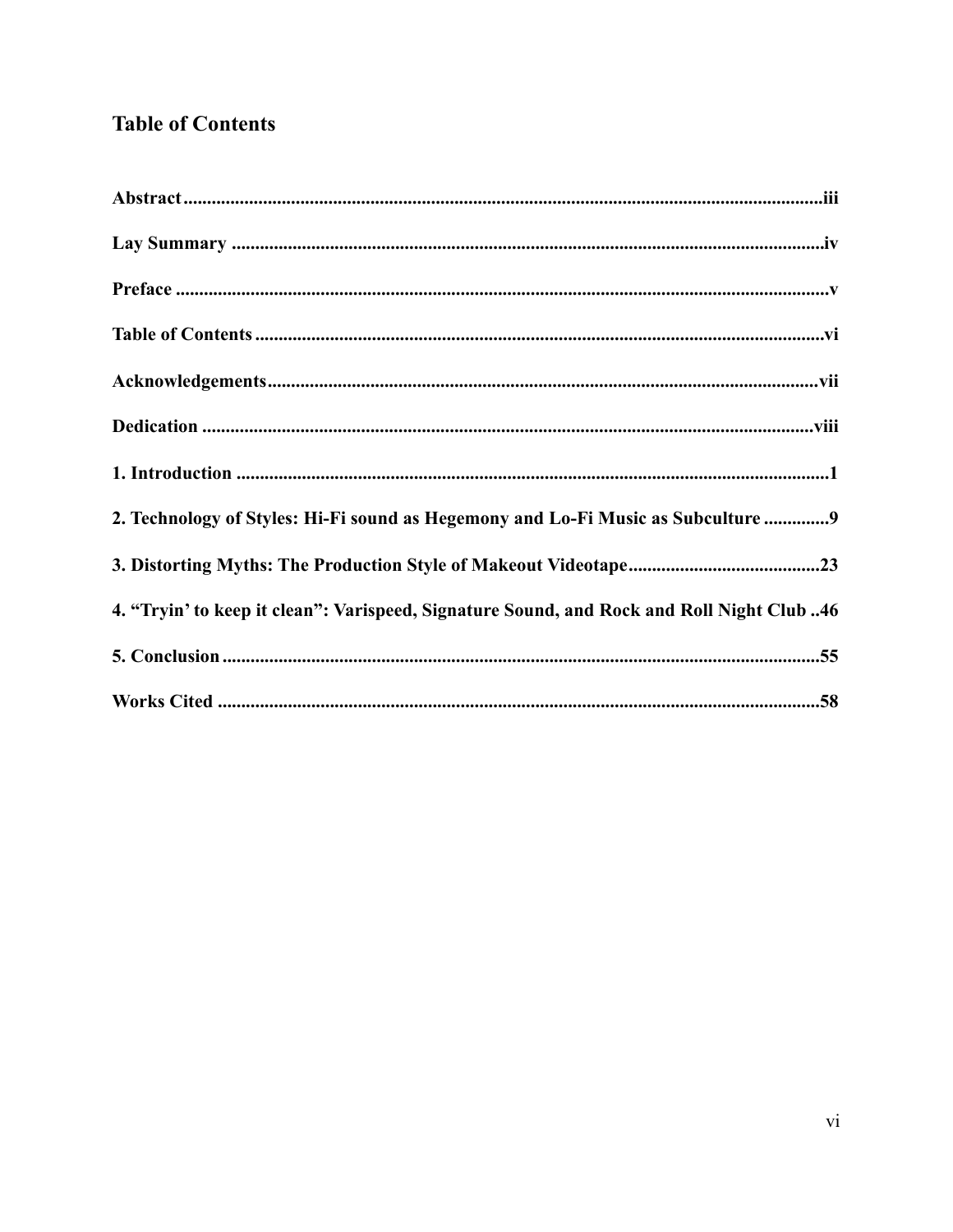## Table of Contents

**Abstract** ........................................................................................................................ iii

**Lay Summary** ................................................................................................................ iv

**Preface** ........................................................................................................................... v

**Table of Contents** .......................................................................................................... vi

**Acknowledgements** ...................................................................................................... vii

**Dedication** ................................................................................................................... viii

**1. Introduction** ................................................................................................................ 1

**2. Technology of Styles: Hi-Fi sound as Hegemony and Lo-Fi Music as Subculture** ............. 9

**3. Distorting Myths: The Production Style of Makeout Videotape** ......................................... 23

**4. "Tryin' to keep it clean": Varispeed, Signature Sound, and Rock and Roll Night Club** .. 46

**5. Conclusion** .................................................................................................................. 55

**Works Cited** ................................................................................................................. 58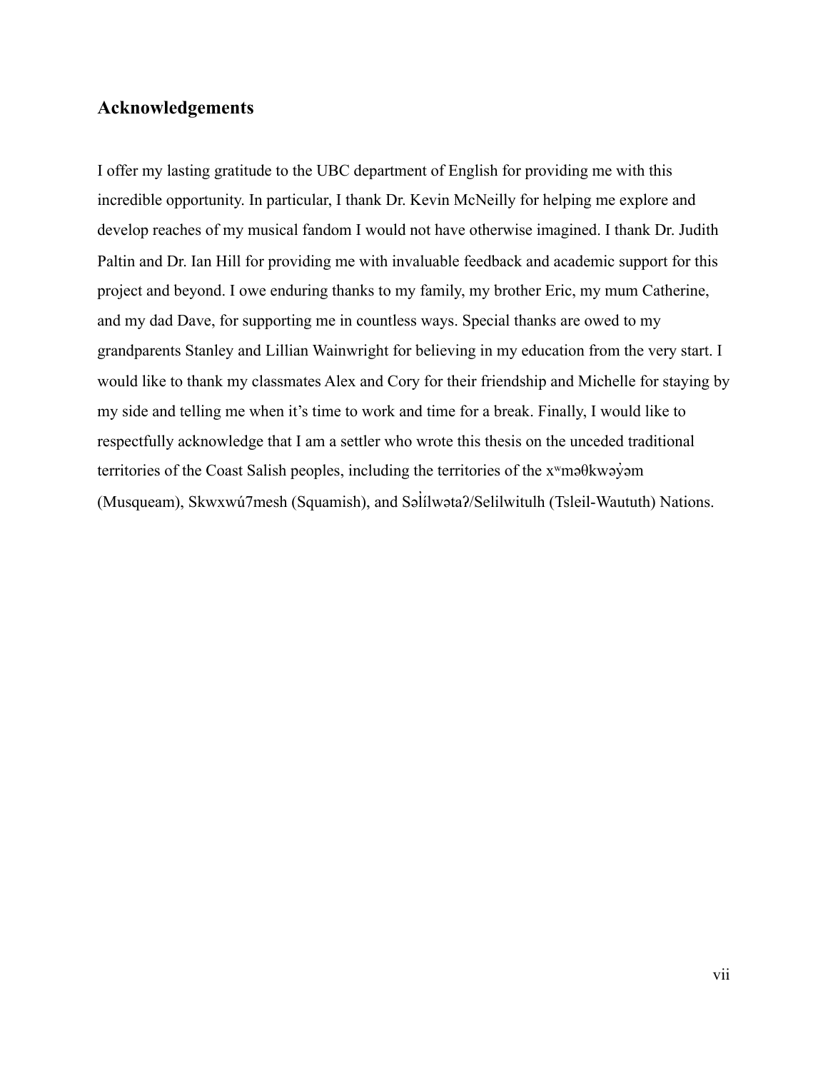## Acknowledgements

I offer my lasting gratitude to the UBC department of English for providing me with this incredible opportunity. In particular, I thank Dr. Kevin McNeilly for helping me explore and develop reaches of my musical fandom I would not have otherwise imagined. I thank Dr. Judith Paltin and Dr. Ian Hill for providing me with invaluable feedback and academic support for this project and beyond. I owe enduring thanks to my family, my brother Eric, my mum Catherine, and my dad Dave, for supporting me in countless ways. Special thanks are owed to my grandparents Stanley and Lillian Wainwright for believing in my education from the very start. I would like to thank my classmates Alex and Cory for their friendship and Michelle for staying by my side and telling me when it's time to work and time for a break. Finally, I would like to respectfully acknowledge that I am a settler who wrote this thesis on the unceded traditional territories of the Coast Salish peoples, including the territories of the xʷməθkwəy̓əm (Musqueam), Skwxwú7mesh (Squamish), and Səl̓ílwətaʔ/Selilwitulh (Tsleil-Waututh) Nations.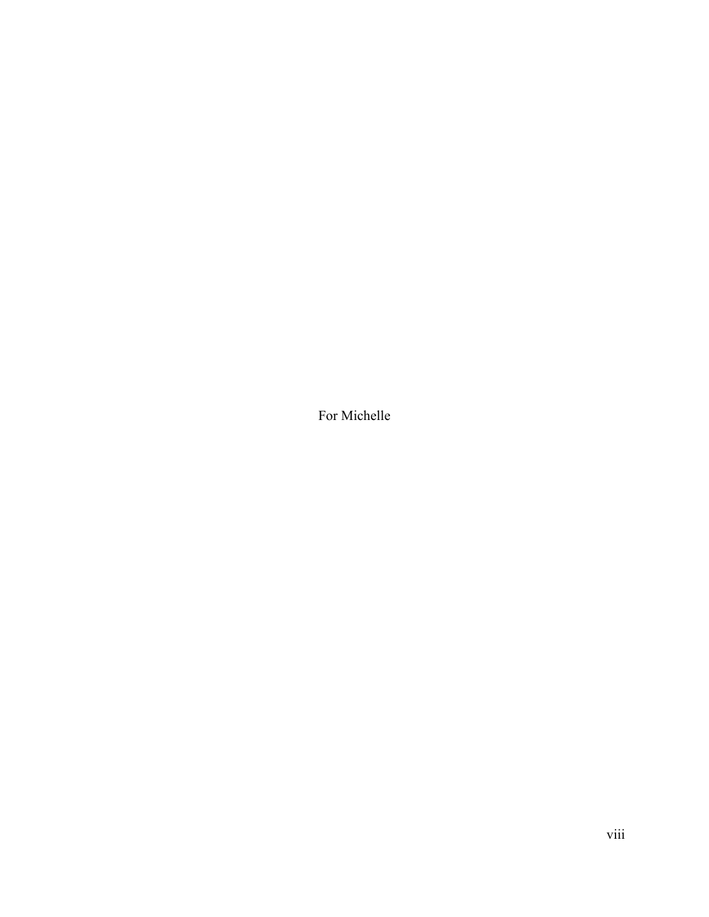For Michelle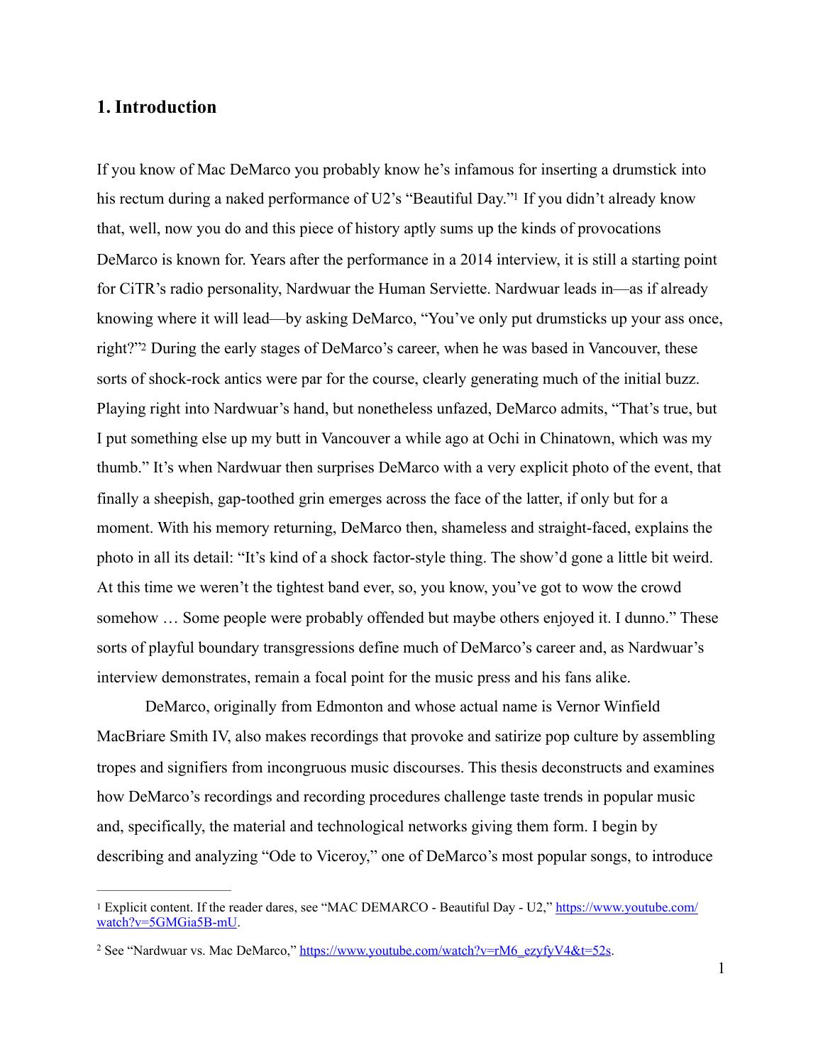## 1. Introduction

If you know of Mac DeMarco you probably know he's infamous for inserting a drumstick into his rectum during a naked performance of U2's "Beautiful Day."[1] If you didn't already know that, well, now you do and this piece of history aptly sums up the kinds of provocations DeMarco is known for. Years after the performance in a 2014 interview, it is still a starting point for CiTR's radio personality, Nardwuar the Human Serviette. Nardwuar leads in—as if already knowing where it will lead—by asking DeMarco, "You've only put drumsticks up your ass once, right?"[2] During the early stages of DeMarco's career, when he was based in Vancouver, these sorts of shock-rock antics were par for the course, clearly generating much of the initial buzz. Playing right into Nardwuar's hand, but nonetheless unfazed, DeMarco admits, "That's true, but I put something else up my butt in Vancouver a while ago at Ochi in Chinatown, which was my thumb." It's when Nardwuar then surprises DeMarco with a very explicit photo of the event, that finally a sheepish, gap-toothed grin emerges across the face of the latter, if only but for a moment. With his memory returning, DeMarco then, shameless and straight-faced, explains the photo in all its detail: "It's kind of a shock factor-style thing. The show'd gone a little bit weird. At this time we weren't the tightest band ever, so, you know, you've got to wow the crowd somehow … Some people were probably offended but maybe others enjoyed it. I dunno." These sorts of playful boundary transgressions define much of DeMarco's career and, as Nardwuar's interview demonstrates, remain a focal point for the music press and his fans alike.

DeMarco, originally from Edmonton and whose actual name is Vernor Winfield MacBriare Smith IV, also makes recordings that provoke and satirize pop culture by assembling tropes and signifiers from incongruous music discourses. This thesis deconstructs and examines how DeMarco's recordings and recording procedures challenge taste trends in popular music and, specifically, the material and technological networks giving them form. I begin by describing and analyzing "Ode to Viceroy," one of DeMarco's most popular songs, to introduce

---

[1] Explicit content. If the reader dares, see "MAC DEMARCO - Beautiful Day - U2," https://www.youtube.com/watch?v=5GMGia5B-mU.

[2] See "Nardwuar vs. Mac DeMarco," https://www.youtube.com/watch?v=rM6_ezyfyV4&t=52s.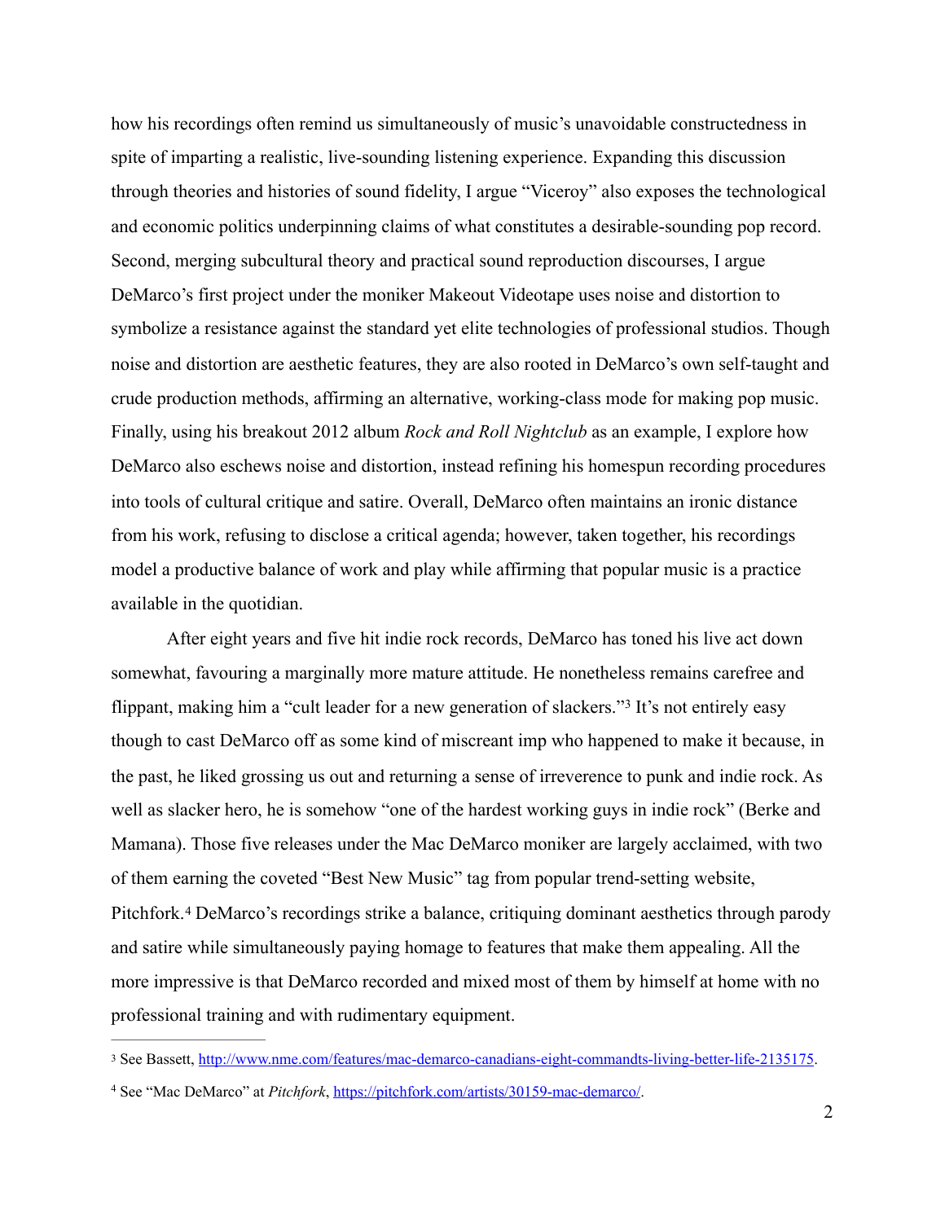how his recordings often remind us simultaneously of music's unavoidable constructedness in spite of imparting a realistic, live-sounding listening experience. Expanding this discussion through theories and histories of sound fidelity, I argue "Viceroy" also exposes the technological and economic politics underpinning claims of what constitutes a desirable-sounding pop record. Second, merging subcultural theory and practical sound reproduction discourses, I argue DeMarco's first project under the moniker Makeout Videotape uses noise and distortion to symbolize a resistance against the standard yet elite technologies of professional studios. Though noise and distortion are aesthetic features, they are also rooted in DeMarco's own self-taught and crude production methods, affirming an alternative, working-class mode for making pop music. Finally, using his breakout 2012 album *Rock and Roll Nightclub* as an example, I explore how DeMarco also eschews noise and distortion, instead refining his homespun recording procedures into tools of cultural critique and satire. Overall, DeMarco often maintains an ironic distance from his work, refusing to disclose a critical agenda; however, taken together, his recordings model a productive balance of work and play while affirming that popular music is a practice available in the quotidian.

After eight years and five hit indie rock records, DeMarco has toned his live act down somewhat, favouring a marginally more mature attitude. He nonetheless remains carefree and flippant, making him a "cult leader for a new generation of slackers."[3] It's not entirely easy though to cast DeMarco off as some kind of miscreant imp who happened to make it because, in the past, he liked grossing us out and returning a sense of irreverence to punk and indie rock. As well as slacker hero, he is somehow "one of the hardest working guys in indie rock" (Berke and Mamana). Those five releases under the Mac DeMarco moniker are largely acclaimed, with two of them earning the coveted "Best New Music" tag from popular trend-setting website, Pitchfork.[4] DeMarco's recordings strike a balance, critiquing dominant aesthetics through parody and satire while simultaneously paying homage to features that make them appealing. All the more impressive is that DeMarco recorded and mixed most of them by himself at home with no professional training and with rudimentary equipment.

---

[3] See Bassett, http://www.nme.com/features/mac-demarco-canadians-eight-commandts-living-better-life-2135175.

[4] See "Mac DeMarco" at *Pitchfork*, https://pitchfork.com/artists/30159-mac-demarco/.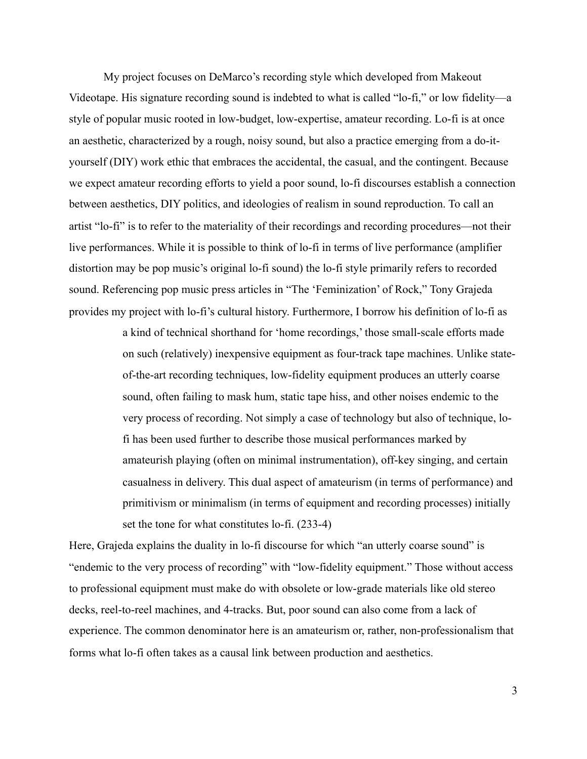My project focuses on DeMarco's recording style which developed from Makeout Videotape. His signature recording sound is indebted to what is called "lo-fi," or low fidelity—a style of popular music rooted in low-budget, low-expertise, amateur recording. Lo-fi is at once an aesthetic, characterized by a rough, noisy sound, but also a practice emerging from a do-it-yourself (DIY) work ethic that embraces the accidental, the casual, and the contingent. Because we expect amateur recording efforts to yield a poor sound, lo-fi discourses establish a connection between aesthetics, DIY politics, and ideologies of realism in sound reproduction. To call an artist "lo-fi" is to refer to the materiality of their recordings and recording procedures—not their live performances. While it is possible to think of lo-fi in terms of live performance (amplifier distortion may be pop music's original lo-fi sound) the lo-fi style primarily refers to recorded sound. Referencing pop music press articles in "The 'Feminization' of Rock," Tony Grajeda provides my project with lo-fi's cultural history. Furthermore, I borrow his definition of lo-fi as

> a kind of technical shorthand for 'home recordings,' those small-scale efforts made on such (relatively) inexpensive equipment as four-track tape machines. Unlike state-of-the-art recording techniques, low-fidelity equipment produces an utterly coarse sound, often failing to mask hum, static tape hiss, and other noises endemic to the very process of recording. Not simply a case of technology but also of technique, lo-fi has been used further to describe those musical performances marked by amateurish playing (often on minimal instrumentation), off-key singing, and certain casualness in delivery. This dual aspect of amateurism (in terms of performance) and primitivism or minimalism (in terms of equipment and recording processes) initially set the tone for what constitutes lo-fi. (233-4)

Here, Grajeda explains the duality in lo-fi discourse for which "an utterly coarse sound" is "endemic to the very process of recording" with "low-fidelity equipment." Those without access to professional equipment must make do with obsolete or low-grade materials like old stereo decks, reel-to-reel machines, and 4-tracks. But, poor sound can also come from a lack of experience. The common denominator here is an amateurism or, rather, non-professionalism that forms what lo-fi often takes as a causal link between production and aesthetics.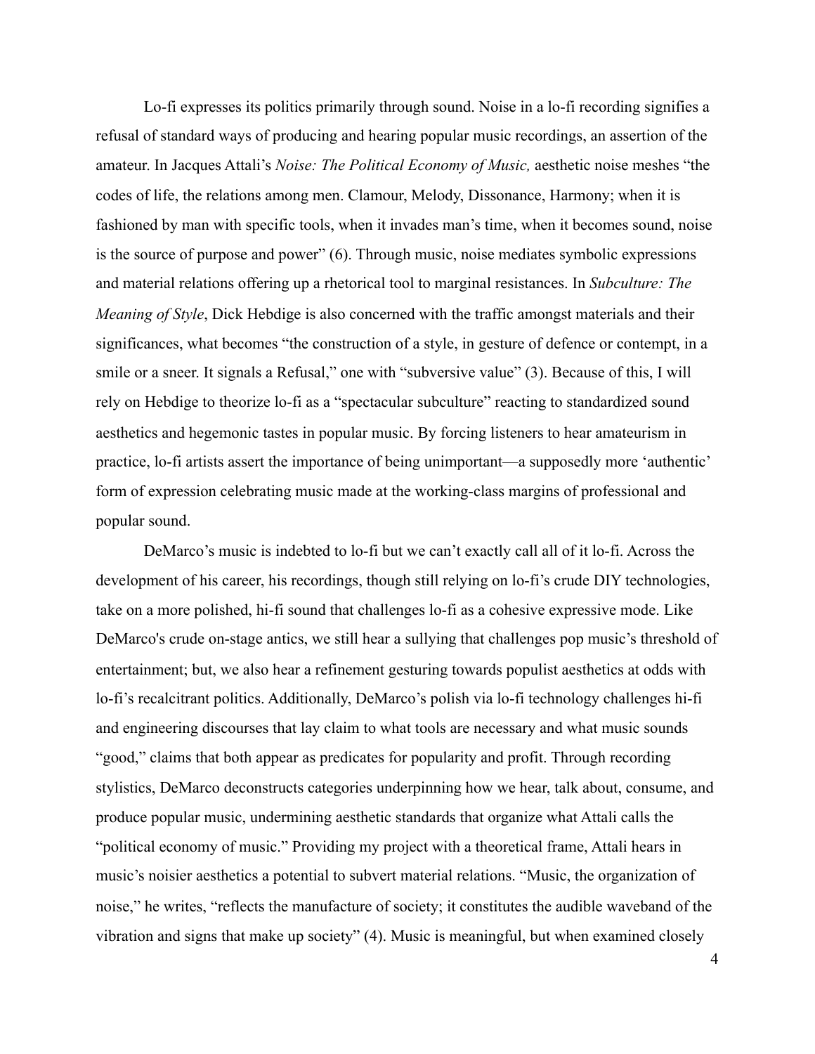Lo-fi expresses its politics primarily through sound. Noise in a lo-fi recording signifies a refusal of standard ways of producing and hearing popular music recordings, an assertion of the amateur. In Jacques Attali's *Noise: The Political Economy of Music,* aesthetic noise meshes "the codes of life, the relations among men. Clamour, Melody, Dissonance, Harmony; when it is fashioned by man with specific tools, when it invades man's time, when it becomes sound, noise is the source of purpose and power" (6). Through music, noise mediates symbolic expressions and material relations offering up a rhetorical tool to marginal resistances. In *Subculture: The Meaning of Style*, Dick Hebdige is also concerned with the traffic amongst materials and their significances, what becomes "the construction of a style, in gesture of defence or contempt, in a smile or a sneer. It signals a Refusal," one with "subversive value" (3). Because of this, I will rely on Hebdige to theorize lo-fi as a "spectacular subculture" reacting to standardized sound aesthetics and hegemonic tastes in popular music. By forcing listeners to hear amateurism in practice, lo-fi artists assert the importance of being unimportant—a supposedly more 'authentic' form of expression celebrating music made at the working-class margins of professional and popular sound.

DeMarco's music is indebted to lo-fi but we can't exactly call all of it lo-fi. Across the development of his career, his recordings, though still relying on lo-fi's crude DIY technologies, take on a more polished, hi-fi sound that challenges lo-fi as a cohesive expressive mode. Like DeMarco's crude on-stage antics, we still hear a sullying that challenges pop music's threshold of entertainment; but, we also hear a refinement gesturing towards populist aesthetics at odds with lo-fi's recalcitrant politics. Additionally, DeMarco's polish via lo-fi technology challenges hi-fi and engineering discourses that lay claim to what tools are necessary and what music sounds "good," claims that both appear as predicates for popularity and profit. Through recording stylistics, DeMarco deconstructs categories underpinning how we hear, talk about, consume, and produce popular music, undermining aesthetic standards that organize what Attali calls the "political economy of music." Providing my project with a theoretical frame, Attali hears in music's noisier aesthetics a potential to subvert material relations. "Music, the organization of noise," he writes, "reflects the manufacture of society; it constitutes the audible waveband of the vibration and signs that make up society" (4). Music is meaningful, but when examined closely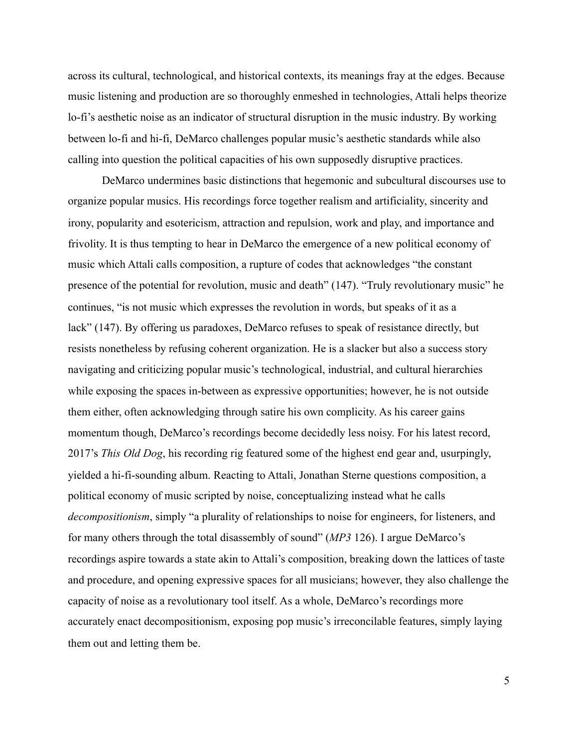across its cultural, technological, and historical contexts, its meanings fray at the edges. Because music listening and production are so thoroughly enmeshed in technologies, Attali helps theorize lo-fi's aesthetic noise as an indicator of structural disruption in the music industry. By working between lo-fi and hi-fi, DeMarco challenges popular music's aesthetic standards while also calling into question the political capacities of his own supposedly disruptive practices.

DeMarco undermines basic distinctions that hegemonic and subcultural discourses use to organize popular musics. His recordings force together realism and artificiality, sincerity and irony, popularity and esotericism, attraction and repulsion, work and play, and importance and frivolity. It is thus tempting to hear in DeMarco the emergence of a new political economy of music which Attali calls composition, a rupture of codes that acknowledges "the constant presence of the potential for revolution, music and death" (147). "Truly revolutionary music" he continues, "is not music which expresses the revolution in words, but speaks of it as a lack" (147). By offering us paradoxes, DeMarco refuses to speak of resistance directly, but resists nonetheless by refusing coherent organization. He is a slacker but also a success story navigating and criticizing popular music's technological, industrial, and cultural hierarchies while exposing the spaces in-between as expressive opportunities; however, he is not outside them either, often acknowledging through satire his own complicity. As his career gains momentum though, DeMarco's recordings become decidedly less noisy. For his latest record, 2017's *This Old Dog*, his recording rig featured some of the highest end gear and, usurpingly, yielded a hi-fi-sounding album. Reacting to Attali, Jonathan Sterne questions composition, a political economy of music scripted by noise, conceptualizing instead what he calls *decompositionism*, simply "a plurality of relationships to noise for engineers, for listeners, and for many others through the total disassembly of sound" (*MP3* 126). I argue DeMarco's recordings aspire towards a state akin to Attali's composition, breaking down the lattices of taste and procedure, and opening expressive spaces for all musicians; however, they also challenge the capacity of noise as a revolutionary tool itself. As a whole, DeMarco's recordings more accurately enact decompositionism, exposing pop music's irreconcilable features, simply laying them out and letting them be.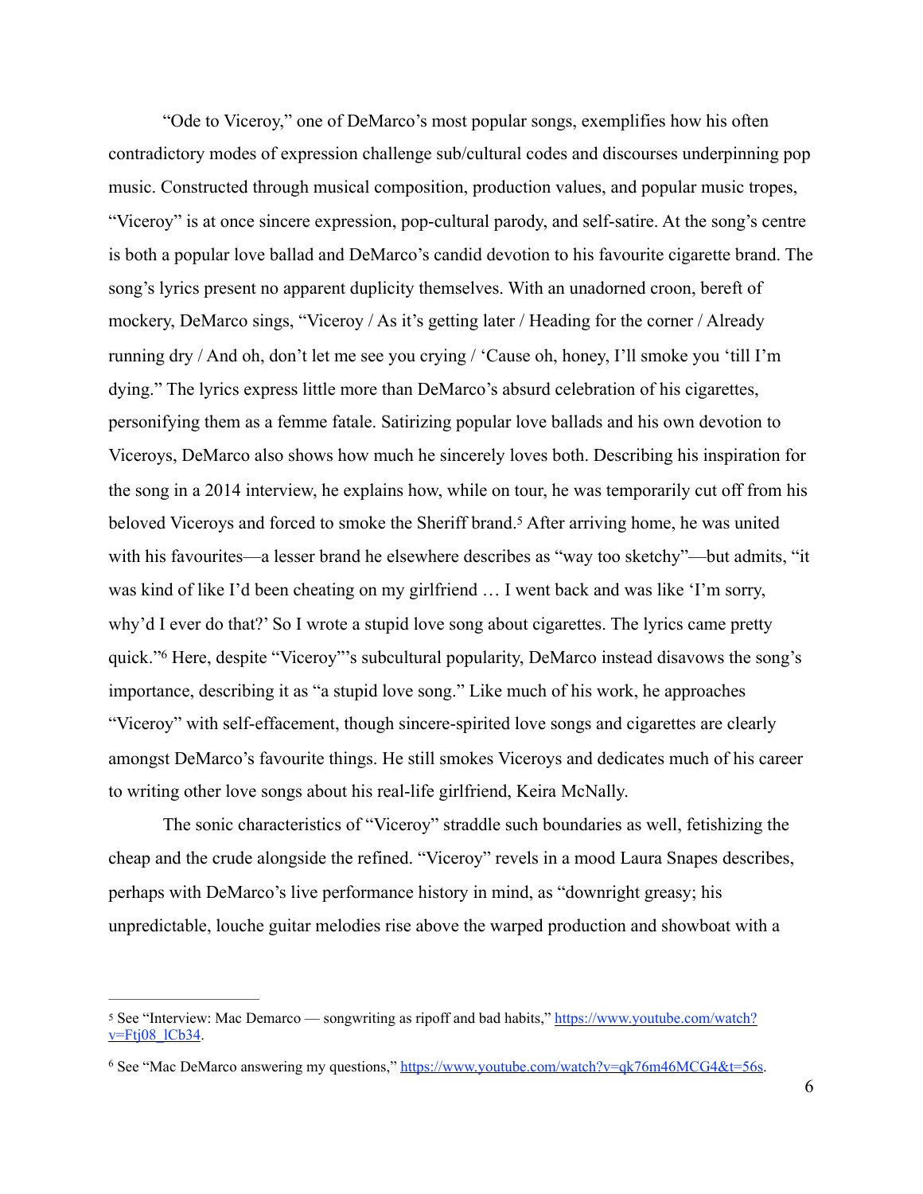"Ode to Viceroy," one of DeMarco's most popular songs, exemplifies how his often contradictory modes of expression challenge sub/cultural codes and discourses underpinning pop music. Constructed through musical composition, production values, and popular music tropes, "Viceroy" is at once sincere expression, pop-cultural parody, and self-satire. At the song's centre is both a popular love ballad and DeMarco's candid devotion to his favourite cigarette brand. The song's lyrics present no apparent duplicity themselves. With an unadorned croon, bereft of mockery, DeMarco sings, "Viceroy / As it's getting later / Heading for the corner / Already running dry / And oh, don't let me see you crying / 'Cause oh, honey, I'll smoke you 'till I'm dying." The lyrics express little more than DeMarco's absurd celebration of his cigarettes, personifying them as a femme fatale. Satirizing popular love ballads and his own devotion to Viceroys, DeMarco also shows how much he sincerely loves both. Describing his inspiration for the song in a 2014 interview, he explains how, while on tour, he was temporarily cut off from his beloved Viceroys and forced to smoke the Sheriff brand.[5] After arriving home, he was united with his favourites—a lesser brand he elsewhere describes as "way too sketchy"—but admits, "it was kind of like I'd been cheating on my girlfriend … I went back and was like 'I'm sorry, why'd I ever do that?' So I wrote a stupid love song about cigarettes. The lyrics came pretty quick."[6] Here, despite "Viceroy"'s subcultural popularity, DeMarco instead disavows the song's importance, describing it as "a stupid love song." Like much of his work, he approaches "Viceroy" with self-effacement, though sincere-spirited love songs and cigarettes are clearly amongst DeMarco's favourite things. He still smokes Viceroys and dedicates much of his career to writing other love songs about his real-life girlfriend, Keira McNally.

The sonic characteristics of "Viceroy" straddle such boundaries as well, fetishizing the cheap and the crude alongside the refined. "Viceroy" revels in a mood Laura Snapes describes, perhaps with DeMarco's live performance history in mind, as "downright greasy; his unpredictable, louche guitar melodies rise above the warped production and showboat with a

---

[5] See "Interview: Mac Demarco — songwriting as ripoff and bad habits," https://www.youtube.com/watch?v=Ftj08_lCb34.

[6] See "Mac DeMarco answering my questions," https://www.youtube.com/watch?v=qk76m46MCG4&t=56s.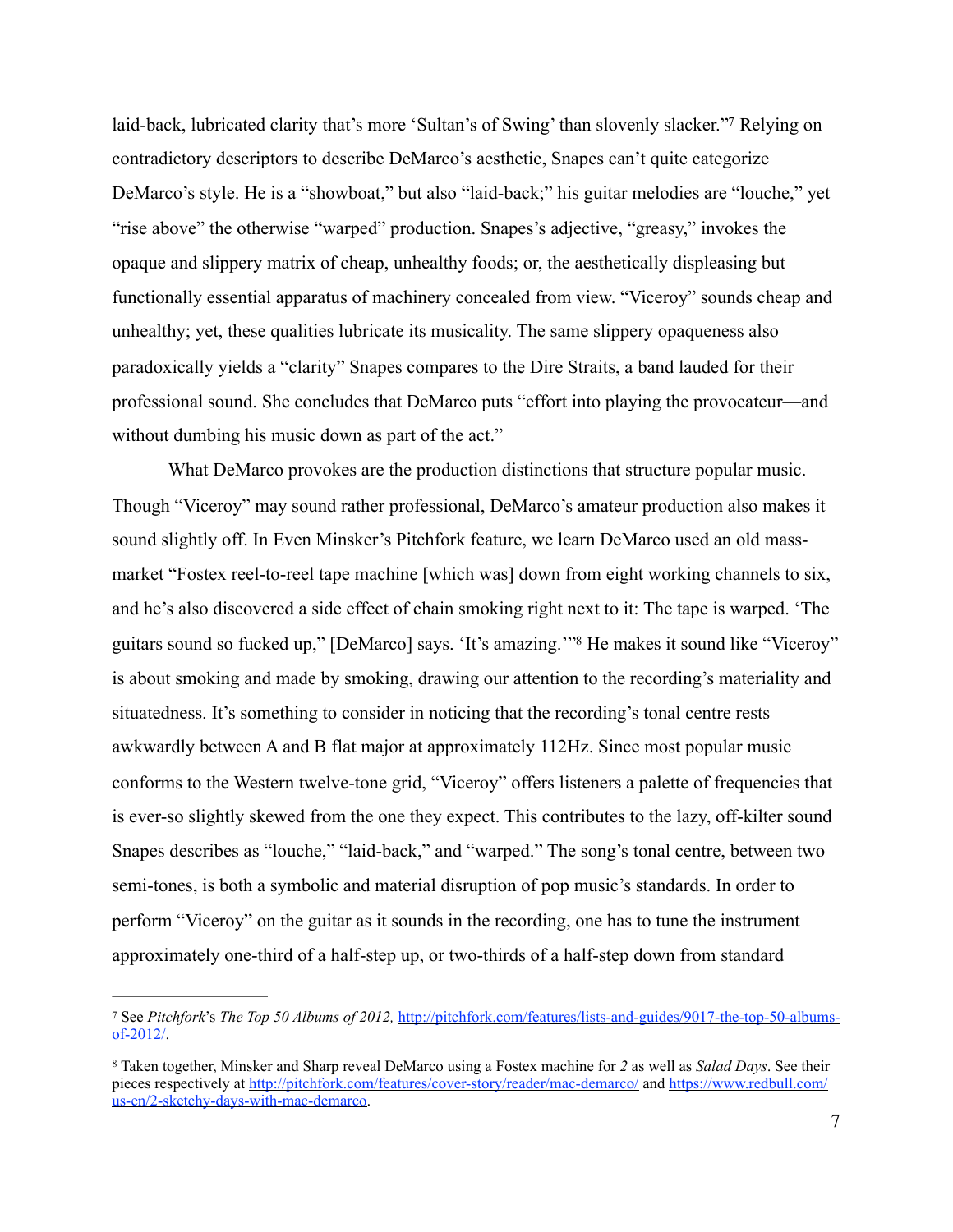laid-back, lubricated clarity that's more 'Sultan's of Swing' than slovenly slacker."[7] Relying on contradictory descriptors to describe DeMarco's aesthetic, Snapes can't quite categorize DeMarco's style. He is a "showboat," but also "laid-back;" his guitar melodies are "louche," yet "rise above" the otherwise "warped" production. Snapes's adjective, "greasy," invokes the opaque and slippery matrix of cheap, unhealthy foods; or, the aesthetically displeasing but functionally essential apparatus of machinery concealed from view. "Viceroy" sounds cheap and unhealthy; yet, these qualities lubricate its musicality. The same slippery opaqueness also paradoxically yields a "clarity" Snapes compares to the Dire Straits, a band lauded for their professional sound. She concludes that DeMarco puts "effort into playing the provocateur—and without dumbing his music down as part of the act."

What DeMarco provokes are the production distinctions that structure popular music. Though "Viceroy" may sound rather professional, DeMarco's amateur production also makes it sound slightly off. In Even Minsker's Pitchfork feature, we learn DeMarco used an old mass-market "Fostex reel-to-reel tape machine [which was] down from eight working channels to six, and he's also discovered a side effect of chain smoking right next to it: The tape is warped. 'The guitars sound so fucked up," [DeMarco] says. 'It's amazing.'"[8] He makes it sound like "Viceroy" is about smoking and made by smoking, drawing our attention to the recording's materiality and situatedness. It's something to consider in noticing that the recording's tonal centre rests awkwardly between A and B flat major at approximately 112Hz. Since most popular music conforms to the Western twelve-tone grid, "Viceroy" offers listeners a palette of frequencies that is ever-so slightly skewed from the one they expect. This contributes to the lazy, off-kilter sound Snapes describes as "louche," "laid-back," and "warped." The song's tonal centre, between two semi-tones, is both a symbolic and material disruption of pop music's standards. In order to perform "Viceroy" on the guitar as it sounds in the recording, one has to tune the instrument approximately one-third of a half-step up, or two-thirds of a half-step down from standard

---

[7] See *Pitchfork*'s *The Top 50 Albums of 2012,* http://pitchfork.com/features/lists-and-guides/9017-the-top-50-albums-of-2012/.

[8] Taken together, Minsker and Sharp reveal DeMarco using a Fostex machine for *2* as well as *Salad Days*. See their pieces respectively at http://pitchfork.com/features/cover-story/reader/mac-demarco/ and https://www.redbull.com/us-en/2-sketchy-days-with-mac-demarco.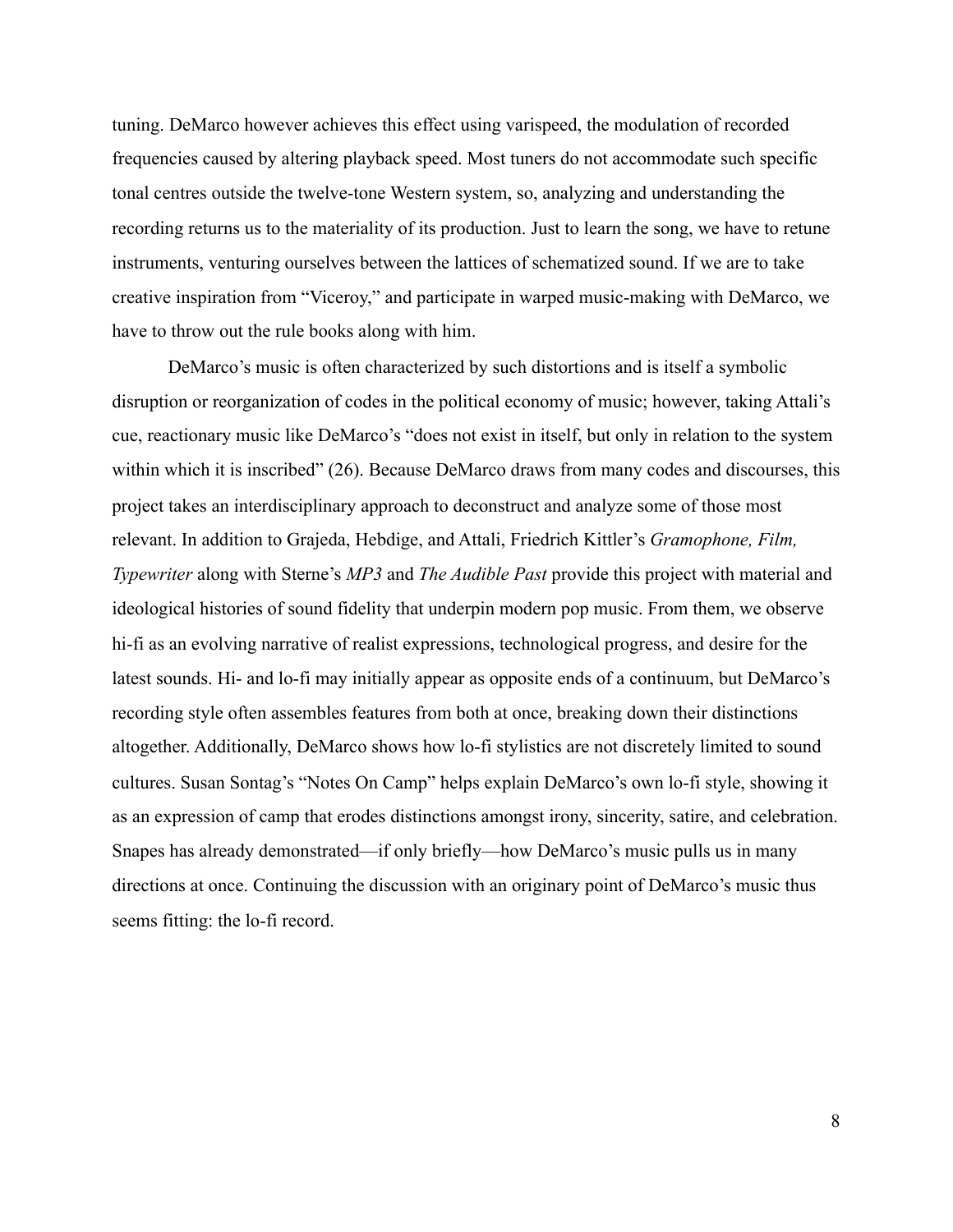tuning. DeMarco however achieves this effect using varispeed, the modulation of recorded frequencies caused by altering playback speed. Most tuners do not accommodate such specific tonal centres outside the twelve-tone Western system, so, analyzing and understanding the recording returns us to the materiality of its production. Just to learn the song, we have to retune instruments, venturing ourselves between the lattices of schematized sound. If we are to take creative inspiration from "Viceroy," and participate in warped music-making with DeMarco, we have to throw out the rule books along with him.

DeMarco's music is often characterized by such distortions and is itself a symbolic disruption or reorganization of codes in the political economy of music; however, taking Attali's cue, reactionary music like DeMarco's "does not exist in itself, but only in relation to the system within which it is inscribed" (26). Because DeMarco draws from many codes and discourses, this project takes an interdisciplinary approach to deconstruct and analyze some of those most relevant. In addition to Grajeda, Hebdige, and Attali, Friedrich Kittler's *Gramophone, Film, Typewriter* along with Sterne's *MP3* and *The Audible Past* provide this project with material and ideological histories of sound fidelity that underpin modern pop music. From them, we observe hi-fi as an evolving narrative of realist expressions, technological progress, and desire for the latest sounds. Hi- and lo-fi may initially appear as opposite ends of a continuum, but DeMarco's recording style often assembles features from both at once, breaking down their distinctions altogether. Additionally, DeMarco shows how lo-fi stylistics are not discretely limited to sound cultures. Susan Sontag's "Notes On Camp" helps explain DeMarco's own lo-fi style, showing it as an expression of camp that erodes distinctions amongst irony, sincerity, satire, and celebration. Snapes has already demonstrated—if only briefly—how DeMarco's music pulls us in many directions at once. Continuing the discussion with an originary point of DeMarco's music thus seems fitting: the lo-fi record.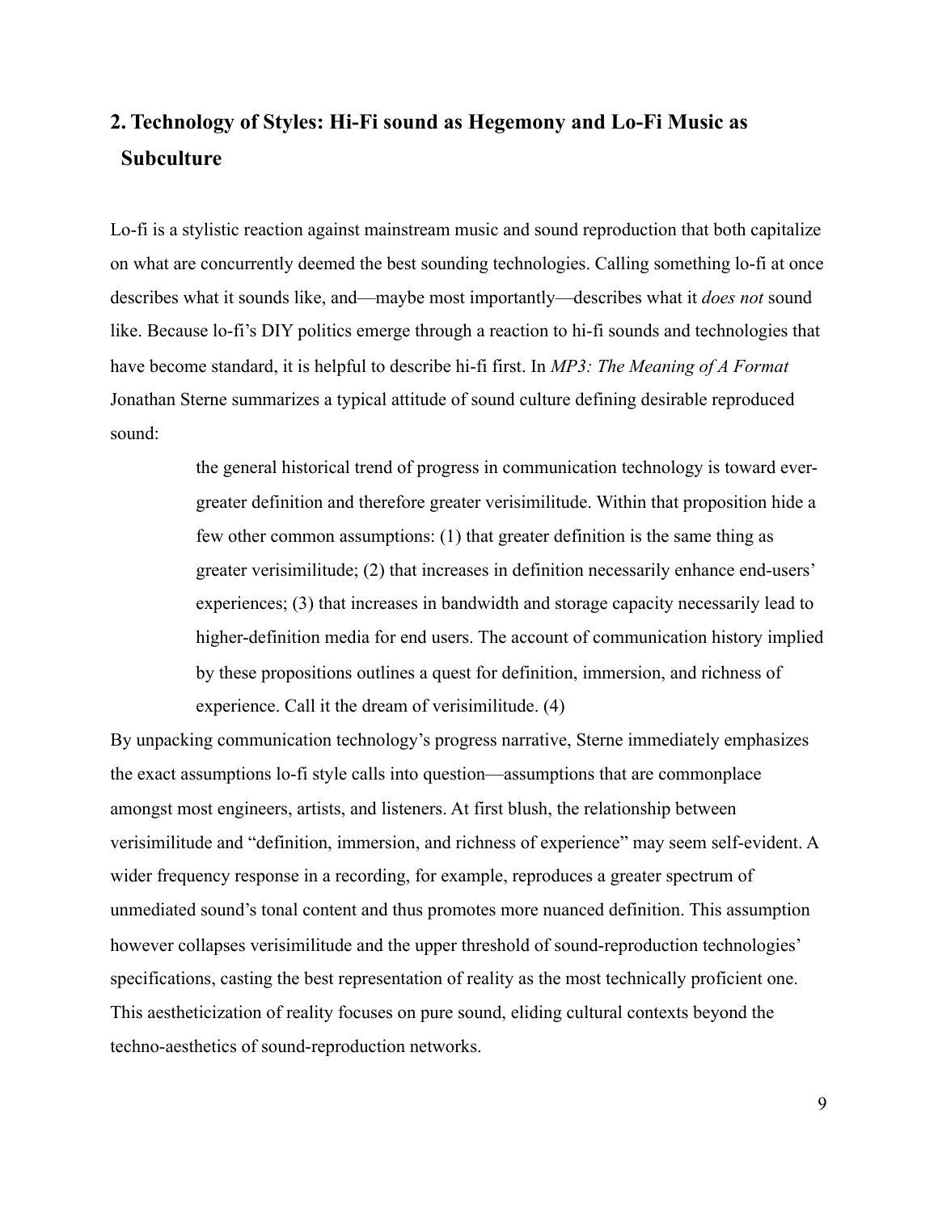## 2. Technology of Styles: Hi-Fi sound as Hegemony and Lo-Fi Music as Subculture

Lo-fi is a stylistic reaction against mainstream music and sound reproduction that both capitalize on what are concurrently deemed the best sounding technologies. Calling something lo-fi at once describes what it sounds like, and—maybe most importantly—describes what it *does not* sound like. Because lo-fi's DIY politics emerge through a reaction to hi-fi sounds and technologies that have become standard, it is helpful to describe hi-fi first. In *MP3: The Meaning of A Format* Jonathan Sterne summarizes a typical attitude of sound culture defining desirable reproduced sound:

> the general historical trend of progress in communication technology is toward ever-greater definition and therefore greater verisimilitude. Within that proposition hide a few other common assumptions: (1) that greater definition is the same thing as greater verisimilitude; (2) that increases in definition necessarily enhance end-users' experiences; (3) that increases in bandwidth and storage capacity necessarily lead to higher-definition media for end users. The account of communication history implied by these propositions outlines a quest for definition, immersion, and richness of experience. Call it the dream of verisimilitude. (4)

By unpacking communication technology's progress narrative, Sterne immediately emphasizes the exact assumptions lo-fi style calls into question—assumptions that are commonplace amongst most engineers, artists, and listeners. At first blush, the relationship between verisimilitude and "definition, immersion, and richness of experience" may seem self-evident. A wider frequency response in a recording, for example, reproduces a greater spectrum of unmediated sound's tonal content and thus promotes more nuanced definition. This assumption however collapses verisimilitude and the upper threshold of sound-reproduction technologies' specifications, casting the best representation of reality as the most technically proficient one. This aestheticization of reality focuses on pure sound, eliding cultural contexts beyond the techno-aesthetics of sound-reproduction networks.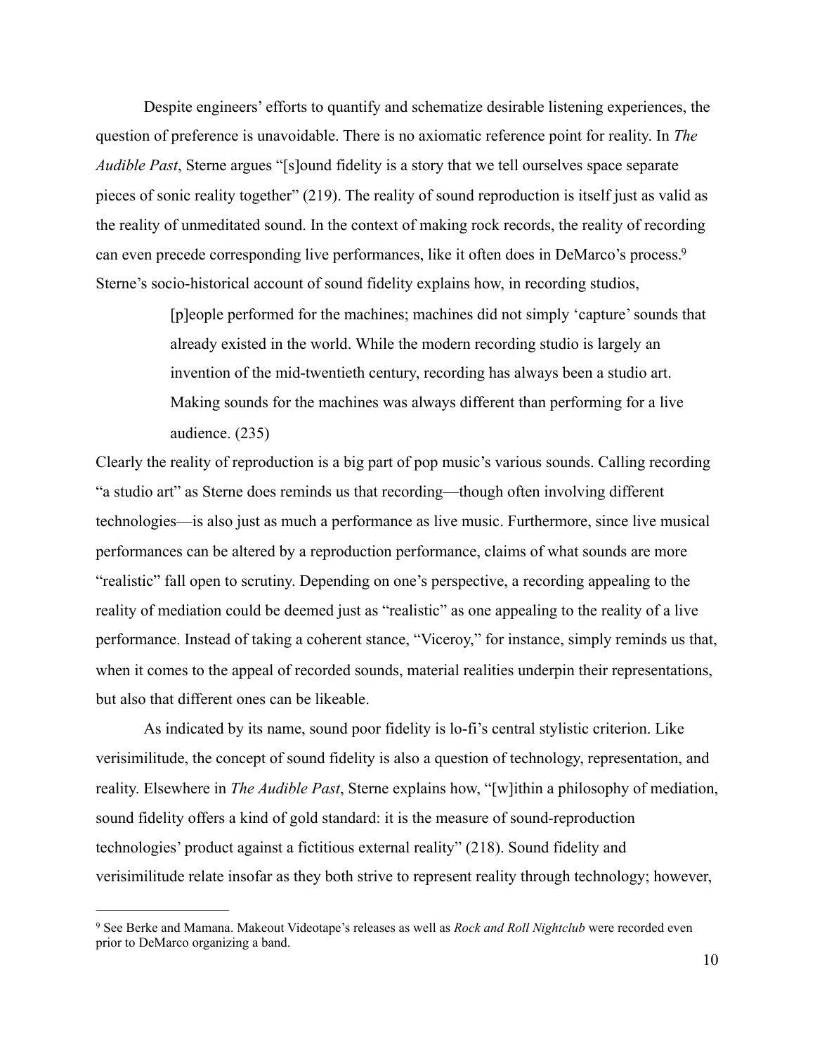Despite engineers' efforts to quantify and schematize desirable listening experiences, the question of preference is unavoidable. There is no axiomatic reference point for reality. In *The Audible Past*, Sterne argues "[s]ound fidelity is a story that we tell ourselves space separate pieces of sonic reality together" (219). The reality of sound reproduction is itself just as valid as the reality of unmeditated sound. In the context of making rock records, the reality of recording can even precede corresponding live performances, like it often does in DeMarco's process.[9] Sterne's socio-historical account of sound fidelity explains how, in recording studios,

> [p]eople performed for the machines; machines did not simply 'capture' sounds that already existed in the world. While the modern recording studio is largely an invention of the mid-twentieth century, recording has always been a studio art. Making sounds for the machines was always different than performing for a live audience. (235)

Clearly the reality of reproduction is a big part of pop music's various sounds. Calling recording "a studio art" as Sterne does reminds us that recording—though often involving different technologies—is also just as much a performance as live music. Furthermore, since live musical performances can be altered by a reproduction performance, claims of what sounds are more "realistic" fall open to scrutiny. Depending on one's perspective, a recording appealing to the reality of mediation could be deemed just as "realistic" as one appealing to the reality of a live performance. Instead of taking a coherent stance, "Viceroy," for instance, simply reminds us that, when it comes to the appeal of recorded sounds, material realities underpin their representations, but also that different ones can be likeable.

As indicated by its name, sound poor fidelity is lo-fi's central stylistic criterion. Like verisimilitude, the concept of sound fidelity is also a question of technology, representation, and reality. Elsewhere in *The Audible Past*, Sterne explains how, "[w]ithin a philosophy of mediation, sound fidelity offers a kind of gold standard: it is the measure of sound-reproduction technologies' product against a fictitious external reality" (218). Sound fidelity and verisimilitude relate insofar as they both strive to represent reality through technology; however,

---

[9] See Berke and Mamana. Makeout Videotape's releases as well as *Rock and Roll Nightclub* were recorded even prior to DeMarco organizing a band.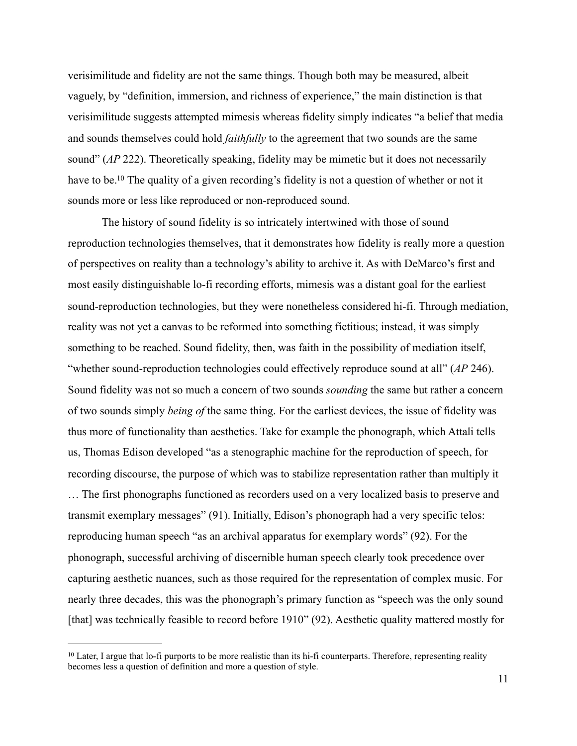verisimilitude and fidelity are not the same things. Though both may be measured, albeit vaguely, by "definition, immersion, and richness of experience," the main distinction is that verisimilitude suggests attempted mimesis whereas fidelity simply indicates "a belief that media and sounds themselves could hold *faithfully* to the agreement that two sounds are the same sound" (*AP* 222). Theoretically speaking, fidelity may be mimetic but it does not necessarily have to be.[10] The quality of a given recording's fidelity is not a question of whether or not it sounds more or less like reproduced or non-reproduced sound.

The history of sound fidelity is so intricately intertwined with those of sound reproduction technologies themselves, that it demonstrates how fidelity is really more a question of perspectives on reality than a technology's ability to archive it. As with DeMarco's first and most easily distinguishable lo-fi recording efforts, mimesis was a distant goal for the earliest sound-reproduction technologies, but they were nonetheless considered hi-fi. Through mediation, reality was not yet a canvas to be reformed into something fictitious; instead, it was simply something to be reached. Sound fidelity, then, was faith in the possibility of mediation itself, "whether sound-reproduction technologies could effectively reproduce sound at all" (*AP* 246). Sound fidelity was not so much a concern of two sounds *sounding* the same but rather a concern of two sounds simply *being of* the same thing. For the earliest devices, the issue of fidelity was thus more of functionality than aesthetics. Take for example the phonograph, which Attali tells us, Thomas Edison developed "as a stenographic machine for the reproduction of speech, for recording discourse, the purpose of which was to stabilize representation rather than multiply it … The first phonographs functioned as recorders used on a very localized basis to preserve and transmit exemplary messages" (91). Initially, Edison's phonograph had a very specific telos: reproducing human speech "as an archival apparatus for exemplary words" (92). For the phonograph, successful archiving of discernible human speech clearly took precedence over capturing aesthetic nuances, such as those required for the representation of complex music. For nearly three decades, this was the phonograph's primary function as "speech was the only sound [that] was technically feasible to record before 1910" (92). Aesthetic quality mattered mostly for

[10] Later, I argue that lo-fi purports to be more realistic than its hi-fi counterparts. Therefore, representing reality becomes less a question of definition and more a question of style.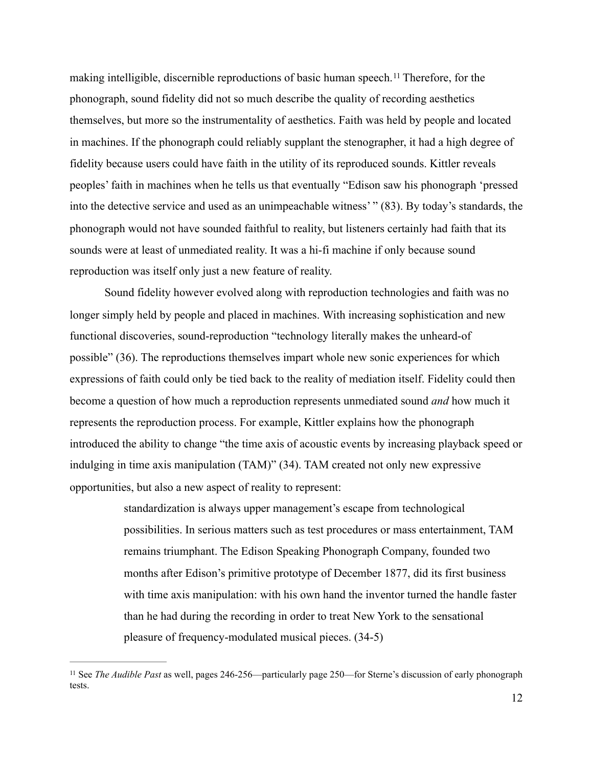making intelligible, discernible reproductions of basic human speech.[11] Therefore, for the phonograph, sound fidelity did not so much describe the quality of recording aesthetics themselves, but more so the instrumentality of aesthetics. Faith was held by people and located in machines. If the phonograph could reliably supplant the stenographer, it had a high degree of fidelity because users could have faith in the utility of its reproduced sounds. Kittler reveals peoples' faith in machines when he tells us that eventually "Edison saw his phonograph 'pressed into the detective service and used as an unimpeachable witness' " (83). By today's standards, the phonograph would not have sounded faithful to reality, but listeners certainly had faith that its sounds were at least of unmediated reality. It was a hi-fi machine if only because sound reproduction was itself only just a new feature of reality.

Sound fidelity however evolved along with reproduction technologies and faith was no longer simply held by people and placed in machines. With increasing sophistication and new functional discoveries, sound-reproduction "technology literally makes the unheard-of possible" (36). The reproductions themselves impart whole new sonic experiences for which expressions of faith could only be tied back to the reality of mediation itself. Fidelity could then become a question of how much a reproduction represents unmediated sound *and* how much it represents the reproduction process. For example, Kittler explains how the phonograph introduced the ability to change "the time axis of acoustic events by increasing playback speed or indulging in time axis manipulation (TAM)" (34). TAM created not only new expressive opportunities, but also a new aspect of reality to represent:

> standardization is always upper management's escape from technological possibilities. In serious matters such as test procedures or mass entertainment, TAM remains triumphant. The Edison Speaking Phonograph Company, founded two months after Edison's primitive prototype of December 1877, did its first business with time axis manipulation: with his own hand the inventor turned the handle faster than he had during the recording in order to treat New York to the sensational pleasure of frequency-modulated musical pieces. (34-5)

---

[11] See *The Audible Past* as well, pages 246-256—particularly page 250—for Sterne's discussion of early phonograph tests.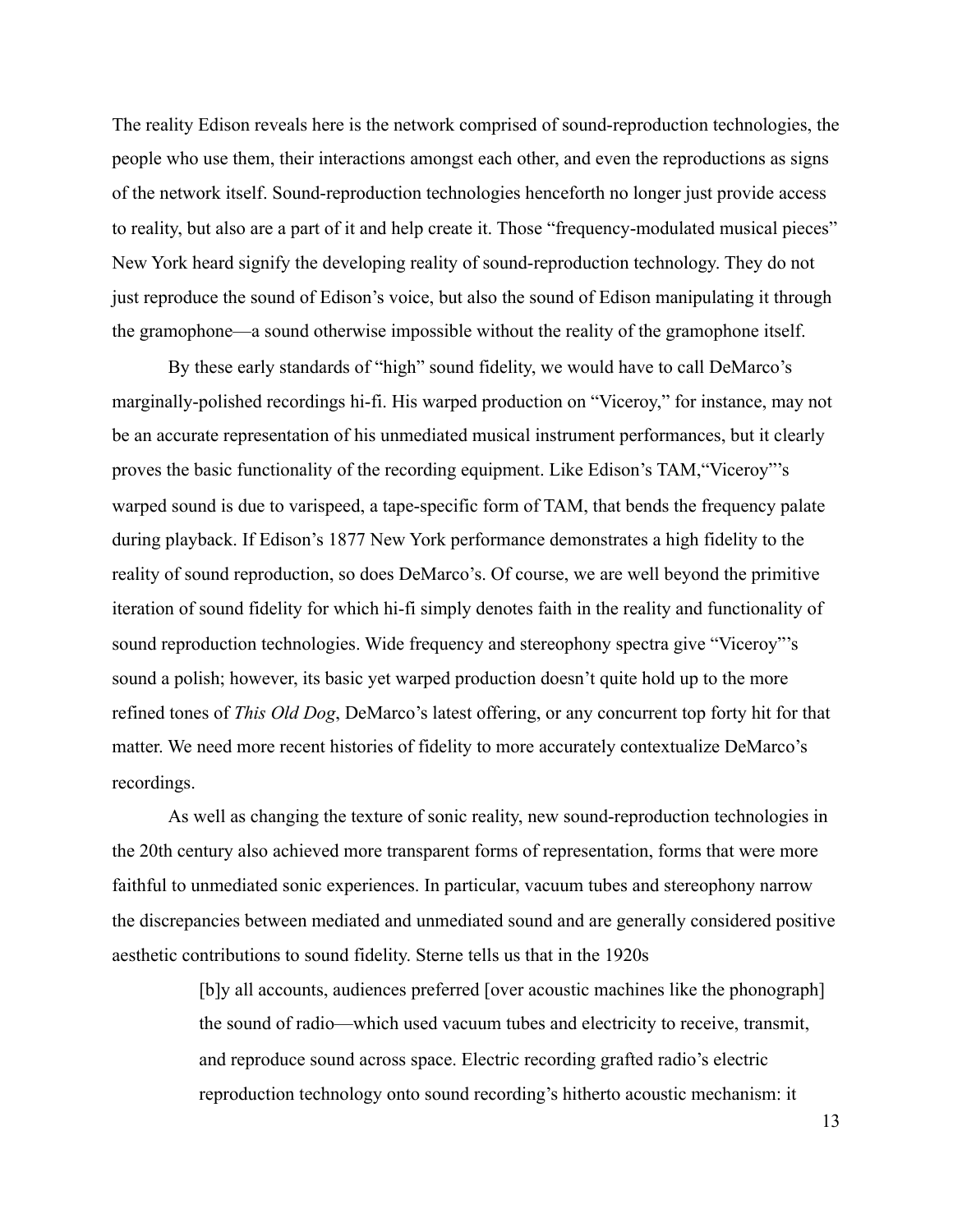The reality Edison reveals here is the network comprised of sound-reproduction technologies, the people who use them, their interactions amongst each other, and even the reproductions as signs of the network itself. Sound-reproduction technologies henceforth no longer just provide access to reality, but also are a part of it and help create it. Those "frequency-modulated musical pieces" New York heard signify the developing reality of sound-reproduction technology. They do not just reproduce the sound of Edison's voice, but also the sound of Edison manipulating it through the gramophone—a sound otherwise impossible without the reality of the gramophone itself.

By these early standards of "high" sound fidelity, we would have to call DeMarco's marginally-polished recordings hi-fi. His warped production on "Viceroy," for instance, may not be an accurate representation of his unmediated musical instrument performances, but it clearly proves the basic functionality of the recording equipment. Like Edison's TAM,"Viceroy"'s warped sound is due to varispeed, a tape-specific form of TAM, that bends the frequency palate during playback. If Edison's 1877 New York performance demonstrates a high fidelity to the reality of sound reproduction, so does DeMarco's. Of course, we are well beyond the primitive iteration of sound fidelity for which hi-fi simply denotes faith in the reality and functionality of sound reproduction technologies. Wide frequency and stereophony spectra give "Viceroy"'s sound a polish; however, its basic yet warped production doesn't quite hold up to the more refined tones of *This Old Dog*, DeMarco's latest offering, or any concurrent top forty hit for that matter. We need more recent histories of fidelity to more accurately contextualize DeMarco's recordings.

As well as changing the texture of sonic reality, new sound-reproduction technologies in the 20th century also achieved more transparent forms of representation, forms that were more faithful to unmediated sonic experiences. In particular, vacuum tubes and stereophony narrow the discrepancies between mediated and unmediated sound and are generally considered positive aesthetic contributions to sound fidelity. Sterne tells us that in the 1920s

> [b]y all accounts, audiences preferred [over acoustic machines like the phonograph] the sound of radio—which used vacuum tubes and electricity to receive, transmit, and reproduce sound across space. Electric recording grafted radio's electric reproduction technology onto sound recording's hitherto acoustic mechanism: it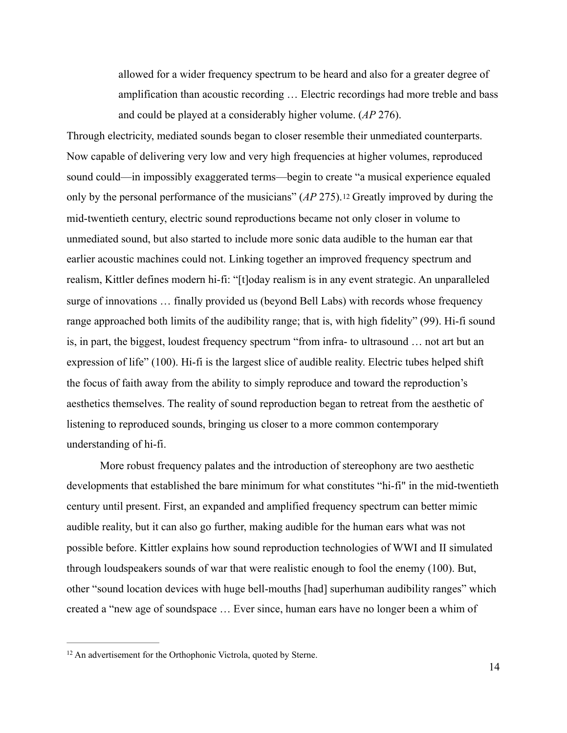> allowed for a wider frequency spectrum to be heard and also for a greater degree of amplification than acoustic recording … Electric recordings had more treble and bass and could be played at a considerably higher volume. (*AP* 276).

Through electricity, mediated sounds began to closer resemble their unmediated counterparts. Now capable of delivering very low and very high frequencies at higher volumes, reproduced sound could—in impossibly exaggerated terms—begin to create "a musical experience equaled only by the personal performance of the musicians" (*AP* 275).[12] Greatly improved by during the mid-twentieth century, electric sound reproductions became not only closer in volume to unmediated sound, but also started to include more sonic data audible to the human ear that earlier acoustic machines could not. Linking together an improved frequency spectrum and realism, Kittler defines modern hi-fi: "[t]oday realism is in any event strategic. An unparalleled surge of innovations … finally provided us (beyond Bell Labs) with records whose frequency range approached both limits of the audibility range; that is, with high fidelity" (99). Hi-fi sound is, in part, the biggest, loudest frequency spectrum "from infra- to ultrasound … not art but an expression of life" (100). Hi-fi is the largest slice of audible reality. Electric tubes helped shift the focus of faith away from the ability to simply reproduce and toward the reproduction's aesthetics themselves. The reality of sound reproduction began to retreat from the aesthetic of listening to reproduced sounds, bringing us closer to a more common contemporary understanding of hi-fi.

More robust frequency palates and the introduction of stereophony are two aesthetic developments that established the bare minimum for what constitutes "hi-fi" in the mid-twentieth century until present. First, an expanded and amplified frequency spectrum can better mimic audible reality, but it can also go further, making audible for the human ears what was not possible before. Kittler explains how sound reproduction technologies of WWI and II simulated through loudspeakers sounds of war that were realistic enough to fool the enemy (100). But, other "sound location devices with huge bell-mouths [had] superhuman audibility ranges" which created a "new age of soundspace … Ever since, human ears have no longer been a whim of

---

[12] An advertisement for the Orthophonic Victrola, quoted by Sterne.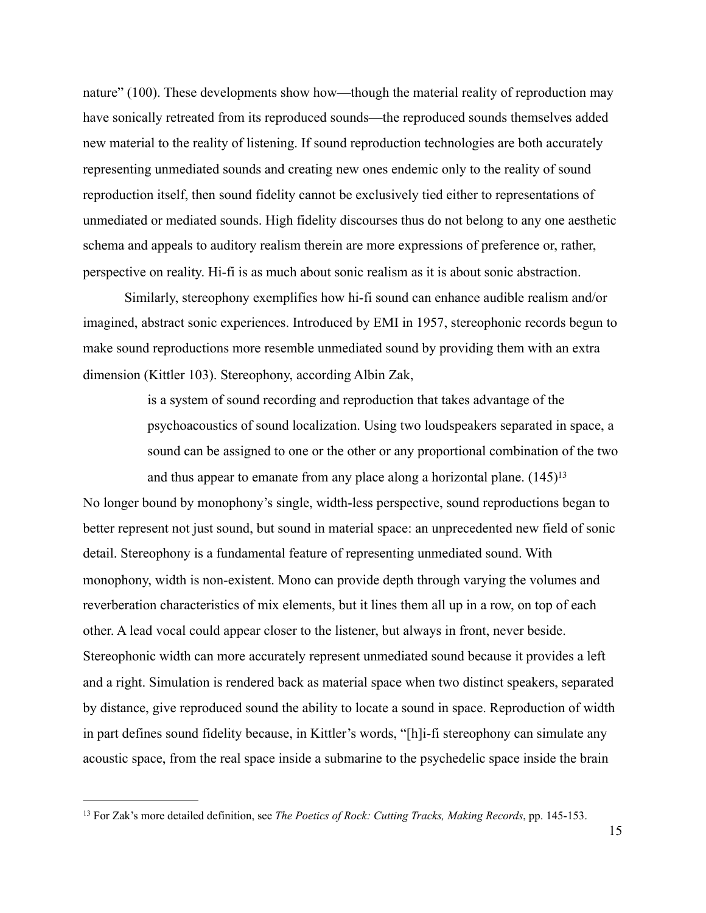nature" (100). These developments show how—though the material reality of reproduction may have sonically retreated from its reproduced sounds—the reproduced sounds themselves added new material to the reality of listening. If sound reproduction technologies are both accurately representing unmediated sounds and creating new ones endemic only to the reality of sound reproduction itself, then sound fidelity cannot be exclusively tied either to representations of unmediated or mediated sounds. High fidelity discourses thus do not belong to any one aesthetic schema and appeals to auditory realism therein are more expressions of preference or, rather, perspective on reality. Hi-fi is as much about sonic realism as it is about sonic abstraction.

Similarly, stereophony exemplifies how hi-fi sound can enhance audible realism and/or imagined, abstract sonic experiences. Introduced by EMI in 1957, stereophonic records begun to make sound reproductions more resemble unmediated sound by providing them with an extra dimension (Kittler 103). Stereophony, according Albin Zak,

> is a system of sound recording and reproduction that takes advantage of the psychoacoustics of sound localization. Using two loudspeakers separated in space, a sound can be assigned to one or the other or any proportional combination of the two and thus appear to emanate from any place along a horizontal plane. (145)[13]

No longer bound by monophony's single, width-less perspective, sound reproductions began to better represent not just sound, but sound in material space: an unprecedented new field of sonic detail. Stereophony is a fundamental feature of representing unmediated sound. With monophony, width is non-existent. Mono can provide depth through varying the volumes and reverberation characteristics of mix elements, but it lines them all up in a row, on top of each other. A lead vocal could appear closer to the listener, but always in front, never beside. Stereophonic width can more accurately represent unmediated sound because it provides a left and a right. Simulation is rendered back as material space when two distinct speakers, separated by distance, give reproduced sound the ability to locate a sound in space. Reproduction of width in part defines sound fidelity because, in Kittler's words, "[h]i-fi stereophony can simulate any acoustic space, from the real space inside a submarine to the psychedelic space inside the brain

---

[13] For Zak's more detailed definition, see *The Poetics of Rock: Cutting Tracks, Making Records*, pp. 145-153.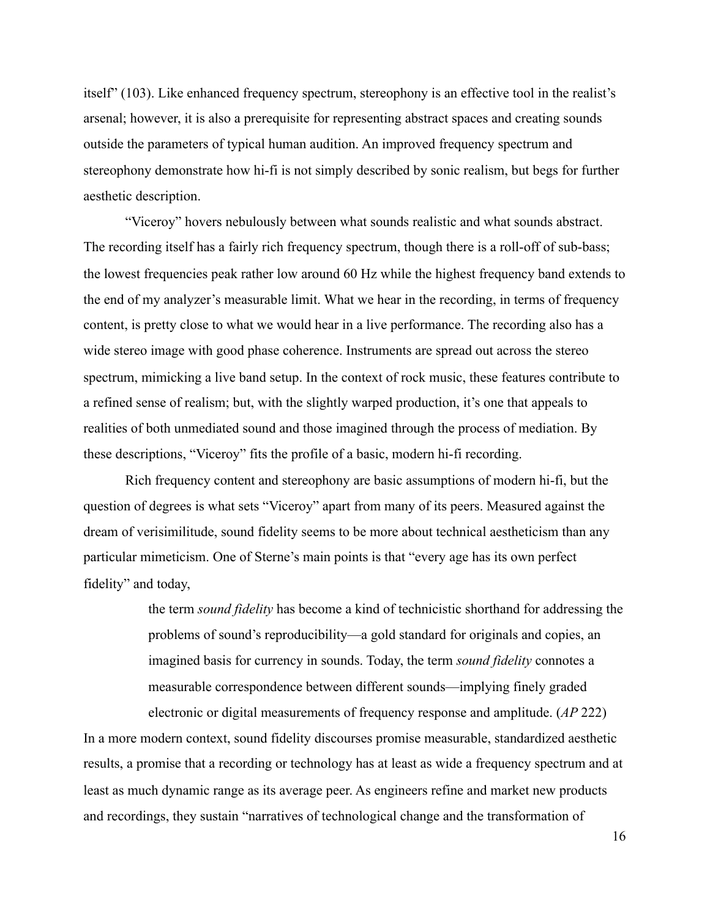itself" (103). Like enhanced frequency spectrum, stereophony is an effective tool in the realist's arsenal; however, it is also a prerequisite for representing abstract spaces and creating sounds outside the parameters of typical human audition. An improved frequency spectrum and stereophony demonstrate how hi-fi is not simply described by sonic realism, but begs for further aesthetic description.

"Viceroy" hovers nebulously between what sounds realistic and what sounds abstract. The recording itself has a fairly rich frequency spectrum, though there is a roll-off of sub-bass; the lowest frequencies peak rather low around 60 Hz while the highest frequency band extends to the end of my analyzer's measurable limit. What we hear in the recording, in terms of frequency content, is pretty close to what we would hear in a live performance. The recording also has a wide stereo image with good phase coherence. Instruments are spread out across the stereo spectrum, mimicking a live band setup. In the context of rock music, these features contribute to a refined sense of realism; but, with the slightly warped production, it's one that appeals to realities of both unmediated sound and those imagined through the process of mediation. By these descriptions, "Viceroy" fits the profile of a basic, modern hi-fi recording.

Rich frequency content and stereophony are basic assumptions of modern hi-fi, but the question of degrees is what sets "Viceroy" apart from many of its peers. Measured against the dream of verisimilitude, sound fidelity seems to be more about technical aestheticism than any particular mimeticism. One of Sterne's main points is that "every age has its own perfect fidelity" and today,

> the term *sound fidelity* has become a kind of technicistic shorthand for addressing the problems of sound's reproducibility—a gold standard for originals and copies, an imagined basis for currency in sounds. Today, the term *sound fidelity* connotes a measurable correspondence between different sounds—implying finely graded electronic or digital measurements of frequency response and amplitude. (*AP* 222)

In a more modern context, sound fidelity discourses promise measurable, standardized aesthetic results, a promise that a recording or technology has at least as wide a frequency spectrum and at least as much dynamic range as its average peer. As engineers refine and market new products and recordings, they sustain "narratives of technological change and the transformation of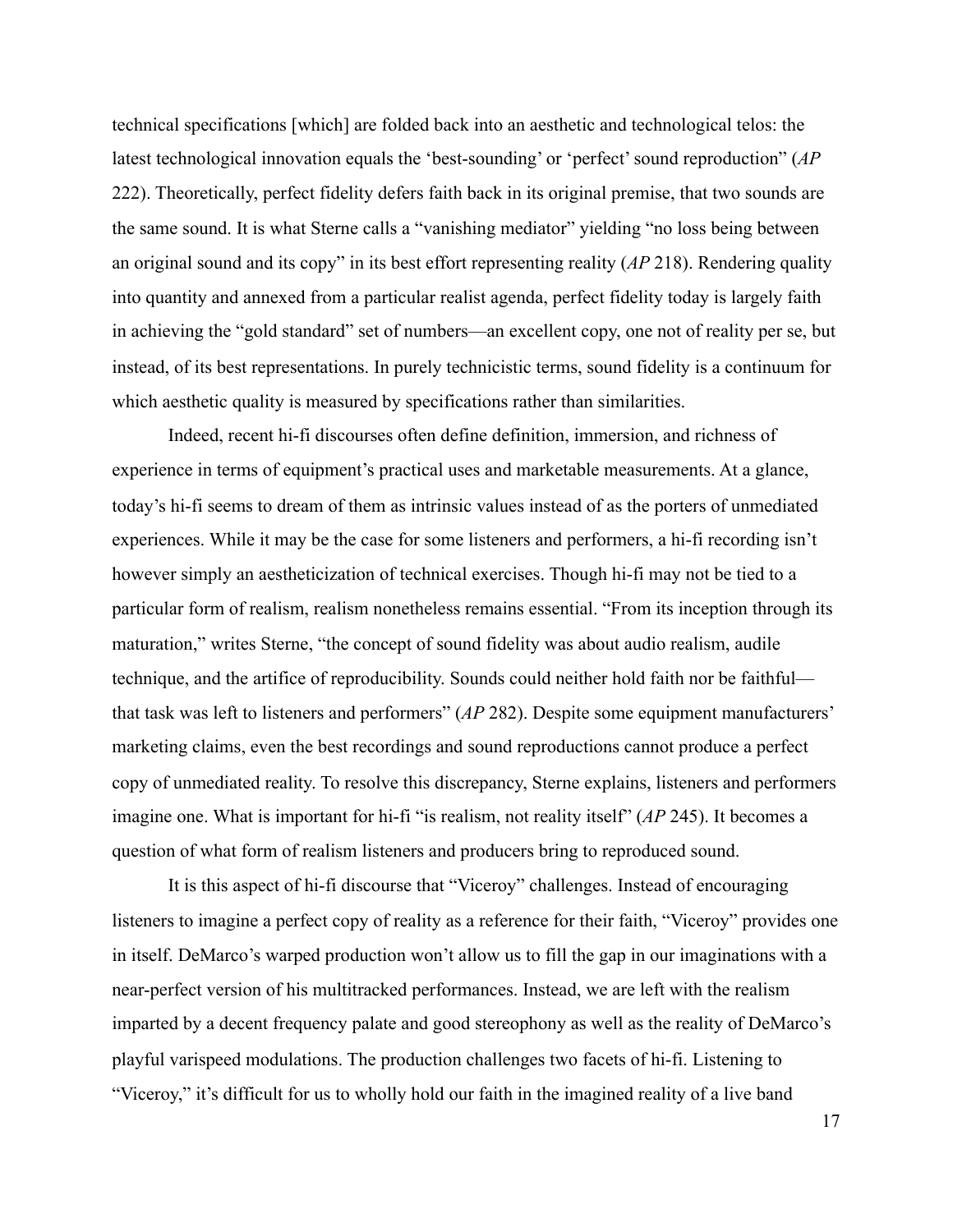technical specifications [which] are folded back into an aesthetic and technological telos: the latest technological innovation equals the 'best-sounding' or 'perfect' sound reproduction" (*AP* 222). Theoretically, perfect fidelity defers faith back in its original premise, that two sounds are the same sound. It is what Sterne calls a "vanishing mediator" yielding "no loss being between an original sound and its copy" in its best effort representing reality (*AP* 218). Rendering quality into quantity and annexed from a particular realist agenda, perfect fidelity today is largely faith in achieving the "gold standard" set of numbers—an excellent copy, one not of reality per se, but instead, of its best representations. In purely technicistic terms, sound fidelity is a continuum for which aesthetic quality is measured by specifications rather than similarities.

Indeed, recent hi-fi discourses often define definition, immersion, and richness of experience in terms of equipment's practical uses and marketable measurements. At a glance, today's hi-fi seems to dream of them as intrinsic values instead of as the porters of unmediated experiences. While it may be the case for some listeners and performers, a hi-fi recording isn't however simply an aestheticization of technical exercises. Though hi-fi may not be tied to a particular form of realism, realism nonetheless remains essential. "From its inception through its maturation," writes Sterne, "the concept of sound fidelity was about audio realism, audile technique, and the artifice of reproducibility. Sounds could neither hold faith nor be faithful—that task was left to listeners and performers" (*AP* 282). Despite some equipment manufacturers' marketing claims, even the best recordings and sound reproductions cannot produce a perfect copy of unmediated reality. To resolve this discrepancy, Sterne explains, listeners and performers imagine one. What is important for hi-fi "is realism, not reality itself" (*AP* 245). It becomes a question of what form of realism listeners and producers bring to reproduced sound.

It is this aspect of hi-fi discourse that "Viceroy" challenges. Instead of encouraging listeners to imagine a perfect copy of reality as a reference for their faith, "Viceroy" provides one in itself. DeMarco's warped production won't allow us to fill the gap in our imaginations with a near-perfect version of his multitracked performances. Instead, we are left with the realism imparted by a decent frequency palate and good stereophony as well as the reality of DeMarco's playful varispeed modulations. The production challenges two facets of hi-fi. Listening to "Viceroy," it's difficult for us to wholly hold our faith in the imagined reality of a live band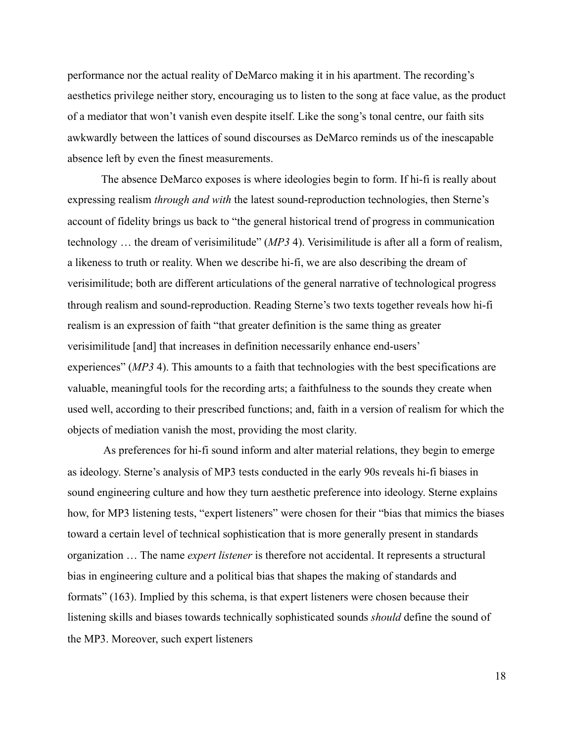performance nor the actual reality of DeMarco making it in his apartment. The recording's aesthetics privilege neither story, encouraging us to listen to the song at face value, as the product of a mediator that won't vanish even despite itself. Like the song's tonal centre, our faith sits awkwardly between the lattices of sound discourses as DeMarco reminds us of the inescapable absence left by even the finest measurements.

The absence DeMarco exposes is where ideologies begin to form. If hi-fi is really about expressing realism *through and with* the latest sound-reproduction technologies, then Sterne's account of fidelity brings us back to "the general historical trend of progress in communication technology … the dream of verisimilitude" (*MP3* 4). Verisimilitude is after all a form of realism, a likeness to truth or reality. When we describe hi-fi, we are also describing the dream of verisimilitude; both are different articulations of the general narrative of technological progress through realism and sound-reproduction. Reading Sterne's two texts together reveals how hi-fi realism is an expression of faith "that greater definition is the same thing as greater verisimilitude [and] that increases in definition necessarily enhance end-users' experiences" (*MP3* 4). This amounts to a faith that technologies with the best specifications are valuable, meaningful tools for the recording arts; a faithfulness to the sounds they create when used well, according to their prescribed functions; and, faith in a version of realism for which the objects of mediation vanish the most, providing the most clarity.

As preferences for hi-fi sound inform and alter material relations, they begin to emerge as ideology. Sterne's analysis of MP3 tests conducted in the early 90s reveals hi-fi biases in sound engineering culture and how they turn aesthetic preference into ideology. Sterne explains how, for MP3 listening tests, "expert listeners" were chosen for their "bias that mimics the biases toward a certain level of technical sophistication that is more generally present in standards organization … The name *expert listener* is therefore not accidental. It represents a structural bias in engineering culture and a political bias that shapes the making of standards and formats" (163). Implied by this schema, is that expert listeners were chosen because their listening skills and biases towards technically sophisticated sounds *should* define the sound of the MP3. Moreover, such expert listeners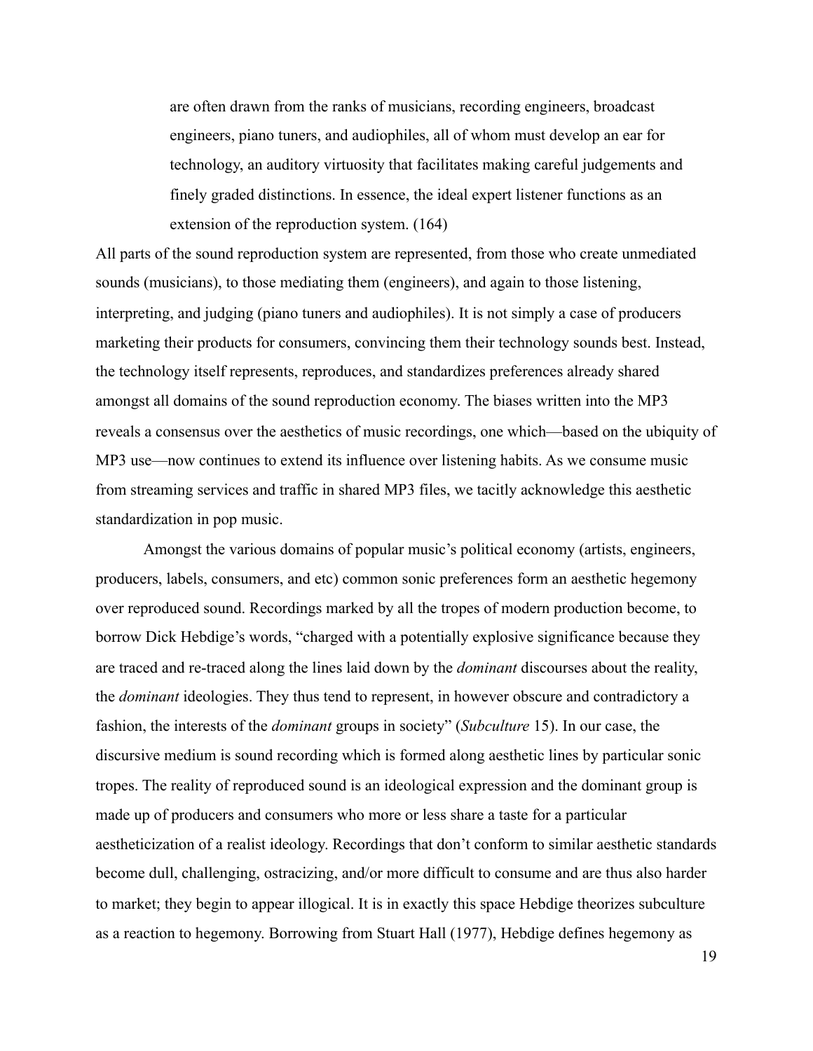> are often drawn from the ranks of musicians, recording engineers, broadcast engineers, piano tuners, and audiophiles, all of whom must develop an ear for technology, an auditory virtuosity that facilitates making careful judgements and finely graded distinctions. In essence, the ideal expert listener functions as an extension of the reproduction system. (164)

All parts of the sound reproduction system are represented, from those who create unmediated sounds (musicians), to those mediating them (engineers), and again to those listening, interpreting, and judging (piano tuners and audiophiles). It is not simply a case of producers marketing their products for consumers, convincing them their technology sounds best. Instead, the technology itself represents, reproduces, and standardizes preferences already shared amongst all domains of the sound reproduction economy. The biases written into the MP3 reveals a consensus over the aesthetics of music recordings, one which—based on the ubiquity of MP3 use—now continues to extend its influence over listening habits. As we consume music from streaming services and traffic in shared MP3 files, we tacitly acknowledge this aesthetic standardization in pop music.

Amongst the various domains of popular music's political economy (artists, engineers, producers, labels, consumers, and etc) common sonic preferences form an aesthetic hegemony over reproduced sound. Recordings marked by all the tropes of modern production become, to borrow Dick Hebdige's words, "charged with a potentially explosive significance because they are traced and re-traced along the lines laid down by the *dominant* discourses about the reality, the *dominant* ideologies. They thus tend to represent, in however obscure and contradictory a fashion, the interests of the *dominant* groups in society" (*Subculture* 15). In our case, the discursive medium is sound recording which is formed along aesthetic lines by particular sonic tropes. The reality of reproduced sound is an ideological expression and the dominant group is made up of producers and consumers who more or less share a taste for a particular aestheticization of a realist ideology. Recordings that don't conform to similar aesthetic standards become dull, challenging, ostracizing, and/or more difficult to consume and are thus also harder to market; they begin to appear illogical. It is in exactly this space Hebdige theorizes subculture as a reaction to hegemony. Borrowing from Stuart Hall (1977), Hebdige defines hegemony as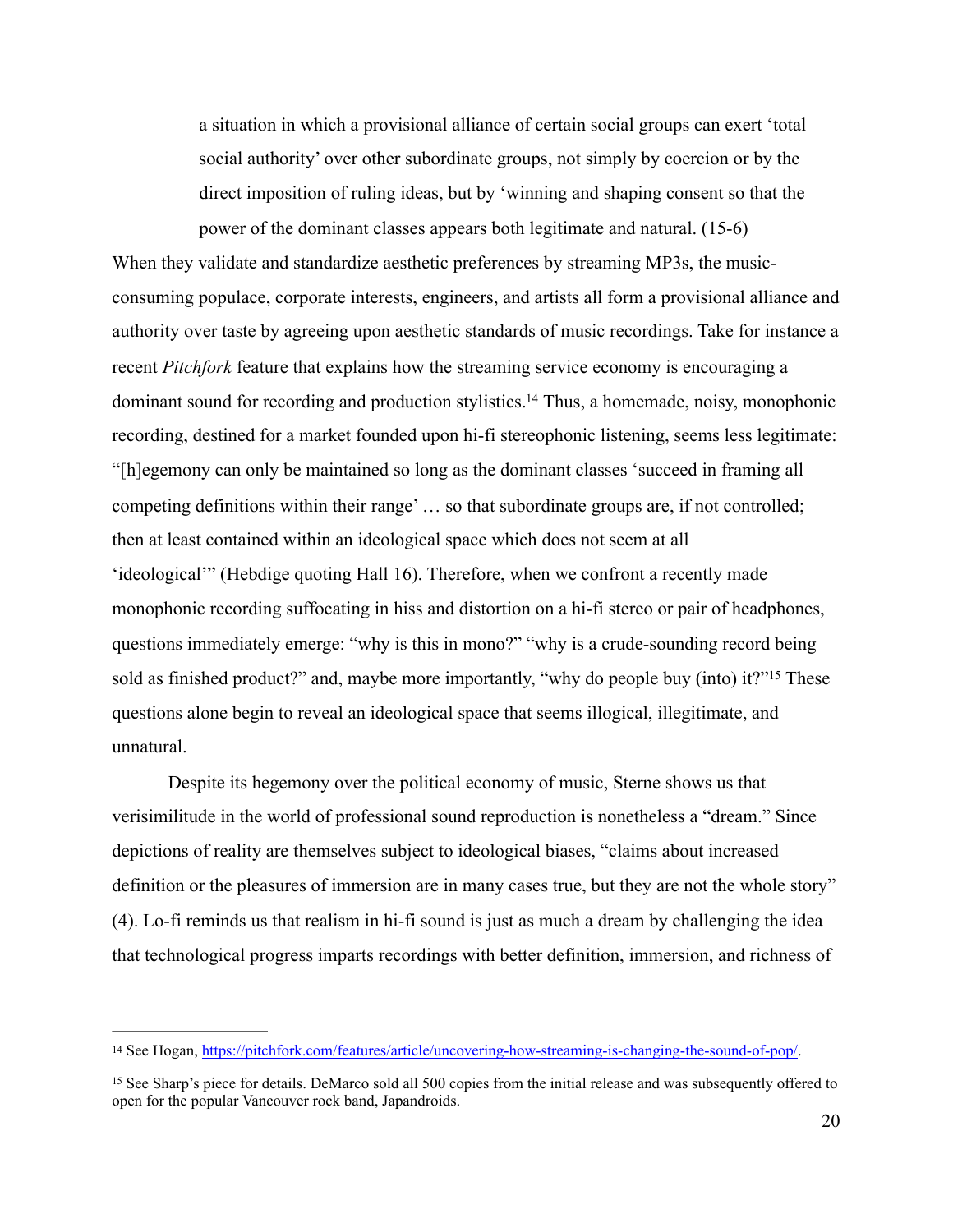> a situation in which a provisional alliance of certain social groups can exert 'total social authority' over other subordinate groups, not simply by coercion or by the direct imposition of ruling ideas, but by 'winning and shaping consent so that the power of the dominant classes appears both legitimate and natural. (15-6)

When they validate and standardize aesthetic preferences by streaming MP3s, the music-consuming populace, corporate interests, engineers, and artists all form a provisional alliance and authority over taste by agreeing upon aesthetic standards of music recordings. Take for instance a recent *Pitchfork* feature that explains how the streaming service economy is encouraging a dominant sound for recording and production stylistics.[14] Thus, a homemade, noisy, monophonic recording, destined for a market founded upon hi-fi stereophonic listening, seems less legitimate: "[h]egemony can only be maintained so long as the dominant classes 'succeed in framing all competing definitions within their range' … so that subordinate groups are, if not controlled; then at least contained within an ideological space which does not seem at all 'ideological'" (Hebdige quoting Hall 16). Therefore, when we confront a recently made monophonic recording suffocating in hiss and distortion on a hi-fi stereo or pair of headphones, questions immediately emerge: "why is this in mono?" "why is a crude-sounding record being sold as finished product?" and, maybe more importantly, "why do people buy (into) it?"[15] These questions alone begin to reveal an ideological space that seems illogical, illegitimate, and unnatural.

Despite its hegemony over the political economy of music, Sterne shows us that verisimilitude in the world of professional sound reproduction is nonetheless a "dream." Since depictions of reality are themselves subject to ideological biases, "claims about increased definition or the pleasures of immersion are in many cases true, but they are not the whole story" (4). Lo-fi reminds us that realism in hi-fi sound is just as much a dream by challenging the idea that technological progress imparts recordings with better definition, immersion, and richness of

---

[14] See Hogan, https://pitchfork.com/features/article/uncovering-how-streaming-is-changing-the-sound-of-pop/.

[15] See Sharp's piece for details. DeMarco sold all 500 copies from the initial release and was subsequently offered to open for the popular Vancouver rock band, Japandroids.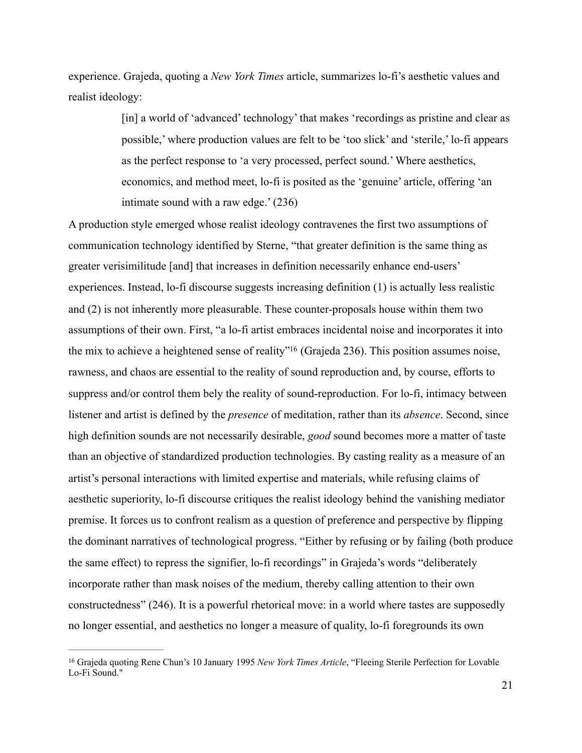experience. Grajeda, quoting a *New York Times* article, summarizes lo-fi's aesthetic values and realist ideology:

> [in] a world of 'advanced' technology' that makes 'recordings as pristine and clear as possible,' where production values are felt to be 'too slick' and 'sterile,' lo-fi appears as the perfect response to 'a very processed, perfect sound.' Where aesthetics, economics, and method meet, lo-fi is posited as the 'genuine' article, offering 'an intimate sound with a raw edge.' (236)

A production style emerged whose realist ideology contravenes the first two assumptions of communication technology identified by Sterne, "that greater definition is the same thing as greater verisimilitude [and] that increases in definition necessarily enhance end-users' experiences. Instead, lo-fi discourse suggests increasing definition (1) is actually less realistic and (2) is not inherently more pleasurable. These counter-proposals house within them two assumptions of their own. First, "a lo-fi artist embraces incidental noise and incorporates it into the mix to achieve a heightened sense of reality"[16] (Grajeda 236). This position assumes noise, rawness, and chaos are essential to the reality of sound reproduction and, by course, efforts to suppress and/or control them bely the reality of sound-reproduction. For lo-fi, intimacy between listener and artist is defined by the *presence* of meditation, rather than its *absence*. Second, since high definition sounds are not necessarily desirable, *good* sound becomes more a matter of taste than an objective of standardized production technologies. By casting reality as a measure of an artist's personal interactions with limited expertise and materials, while refusing claims of aesthetic superiority, lo-fi discourse critiques the realist ideology behind the vanishing mediator premise. It forces us to confront realism as a question of preference and perspective by flipping the dominant narratives of technological progress. "Either by refusing or by failing (both produce the same effect) to repress the signifier, lo-fi recordings" in Grajeda's words "deliberately incorporate rather than mask noises of the medium, thereby calling attention to their own constructedness" (246). It is a powerful rhetorical move: in a world where tastes are supposedly no longer essential, and aesthetics no longer a measure of quality, lo-fi foregrounds its own

---

[16] Grajeda quoting Rene Chun's 10 January 1995 *New York Times Article*, "Fleeing Sterile Perfection for Lovable Lo-Fi Sound."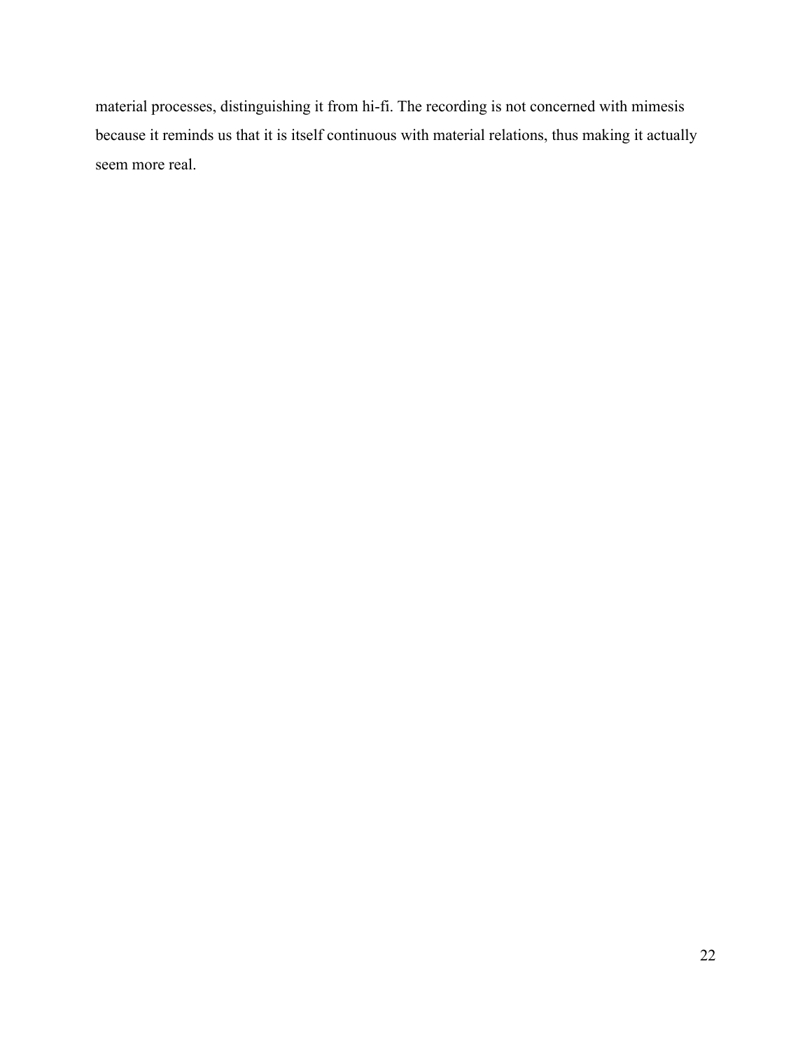material processes, distinguishing it from hi-fi. The recording is not concerned with mimesis because it reminds us that it is itself continuous with material relations, thus making it actually seem more real.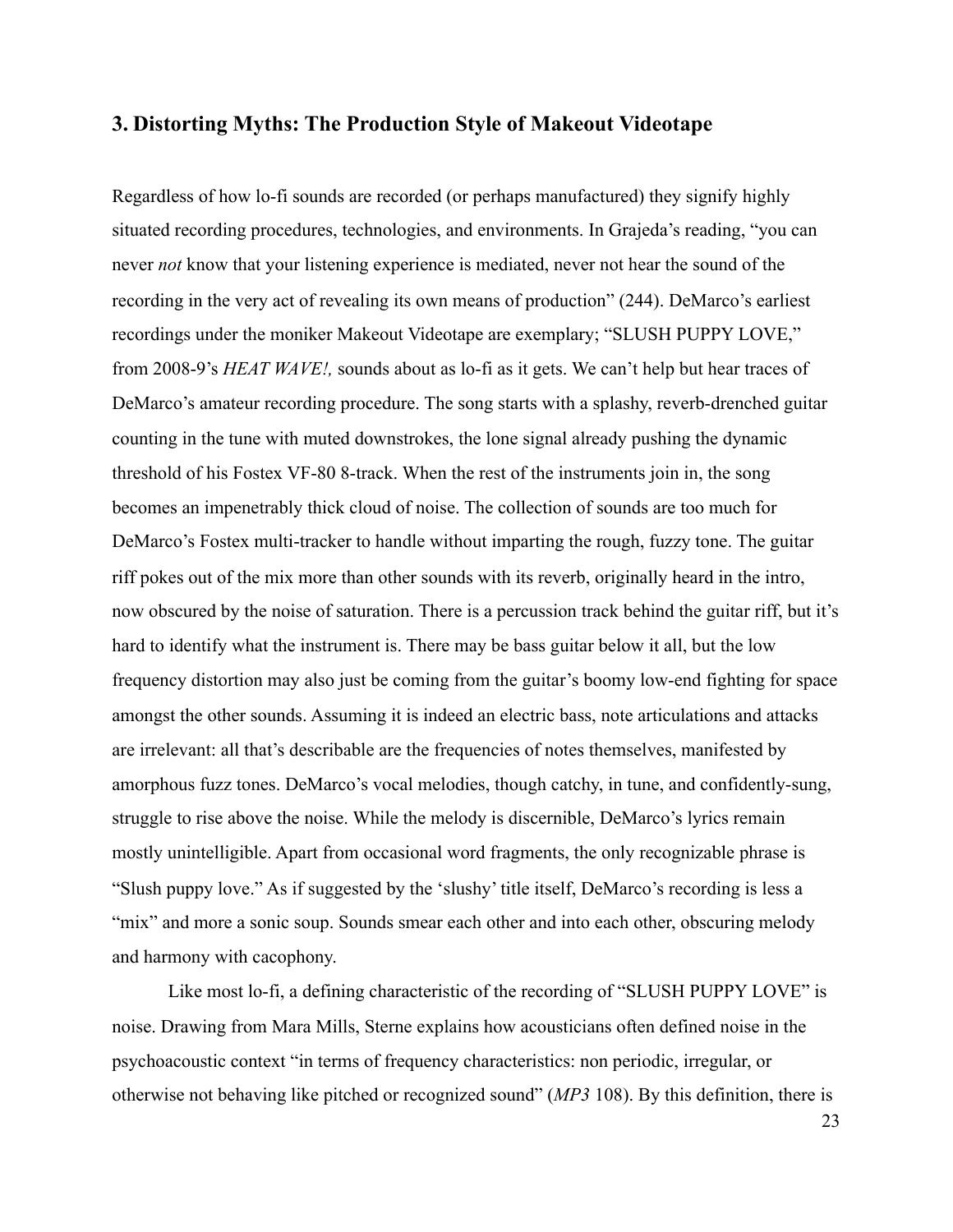## 3. Distorting Myths: The Production Style of Makeout Videotape

Regardless of how lo-fi sounds are recorded (or perhaps manufactured) they signify highly situated recording procedures, technologies, and environments. In Grajeda's reading, "you can never *not* know that your listening experience is mediated, never not hear the sound of the recording in the very act of revealing its own means of production" (244). DeMarco's earliest recordings under the moniker Makeout Videotape are exemplary; "SLUSH PUPPY LOVE," from 2008-9's *HEAT WAVE!,* sounds about as lo-fi as it gets. We can't help but hear traces of DeMarco's amateur recording procedure. The song starts with a splashy, reverb-drenched guitar counting in the tune with muted downstrokes, the lone signal already pushing the dynamic threshold of his Fostex VF-80 8-track. When the rest of the instruments join in, the song becomes an impenetrably thick cloud of noise. The collection of sounds are too much for DeMarco's Fostex multi-tracker to handle without imparting the rough, fuzzy tone. The guitar riff pokes out of the mix more than other sounds with its reverb, originally heard in the intro, now obscured by the noise of saturation. There is a percussion track behind the guitar riff, but it's hard to identify what the instrument is. There may be bass guitar below it all, but the low frequency distortion may also just be coming from the guitar's boomy low-end fighting for space amongst the other sounds. Assuming it is indeed an electric bass, note articulations and attacks are irrelevant: all that's describable are the frequencies of notes themselves, manifested by amorphous fuzz tones. DeMarco's vocal melodies, though catchy, in tune, and confidently-sung, struggle to rise above the noise. While the melody is discernible, DeMarco's lyrics remain mostly unintelligible. Apart from occasional word fragments, the only recognizable phrase is "Slush puppy love." As if suggested by the 'slushy' title itself, DeMarco's recording is less a "mix" and more a sonic soup. Sounds smear each other and into each other, obscuring melody and harmony with cacophony.

Like most lo-fi, a defining characteristic of the recording of "SLUSH PUPPY LOVE" is noise. Drawing from Mara Mills, Sterne explains how acousticians often defined noise in the psychoacoustic context "in terms of frequency characteristics: non periodic, irregular, or otherwise not behaving like pitched or recognized sound" (*MP3* 108). By this definition, there is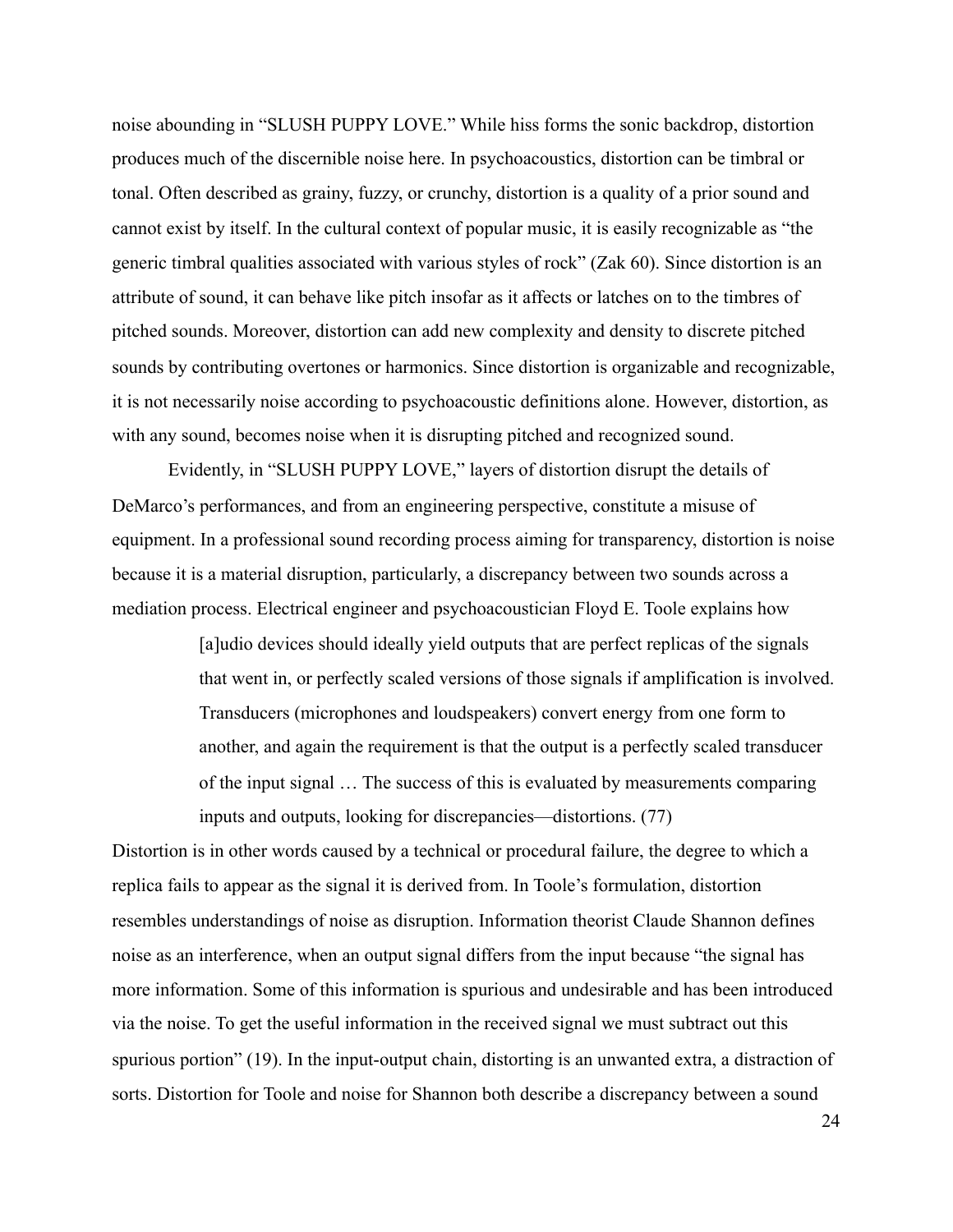noise abounding in "SLUSH PUPPY LOVE." While hiss forms the sonic backdrop, distortion produces much of the discernible noise here. In psychoacoustics, distortion can be timbral or tonal. Often described as grainy, fuzzy, or crunchy, distortion is a quality of a prior sound and cannot exist by itself. In the cultural context of popular music, it is easily recognizable as "the generic timbral qualities associated with various styles of rock" (Zak 60). Since distortion is an attribute of sound, it can behave like pitch insofar as it affects or latches on to the timbres of pitched sounds. Moreover, distortion can add new complexity and density to discrete pitched sounds by contributing overtones or harmonics. Since distortion is organizable and recognizable, it is not necessarily noise according to psychoacoustic definitions alone. However, distortion, as with any sound, becomes noise when it is disrupting pitched and recognized sound.

Evidently, in "SLUSH PUPPY LOVE," layers of distortion disrupt the details of DeMarco's performances, and from an engineering perspective, constitute a misuse of equipment. In a professional sound recording process aiming for transparency, distortion is noise because it is a material disruption, particularly, a discrepancy between two sounds across a mediation process. Electrical engineer and psychoacoustician Floyd E. Toole explains how

> [a]udio devices should ideally yield outputs that are perfect replicas of the signals that went in, or perfectly scaled versions of those signals if amplification is involved. Transducers (microphones and loudspeakers) convert energy from one form to another, and again the requirement is that the output is a perfectly scaled transducer of the input signal … The success of this is evaluated by measurements comparing inputs and outputs, looking for discrepancies—distortions. (77)

Distortion is in other words caused by a technical or procedural failure, the degree to which a replica fails to appear as the signal it is derived from. In Toole's formulation, distortion resembles understandings of noise as disruption. Information theorist Claude Shannon defines noise as an interference, when an output signal differs from the input because "the signal has more information. Some of this information is spurious and undesirable and has been introduced via the noise. To get the useful information in the received signal we must subtract out this spurious portion" (19). In the input-output chain, distorting is an unwanted extra, a distraction of sorts. Distortion for Toole and noise for Shannon both describe a discrepancy between a sound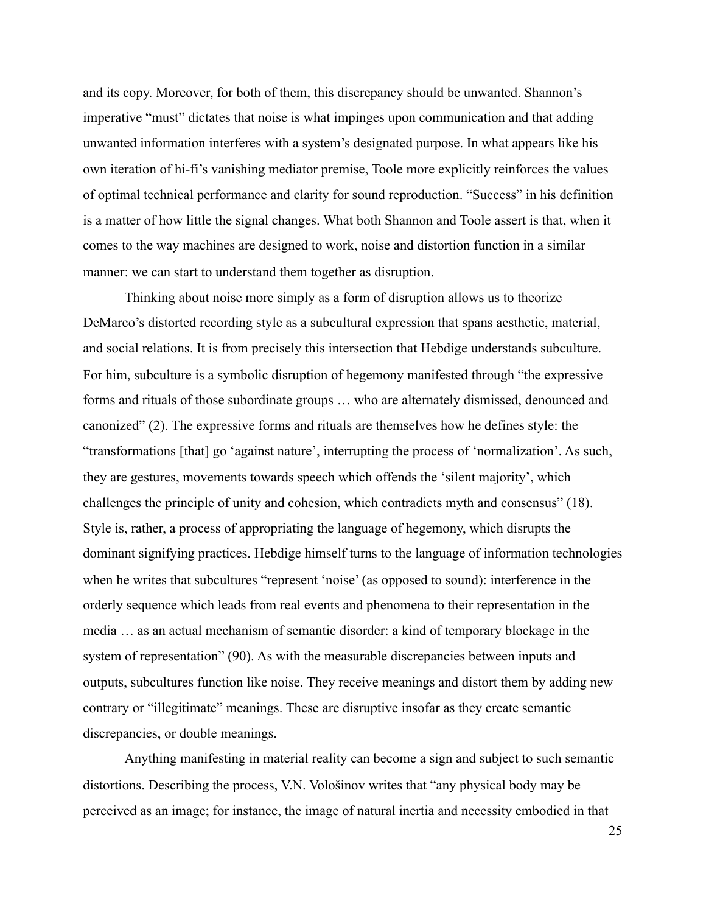and its copy. Moreover, for both of them, this discrepancy should be unwanted. Shannon's imperative "must" dictates that noise is what impinges upon communication and that adding unwanted information interferes with a system's designated purpose. In what appears like his own iteration of hi-fi's vanishing mediator premise, Toole more explicitly reinforces the values of optimal technical performance and clarity for sound reproduction. "Success" in his definition is a matter of how little the signal changes. What both Shannon and Toole assert is that, when it comes to the way machines are designed to work, noise and distortion function in a similar manner: we can start to understand them together as disruption.

Thinking about noise more simply as a form of disruption allows us to theorize DeMarco's distorted recording style as a subcultural expression that spans aesthetic, material, and social relations. It is from precisely this intersection that Hebdige understands subculture. For him, subculture is a symbolic disruption of hegemony manifested through "the expressive forms and rituals of those subordinate groups … who are alternately dismissed, denounced and canonized" (2). The expressive forms and rituals are themselves how he defines style: the "transformations [that] go 'against nature', interrupting the process of 'normalization'. As such, they are gestures, movements towards speech which offends the 'silent majority', which challenges the principle of unity and cohesion, which contradicts myth and consensus" (18). Style is, rather, a process of appropriating the language of hegemony, which disrupts the dominant signifying practices. Hebdige himself turns to the language of information technologies when he writes that subcultures "represent 'noise' (as opposed to sound): interference in the orderly sequence which leads from real events and phenomena to their representation in the media … as an actual mechanism of semantic disorder: a kind of temporary blockage in the system of representation" (90). As with the measurable discrepancies between inputs and outputs, subcultures function like noise. They receive meanings and distort them by adding new contrary or "illegitimate" meanings. These are disruptive insofar as they create semantic discrepancies, or double meanings.

Anything manifesting in material reality can become a sign and subject to such semantic distortions. Describing the process, V.N. Vološinov writes that "any physical body may be perceived as an image; for instance, the image of natural inertia and necessity embodied in that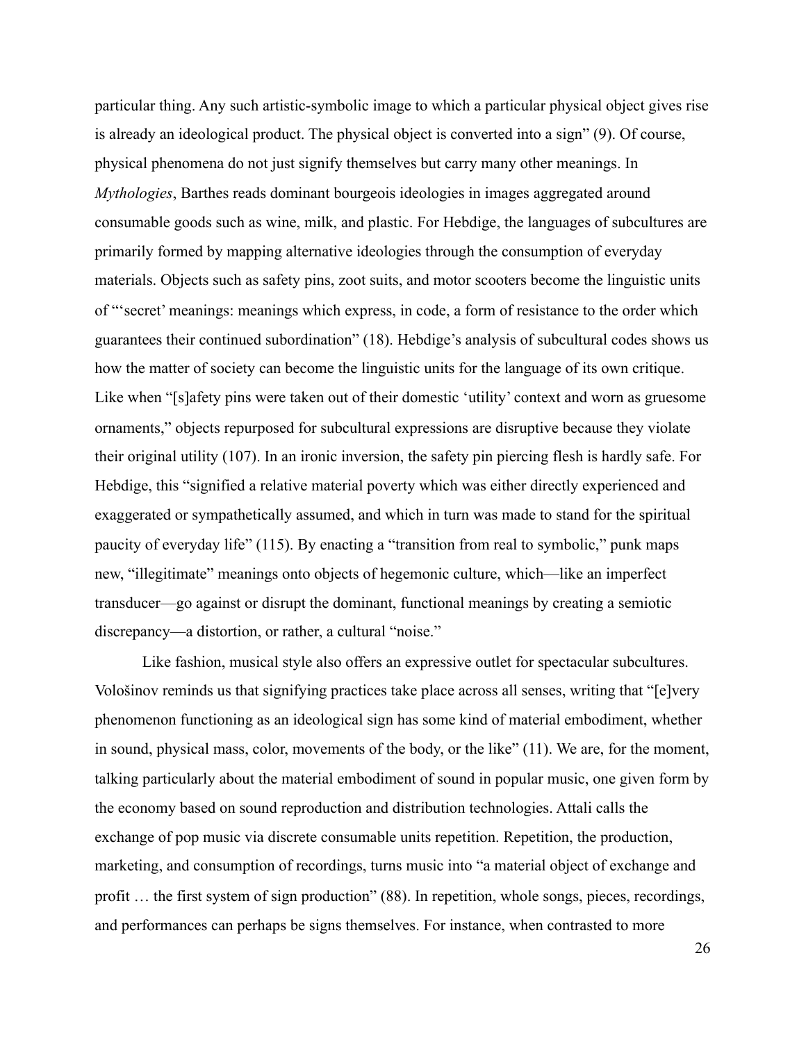particular thing. Any such artistic-symbolic image to which a particular physical object gives rise is already an ideological product. The physical object is converted into a sign" (9). Of course, physical phenomena do not just signify themselves but carry many other meanings. In *Mythologies*, Barthes reads dominant bourgeois ideologies in images aggregated around consumable goods such as wine, milk, and plastic. For Hebdige, the languages of subcultures are primarily formed by mapping alternative ideologies through the consumption of everyday materials. Objects such as safety pins, zoot suits, and motor scooters become the linguistic units of "'secret' meanings: meanings which express, in code, a form of resistance to the order which guarantees their continued subordination" (18). Hebdige's analysis of subcultural codes shows us how the matter of society can become the linguistic units for the language of its own critique. Like when "[s]afety pins were taken out of their domestic 'utility' context and worn as gruesome ornaments," objects repurposed for subcultural expressions are disruptive because they violate their original utility (107). In an ironic inversion, the safety pin piercing flesh is hardly safe. For Hebdige, this "signified a relative material poverty which was either directly experienced and exaggerated or sympathetically assumed, and which in turn was made to stand for the spiritual paucity of everyday life" (115). By enacting a "transition from real to symbolic," punk maps new, "illegitimate" meanings onto objects of hegemonic culture, which—like an imperfect transducer—go against or disrupt the dominant, functional meanings by creating a semiotic discrepancy—a distortion, or rather, a cultural "noise."

Like fashion, musical style also offers an expressive outlet for spectacular subcultures. Vološinov reminds us that signifying practices take place across all senses, writing that "[e]very phenomenon functioning as an ideological sign has some kind of material embodiment, whether in sound, physical mass, color, movements of the body, or the like" (11). We are, for the moment, talking particularly about the material embodiment of sound in popular music, one given form by the economy based on sound reproduction and distribution technologies. Attali calls the exchange of pop music via discrete consumable units repetition. Repetition, the production, marketing, and consumption of recordings, turns music into "a material object of exchange and profit … the first system of sign production" (88). In repetition, whole songs, pieces, recordings, and performances can perhaps be signs themselves. For instance, when contrasted to more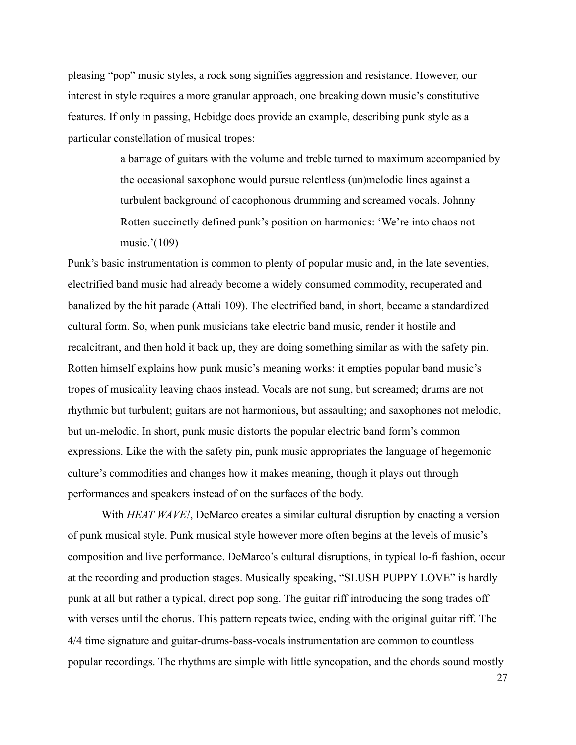pleasing "pop" music styles, a rock song signifies aggression and resistance. However, our interest in style requires a more granular approach, one breaking down music's constitutive features. If only in passing, Hebidge does provide an example, describing punk style as a particular constellation of musical tropes:

> a barrage of guitars with the volume and treble turned to maximum accompanied by the occasional saxophone would pursue relentless (un)melodic lines against a turbulent background of cacophonous drumming and screamed vocals. Johnny Rotten succinctly defined punk's position on harmonics: 'We're into chaos not music.'(109)

Punk's basic instrumentation is common to plenty of popular music and, in the late seventies, electrified band music had already become a widely consumed commodity, recuperated and banalized by the hit parade (Attali 109). The electrified band, in short, became a standardized cultural form. So, when punk musicians take electric band music, render it hostile and recalcitrant, and then hold it back up, they are doing something similar as with the safety pin. Rotten himself explains how punk music's meaning works: it empties popular band music's tropes of musicality leaving chaos instead. Vocals are not sung, but screamed; drums are not rhythmic but turbulent; guitars are not harmonious, but assaulting; and saxophones not melodic, but un-melodic. In short, punk music distorts the popular electric band form's common expressions. Like the with the safety pin, punk music appropriates the language of hegemonic culture's commodities and changes how it makes meaning, though it plays out through performances and speakers instead of on the surfaces of the body.

With *HEAT WAVE!*, DeMarco creates a similar cultural disruption by enacting a version of punk musical style. Punk musical style however more often begins at the levels of music's composition and live performance. DeMarco's cultural disruptions, in typical lo-fi fashion, occur at the recording and production stages. Musically speaking, "SLUSH PUPPY LOVE" is hardly punk at all but rather a typical, direct pop song. The guitar riff introducing the song trades off with verses until the chorus. This pattern repeats twice, ending with the original guitar riff. The 4/4 time signature and guitar-drums-bass-vocals instrumentation are common to countless popular recordings. The rhythms are simple with little syncopation, and the chords sound mostly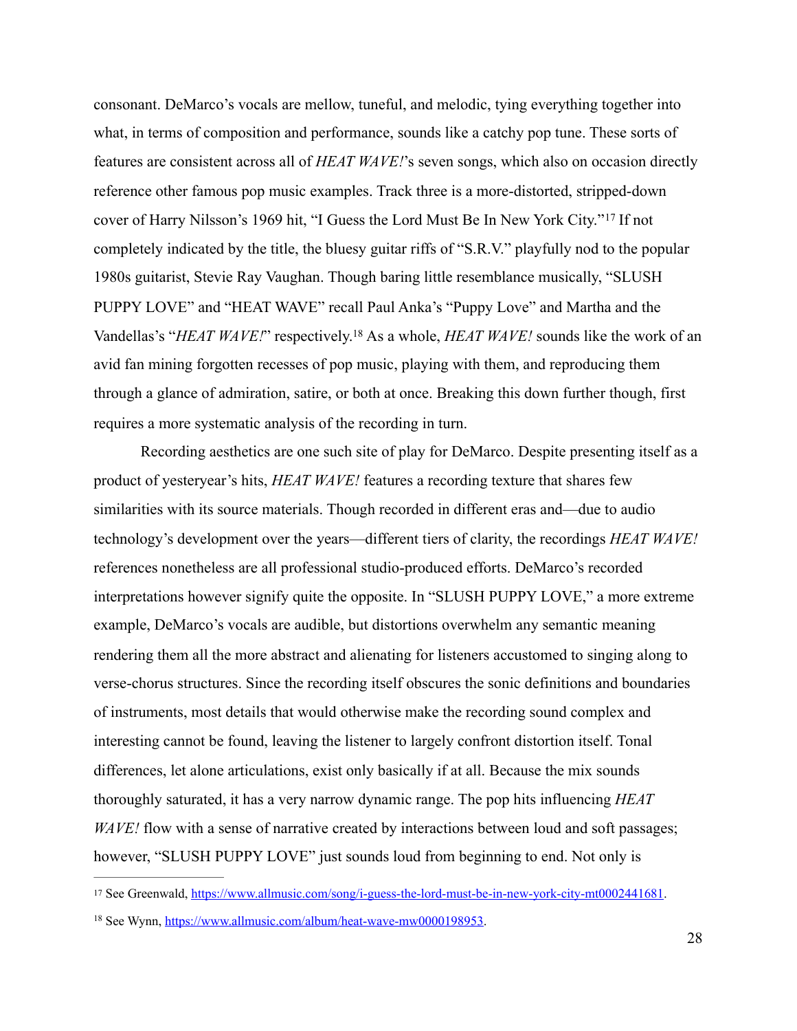consonant. DeMarco's vocals are mellow, tuneful, and melodic, tying everything together into what, in terms of composition and performance, sounds like a catchy pop tune. These sorts of features are consistent across all of *HEAT WAVE!*'s seven songs, which also on occasion directly reference other famous pop music examples. Track three is a more-distorted, stripped-down cover of Harry Nilsson's 1969 hit, "I Guess the Lord Must Be In New York City."[17] If not completely indicated by the title, the bluesy guitar riffs of "S.R.V." playfully nod to the popular 1980s guitarist, Stevie Ray Vaughan. Though baring little resemblance musically, "SLUSH PUPPY LOVE" and "HEAT WAVE" recall Paul Anka's "Puppy Love" and Martha and the Vandellas's "*HEAT WAVE!*" respectively.[18] As a whole, *HEAT WAVE!* sounds like the work of an avid fan mining forgotten recesses of pop music, playing with them, and reproducing them through a glance of admiration, satire, or both at once. Breaking this down further though, first requires a more systematic analysis of the recording in turn.

Recording aesthetics are one such site of play for DeMarco. Despite presenting itself as a product of yesteryear's hits, *HEAT WAVE!* features a recording texture that shares few similarities with its source materials. Though recorded in different eras and—due to audio technology's development over the years—different tiers of clarity, the recordings *HEAT WAVE!* references nonetheless are all professional studio-produced efforts. DeMarco's recorded interpretations however signify quite the opposite. In "SLUSH PUPPY LOVE," a more extreme example, DeMarco's vocals are audible, but distortions overwhelm any semantic meaning rendering them all the more abstract and alienating for listeners accustomed to singing along to verse-chorus structures. Since the recording itself obscures the sonic definitions and boundaries of instruments, most details that would otherwise make the recording sound complex and interesting cannot be found, leaving the listener to largely confront distortion itself. Tonal differences, let alone articulations, exist only basically if at all. Because the mix sounds thoroughly saturated, it has a very narrow dynamic range. The pop hits influencing *HEAT WAVE!* flow with a sense of narrative created by interactions between loud and soft passages; however, "SLUSH PUPPY LOVE" just sounds loud from beginning to end. Not only is

---

[17] See Greenwald, https://www.allmusic.com/song/i-guess-the-lord-must-be-in-new-york-city-mt0002441681.

[18] See Wynn, https://www.allmusic.com/album/heat-wave-mw0000198953.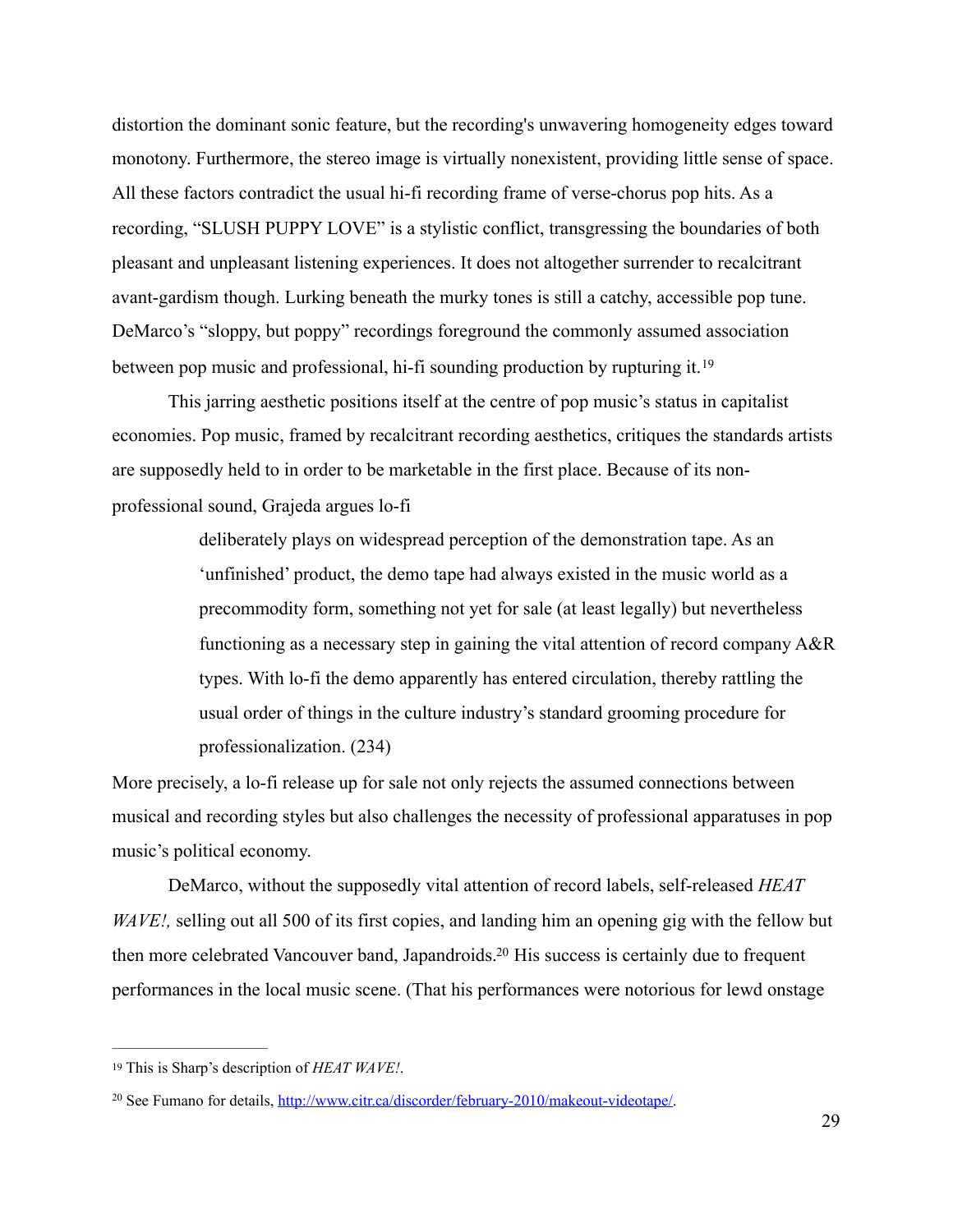distortion the dominant sonic feature, but the recording's unwavering homogeneity edges toward monotony. Furthermore, the stereo image is virtually nonexistent, providing little sense of space. All these factors contradict the usual hi-fi recording frame of verse-chorus pop hits. As a recording, "SLUSH PUPPY LOVE" is a stylistic conflict, transgressing the boundaries of both pleasant and unpleasant listening experiences. It does not altogether surrender to recalcitrant avant-gardism though. Lurking beneath the murky tones is still a catchy, accessible pop tune. DeMarco's "sloppy, but poppy" recordings foreground the commonly assumed association between pop music and professional, hi-fi sounding production by rupturing it.[19]

This jarring aesthetic positions itself at the centre of pop music's status in capitalist economies. Pop music, framed by recalcitrant recording aesthetics, critiques the standards artists are supposedly held to in order to be marketable in the first place. Because of its non-professional sound, Grajeda argues lo-fi

> deliberately plays on widespread perception of the demonstration tape. As an 'unfinished' product, the demo tape had always existed in the music world as a precommodity form, something not yet for sale (at least legally) but nevertheless functioning as a necessary step in gaining the vital attention of record company A&R types. With lo-fi the demo apparently has entered circulation, thereby rattling the usual order of things in the culture industry's standard grooming procedure for professionalization. (234)

More precisely, a lo-fi release up for sale not only rejects the assumed connections between musical and recording styles but also challenges the necessity of professional apparatuses in pop music's political economy.

DeMarco, without the supposedly vital attention of record labels, self-released *HEAT WAVE!,* selling out all 500 of its first copies, and landing him an opening gig with the fellow but then more celebrated Vancouver band, Japandroids.[20] His success is certainly due to frequent performances in the local music scene. (That his performances were notorious for lewd onstage

---

[19] This is Sharp's description of *HEAT WAVE!*.

[20] See Fumano for details, http://www.citr.ca/discorder/february-2010/makeout-videotape/.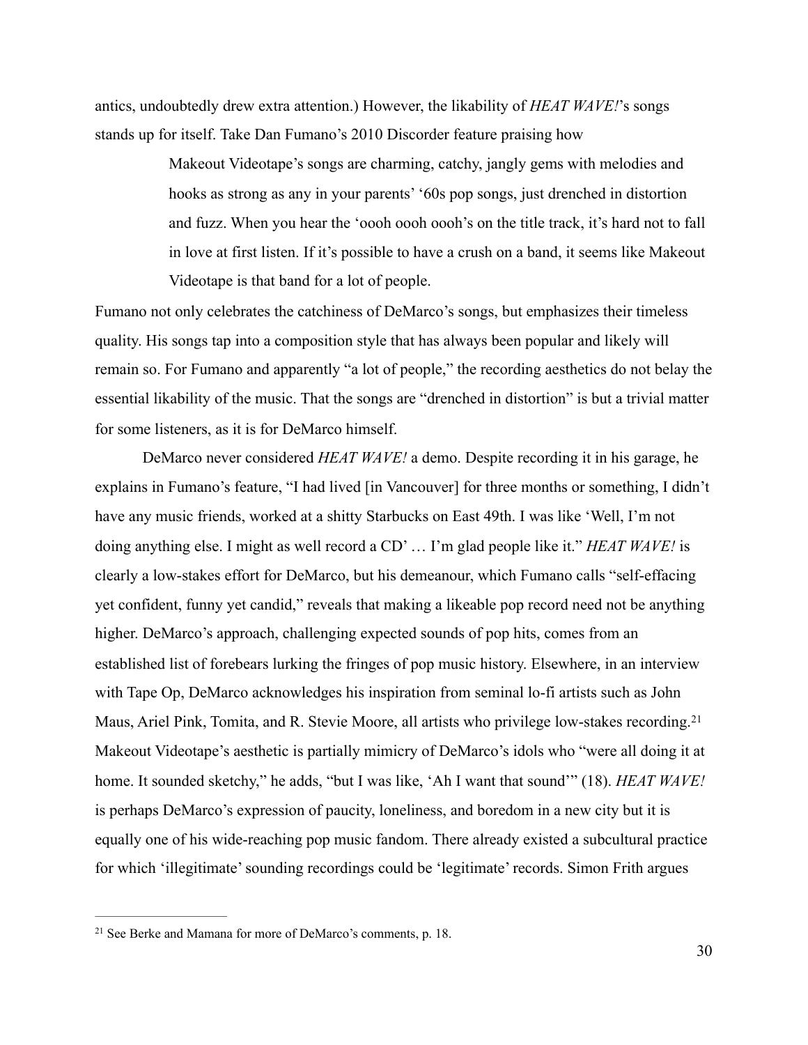antics, undoubtedly drew extra attention.) However, the likability of *HEAT WAVE!*'s songs stands up for itself. Take Dan Fumano's 2010 Discorder feature praising how

> Makeout Videotape's songs are charming, catchy, jangly gems with melodies and hooks as strong as any in your parents' '60s pop songs, just drenched in distortion and fuzz. When you hear the 'oooh oooh oooh's on the title track, it's hard not to fall in love at first listen. If it's possible to have a crush on a band, it seems like Makeout Videotape is that band for a lot of people.

Fumano not only celebrates the catchiness of DeMarco's songs, but emphasizes their timeless quality. His songs tap into a composition style that has always been popular and likely will remain so. For Fumano and apparently "a lot of people," the recording aesthetics do not belay the essential likability of the music. That the songs are "drenched in distortion" is but a trivial matter for some listeners, as it is for DeMarco himself.

DeMarco never considered *HEAT WAVE!* a demo. Despite recording it in his garage, he explains in Fumano's feature, "I had lived [in Vancouver] for three months or something, I didn't have any music friends, worked at a shitty Starbucks on East 49th. I was like 'Well, I'm not doing anything else. I might as well record a CD' … I'm glad people like it." *HEAT WAVE!* is clearly a low-stakes effort for DeMarco, but his demeanour, which Fumano calls "self-effacing yet confident, funny yet candid," reveals that making a likeable pop record need not be anything higher. DeMarco's approach, challenging expected sounds of pop hits, comes from an established list of forebears lurking the fringes of pop music history. Elsewhere, in an interview with Tape Op, DeMarco acknowledges his inspiration from seminal lo-fi artists such as John Maus, Ariel Pink, Tomita, and R. Stevie Moore, all artists who privilege low-stakes recording.[21] Makeout Videotape's aesthetic is partially mimicry of DeMarco's idols who "were all doing it at home. It sounded sketchy," he adds, "but I was like, 'Ah I want that sound'" (18). *HEAT WAVE!* is perhaps DeMarco's expression of paucity, loneliness, and boredom in a new city but it is equally one of his wide-reaching pop music fandom. There already existed a subcultural practice for which 'illegitimate' sounding recordings could be 'legitimate' records. Simon Frith argues

---

[21] See Berke and Mamana for more of DeMarco's comments, p. 18.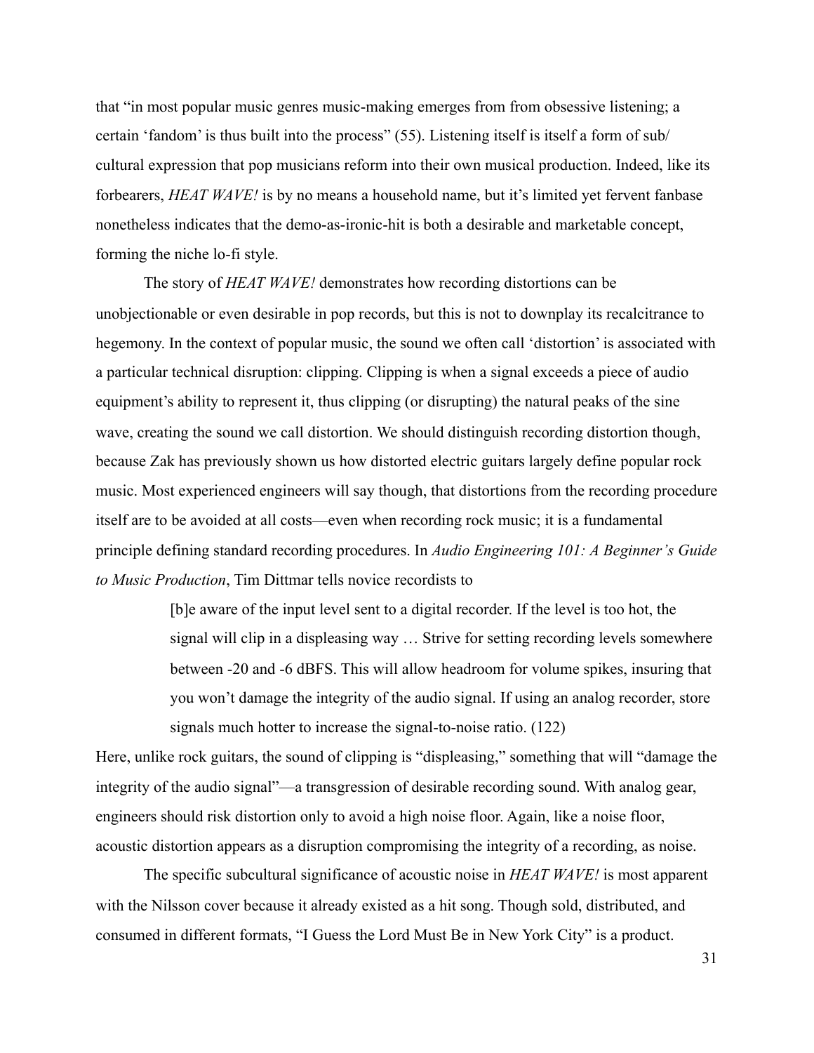that "in most popular music genres music-making emerges from from obsessive listening; a certain 'fandom' is thus built into the process" (55). Listening itself is itself a form of sub/cultural expression that pop musicians reform into their own musical production. Indeed, like its forbearers, *HEAT WAVE!* is by no means a household name, but it's limited yet fervent fanbase nonetheless indicates that the demo-as-ironic-hit is both a desirable and marketable concept, forming the niche lo-fi style.

The story of *HEAT WAVE!* demonstrates how recording distortions can be unobjectionable or even desirable in pop records, but this is not to downplay its recalcitrance to hegemony. In the context of popular music, the sound we often call 'distortion' is associated with a particular technical disruption: clipping. Clipping is when a signal exceeds a piece of audio equipment's ability to represent it, thus clipping (or disrupting) the natural peaks of the sine wave, creating the sound we call distortion. We should distinguish recording distortion though, because Zak has previously shown us how distorted electric guitars largely define popular rock music. Most experienced engineers will say though, that distortions from the recording procedure itself are to be avoided at all costs—even when recording rock music; it is a fundamental principle defining standard recording procedures. In *Audio Engineering 101: A Beginner's Guide to Music Production*, Tim Dittmar tells novice recordists to

> [b]e aware of the input level sent to a digital recorder. If the level is too hot, the signal will clip in a displeasing way … Strive for setting recording levels somewhere between -20 and -6 dBFS. This will allow headroom for volume spikes, insuring that you won't damage the integrity of the audio signal. If using an analog recorder, store signals much hotter to increase the signal-to-noise ratio. (122)

Here, unlike rock guitars, the sound of clipping is "displeasing," something that will "damage the integrity of the audio signal"—a transgression of desirable recording sound. With analog gear, engineers should risk distortion only to avoid a high noise floor. Again, like a noise floor, acoustic distortion appears as a disruption compromising the integrity of a recording, as noise.

The specific subcultural significance of acoustic noise in *HEAT WAVE!* is most apparent with the Nilsson cover because it already existed as a hit song. Though sold, distributed, and consumed in different formats, "I Guess the Lord Must Be in New York City" is a product.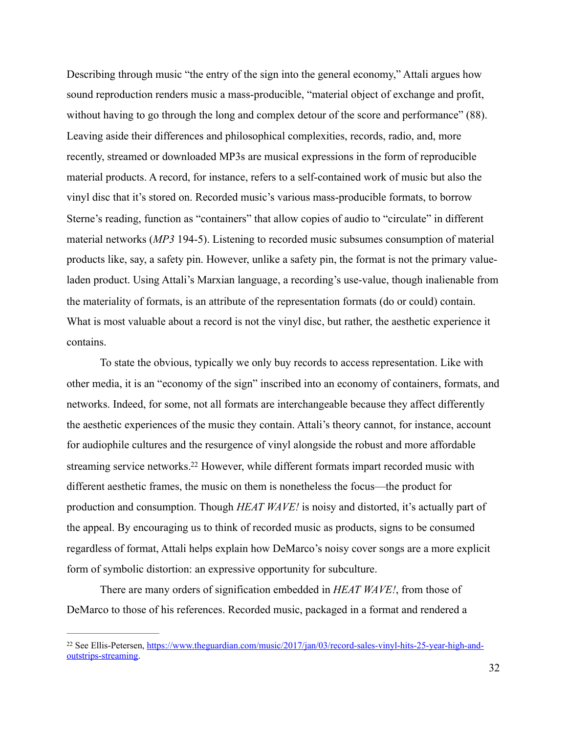Describing through music "the entry of the sign into the general economy," Attali argues how sound reproduction renders music a mass-producible, "material object of exchange and profit, without having to go through the long and complex detour of the score and performance" (88). Leaving aside their differences and philosophical complexities, records, radio, and, more recently, streamed or downloaded MP3s are musical expressions in the form of reproducible material products. A record, for instance, refers to a self-contained work of music but also the vinyl disc that it's stored on. Recorded music's various mass-producible formats, to borrow Sterne's reading, function as "containers" that allow copies of audio to "circulate" in different material networks (*MP3* 194-5). Listening to recorded music subsumes consumption of material products like, say, a safety pin. However, unlike a safety pin, the format is not the primary value-laden product. Using Attali's Marxian language, a recording's use-value, though inalienable from the materiality of formats, is an attribute of the representation formats (do or could) contain. What is most valuable about a record is not the vinyl disc, but rather, the aesthetic experience it contains.

To state the obvious, typically we only buy records to access representation. Like with other media, it is an "economy of the sign" inscribed into an economy of containers, formats, and networks. Indeed, for some, not all formats are interchangeable because they affect differently the aesthetic experiences of the music they contain. Attali's theory cannot, for instance, account for audiophile cultures and the resurgence of vinyl alongside the robust and more affordable streaming service networks.[22] However, while different formats impart recorded music with different aesthetic frames, the music on them is nonetheless the focus—the product for production and consumption. Though *HEAT WAVE!* is noisy and distorted, it's actually part of the appeal. By encouraging us to think of recorded music as products, signs to be consumed regardless of format, Attali helps explain how DeMarco's noisy cover songs are a more explicit form of symbolic distortion: an expressive opportunity for subculture.

There are many orders of signification embedded in *HEAT WAVE!*, from those of DeMarco to those of his references. Recorded music, packaged in a format and rendered a

---

[22] See Ellis-Petersen, https://www.theguardian.com/music/2017/jan/03/record-sales-vinyl-hits-25-year-high-and-outstrips-streaming.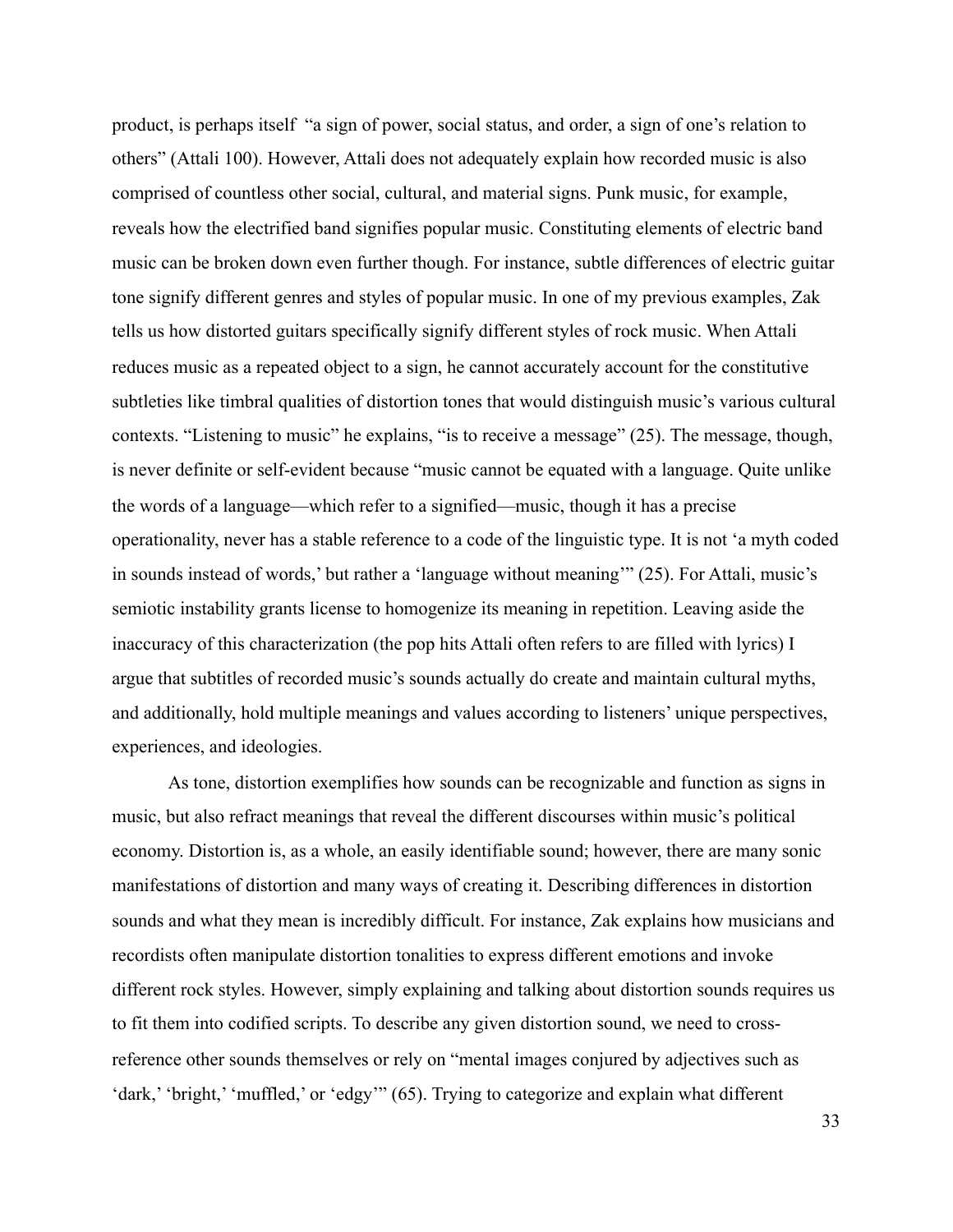product, is perhaps itself "a sign of power, social status, and order, a sign of one's relation to others" (Attali 100). However, Attali does not adequately explain how recorded music is also comprised of countless other social, cultural, and material signs. Punk music, for example, reveals how the electrified band signifies popular music. Constituting elements of electric band music can be broken down even further though. For instance, subtle differences of electric guitar tone signify different genres and styles of popular music. In one of my previous examples, Zak tells us how distorted guitars specifically signify different styles of rock music. When Attali reduces music as a repeated object to a sign, he cannot accurately account for the constitutive subtleties like timbral qualities of distortion tones that would distinguish music's various cultural contexts. "Listening to music" he explains, "is to receive a message" (25). The message, though, is never definite or self-evident because "music cannot be equated with a language. Quite unlike the words of a language—which refer to a signified—music, though it has a precise operationality, never has a stable reference to a code of the linguistic type. It is not 'a myth coded in sounds instead of words,' but rather a 'language without meaning'" (25). For Attali, music's semiotic instability grants license to homogenize its meaning in repetition. Leaving aside the inaccuracy of this characterization (the pop hits Attali often refers to are filled with lyrics) I argue that subtitles of recorded music's sounds actually do create and maintain cultural myths, and additionally, hold multiple meanings and values according to listeners' unique perspectives, experiences, and ideologies.

As tone, distortion exemplifies how sounds can be recognizable and function as signs in music, but also refract meanings that reveal the different discourses within music's political economy. Distortion is, as a whole, an easily identifiable sound; however, there are many sonic manifestations of distortion and many ways of creating it. Describing differences in distortion sounds and what they mean is incredibly difficult. For instance, Zak explains how musicians and recordists often manipulate distortion tonalities to express different emotions and invoke different rock styles. However, simply explaining and talking about distortion sounds requires us to fit them into codified scripts. To describe any given distortion sound, we need to cross-reference other sounds themselves or rely on "mental images conjured by adjectives such as 'dark,' 'bright,' 'muffled,' or 'edgy'" (65). Trying to categorize and explain what different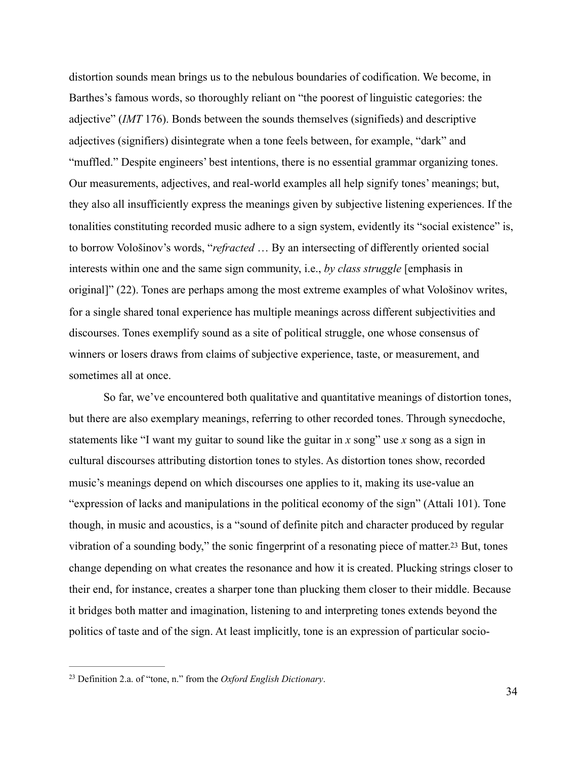distortion sounds mean brings us to the nebulous boundaries of codification. We become, in Barthes's famous words, so thoroughly reliant on "the poorest of linguistic categories: the adjective" (*IMT* 176). Bonds between the sounds themselves (signifieds) and descriptive adjectives (signifiers) disintegrate when a tone feels between, for example, "dark" and "muffled." Despite engineers' best intentions, there is no essential grammar organizing tones. Our measurements, adjectives, and real-world examples all help signify tones' meanings; but, they also all insufficiently express the meanings given by subjective listening experiences. If the tonalities constituting recorded music adhere to a sign system, evidently its "social existence" is, to borrow Vološinov's words, "*refracted* … By an intersecting of differently oriented social interests within one and the same sign community, i.e., *by class struggle* [emphasis in original]" (22). Tones are perhaps among the most extreme examples of what Vološinov writes, for a single shared tonal experience has multiple meanings across different subjectivities and discourses. Tones exemplify sound as a site of political struggle, one whose consensus of winners or losers draws from claims of subjective experience, taste, or measurement, and sometimes all at once.

So far, we've encountered both qualitative and quantitative meanings of distortion tones, but there are also exemplary meanings, referring to other recorded tones. Through synecdoche, statements like "I want my guitar to sound like the guitar in *x* song" use *x* song as a sign in cultural discourses attributing distortion tones to styles. As distortion tones show, recorded music's meanings depend on which discourses one applies to it, making its use-value an "expression of lacks and manipulations in the political economy of the sign" (Attali 101). Tone though, in music and acoustics, is a "sound of definite pitch and character produced by regular vibration of a sounding body," the sonic fingerprint of a resonating piece of matter.[23] But, tones change depending on what creates the resonance and how it is created. Plucking strings closer to their end, for instance, creates a sharper tone than plucking them closer to their middle. Because it bridges both matter and imagination, listening to and interpreting tones extends beyond the politics of taste and of the sign. At least implicitly, tone is an expression of particular socio-

---

[23] Definition 2.a. of "tone, n." from the *Oxford English Dictionary*.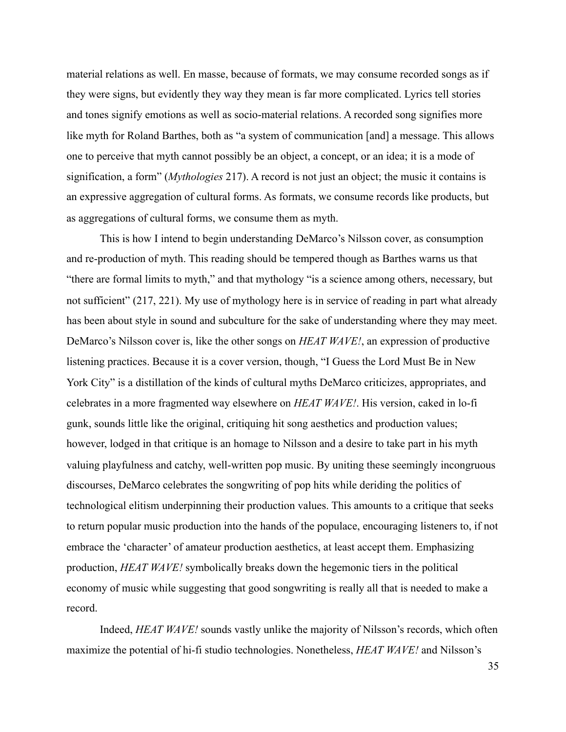material relations as well. En masse, because of formats, we may consume recorded songs as if they were signs, but evidently they way they mean is far more complicated. Lyrics tell stories and tones signify emotions as well as socio-material relations. A recorded song signifies more like myth for Roland Barthes, both as "a system of communication [and] a message. This allows one to perceive that myth cannot possibly be an object, a concept, or an idea; it is a mode of signification, a form" (*Mythologies* 217). A record is not just an object; the music it contains is an expressive aggregation of cultural forms. As formats, we consume records like products, but as aggregations of cultural forms, we consume them as myth.

This is how I intend to begin understanding DeMarco's Nilsson cover, as consumption and re-production of myth. This reading should be tempered though as Barthes warns us that "there are formal limits to myth," and that mythology "is a science among others, necessary, but not sufficient" (217, 221). My use of mythology here is in service of reading in part what already has been about style in sound and subculture for the sake of understanding where they may meet. DeMarco's Nilsson cover is, like the other songs on *HEAT WAVE!*, an expression of productive listening practices. Because it is a cover version, though, "I Guess the Lord Must Be in New York City" is a distillation of the kinds of cultural myths DeMarco criticizes, appropriates, and celebrates in a more fragmented way elsewhere on *HEAT WAVE!*. His version, caked in lo-fi gunk, sounds little like the original, critiquing hit song aesthetics and production values; however, lodged in that critique is an homage to Nilsson and a desire to take part in his myth valuing playfulness and catchy, well-written pop music. By uniting these seemingly incongruous discourses, DeMarco celebrates the songwriting of pop hits while deriding the politics of technological elitism underpinning their production values. This amounts to a critique that seeks to return popular music production into the hands of the populace, encouraging listeners to, if not embrace the 'character' of amateur production aesthetics, at least accept them. Emphasizing production, *HEAT WAVE!* symbolically breaks down the hegemonic tiers in the political economy of music while suggesting that good songwriting is really all that is needed to make a record.

Indeed, *HEAT WAVE!* sounds vastly unlike the majority of Nilsson's records, which often maximize the potential of hi-fi studio technologies. Nonetheless, *HEAT WAVE!* and Nilsson's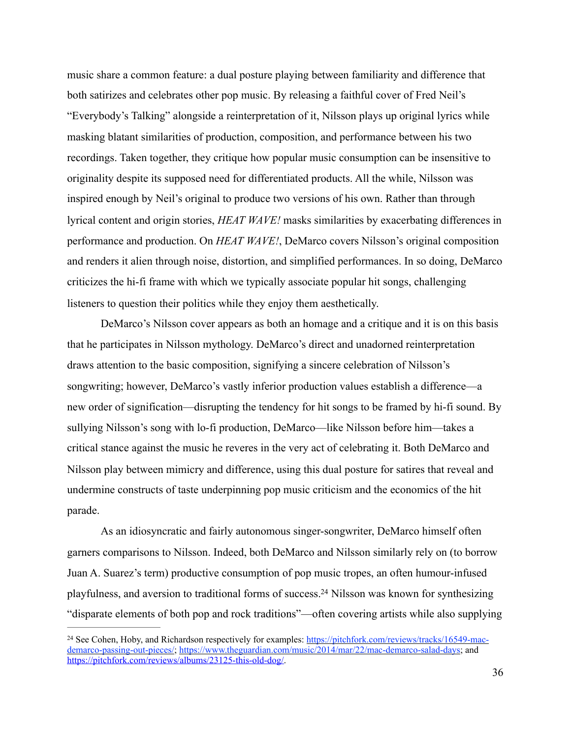music share a common feature: a dual posture playing between familiarity and difference that both satirizes and celebrates other pop music. By releasing a faithful cover of Fred Neil's "Everybody's Talking" alongside a reinterpretation of it, Nilsson plays up original lyrics while masking blatant similarities of production, composition, and performance between his two recordings. Taken together, they critique how popular music consumption can be insensitive to originality despite its supposed need for differentiated products. All the while, Nilsson was inspired enough by Neil's original to produce two versions of his own. Rather than through lyrical content and origin stories, *HEAT WAVE!* masks similarities by exacerbating differences in performance and production. On *HEAT WAVE!*, DeMarco covers Nilsson's original composition and renders it alien through noise, distortion, and simplified performances. In so doing, DeMarco criticizes the hi-fi frame with which we typically associate popular hit songs, challenging listeners to question their politics while they enjoy them aesthetically.

DeMarco's Nilsson cover appears as both an homage and a critique and it is on this basis that he participates in Nilsson mythology. DeMarco's direct and unadorned reinterpretation draws attention to the basic composition, signifying a sincere celebration of Nilsson's songwriting; however, DeMarco's vastly inferior production values establish a difference—a new order of signification—disrupting the tendency for hit songs to be framed by hi-fi sound. By sullying Nilsson's song with lo-fi production, DeMarco—like Nilsson before him—takes a critical stance against the music he reveres in the very act of celebrating it. Both DeMarco and Nilsson play between mimicry and difference, using this dual posture for satires that reveal and undermine constructs of taste underpinning pop music criticism and the economics of the hit parade.

As an idiosyncratic and fairly autonomous singer-songwriter, DeMarco himself often garners comparisons to Nilsson. Indeed, both DeMarco and Nilsson similarly rely on (to borrow Juan A. Suarez's term) productive consumption of pop music tropes, an often humour-infused playfulness, and aversion to traditional forms of success.[24] Nilsson was known for synthesizing "disparate elements of both pop and rock traditions"—often covering artists while also supplying

---

[24] See Cohen, Hoby, and Richardson respectively for examples: https://pitchfork.com/reviews/tracks/16549-mac-demarco-passing-out-pieces/; https://www.theguardian.com/music/2014/mar/22/mac-demarco-salad-days; and https://pitchfork.com/reviews/albums/23125-this-old-dog/.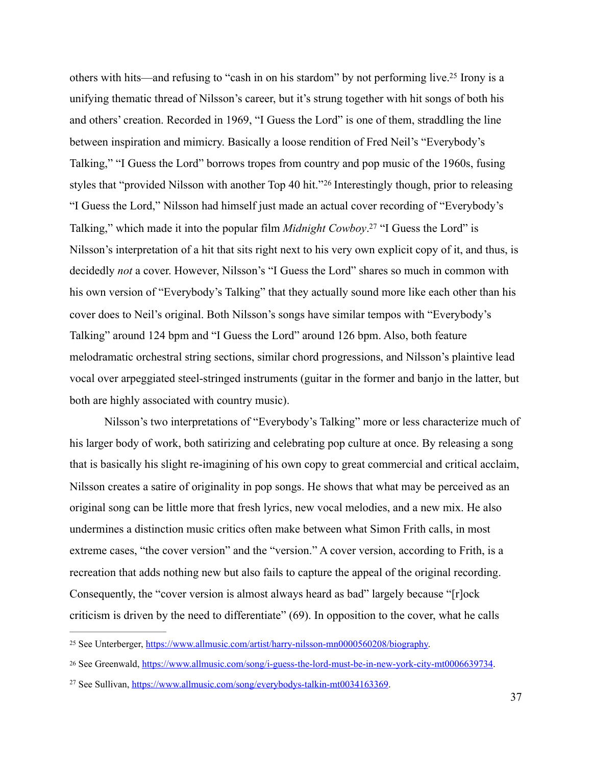others with hits—and refusing to "cash in on his stardom" by not performing live.[25] Irony is a unifying thematic thread of Nilsson's career, but it's strung together with hit songs of both his and others' creation. Recorded in 1969, "I Guess the Lord" is one of them, straddling the line between inspiration and mimicry. Basically a loose rendition of Fred Neil's "Everybody's Talking," "I Guess the Lord" borrows tropes from country and pop music of the 1960s, fusing styles that "provided Nilsson with another Top 40 hit."[26] Interestingly though, prior to releasing "I Guess the Lord," Nilsson had himself just made an actual cover recording of "Everybody's Talking," which made it into the popular film *Midnight Cowboy*.[27] "I Guess the Lord" is Nilsson's interpretation of a hit that sits right next to his very own explicit copy of it, and thus, is decidedly *not* a cover. However, Nilsson's "I Guess the Lord" shares so much in common with his own version of "Everybody's Talking" that they actually sound more like each other than his cover does to Neil's original. Both Nilsson's songs have similar tempos with "Everybody's Talking" around 124 bpm and "I Guess the Lord" around 126 bpm. Also, both feature melodramatic orchestral string sections, similar chord progressions, and Nilsson's plaintive lead vocal over arpeggiated steel-stringed instruments (guitar in the former and banjo in the latter, but both are highly associated with country music).

Nilsson's two interpretations of "Everybody's Talking" more or less characterize much of his larger body of work, both satirizing and celebrating pop culture at once. By releasing a song that is basically his slight re-imagining of his own copy to great commercial and critical acclaim, Nilsson creates a satire of originality in pop songs. He shows that what may be perceived as an original song can be little more that fresh lyrics, new vocal melodies, and a new mix. He also undermines a distinction music critics often make between what Simon Frith calls, in most extreme cases, "the cover version" and the "version." A cover version, according to Frith, is a recreation that adds nothing new but also fails to capture the appeal of the original recording. Consequently, the "cover version is almost always heard as bad" largely because "[r]ock criticism is driven by the need to differentiate" (69). In opposition to the cover, what he calls

---

[25] See Unterberger, https://www.allmusic.com/artist/harry-nilsson-mn0000560208/biography.

[26] See Greenwald, https://www.allmusic.com/song/i-guess-the-lord-must-be-in-new-york-city-mt0006639734.

[27] See Sullivan, https://www.allmusic.com/song/everybodys-talkin-mt0034163369.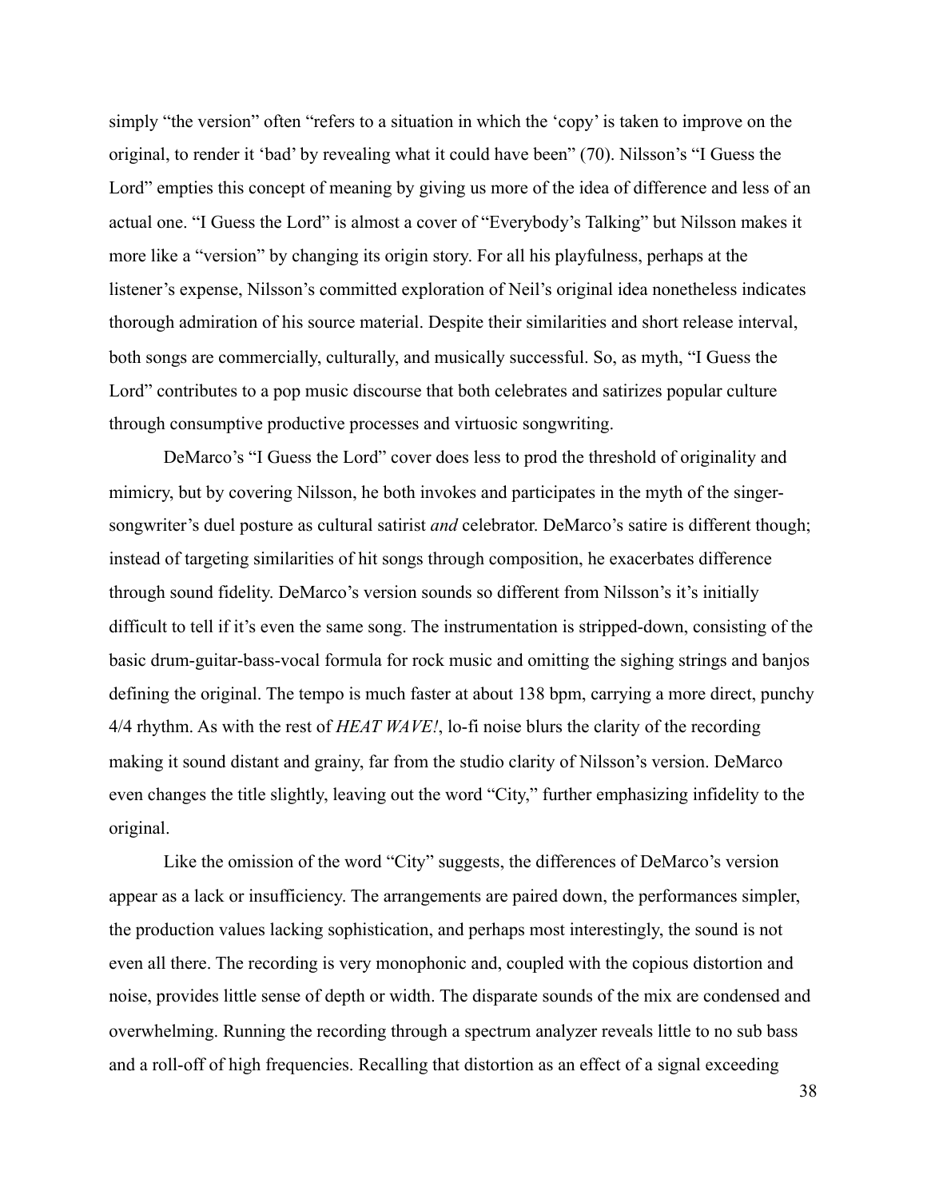simply "the version" often "refers to a situation in which the 'copy' is taken to improve on the original, to render it 'bad' by revealing what it could have been" (70). Nilsson's "I Guess the Lord" empties this concept of meaning by giving us more of the idea of difference and less of an actual one. "I Guess the Lord" is almost a cover of "Everybody's Talking" but Nilsson makes it more like a "version" by changing its origin story. For all his playfulness, perhaps at the listener's expense, Nilsson's committed exploration of Neil's original idea nonetheless indicates thorough admiration of his source material. Despite their similarities and short release interval, both songs are commercially, culturally, and musically successful. So, as myth, "I Guess the Lord" contributes to a pop music discourse that both celebrates and satirizes popular culture through consumptive productive processes and virtuosic songwriting.

DeMarco's "I Guess the Lord" cover does less to prod the threshold of originality and mimicry, but by covering Nilsson, he both invokes and participates in the myth of the singer-songwriter's duel posture as cultural satirist *and* celebrator. DeMarco's satire is different though; instead of targeting similarities of hit songs through composition, he exacerbates difference through sound fidelity. DeMarco's version sounds so different from Nilsson's it's initially difficult to tell if it's even the same song. The instrumentation is stripped-down, consisting of the basic drum-guitar-bass-vocal formula for rock music and omitting the sighing strings and banjos defining the original. The tempo is much faster at about 138 bpm, carrying a more direct, punchy 4/4 rhythm. As with the rest of *HEAT WAVE!*, lo-fi noise blurs the clarity of the recording making it sound distant and grainy, far from the studio clarity of Nilsson's version. DeMarco even changes the title slightly, leaving out the word "City," further emphasizing infidelity to the original.

Like the omission of the word "City" suggests, the differences of DeMarco's version appear as a lack or insufficiency. The arrangements are paired down, the performances simpler, the production values lacking sophistication, and perhaps most interestingly, the sound is not even all there. The recording is very monophonic and, coupled with the copious distortion and noise, provides little sense of depth or width. The disparate sounds of the mix are condensed and overwhelming. Running the recording through a spectrum analyzer reveals little to no sub bass and a roll-off of high frequencies. Recalling that distortion as an effect of a signal exceeding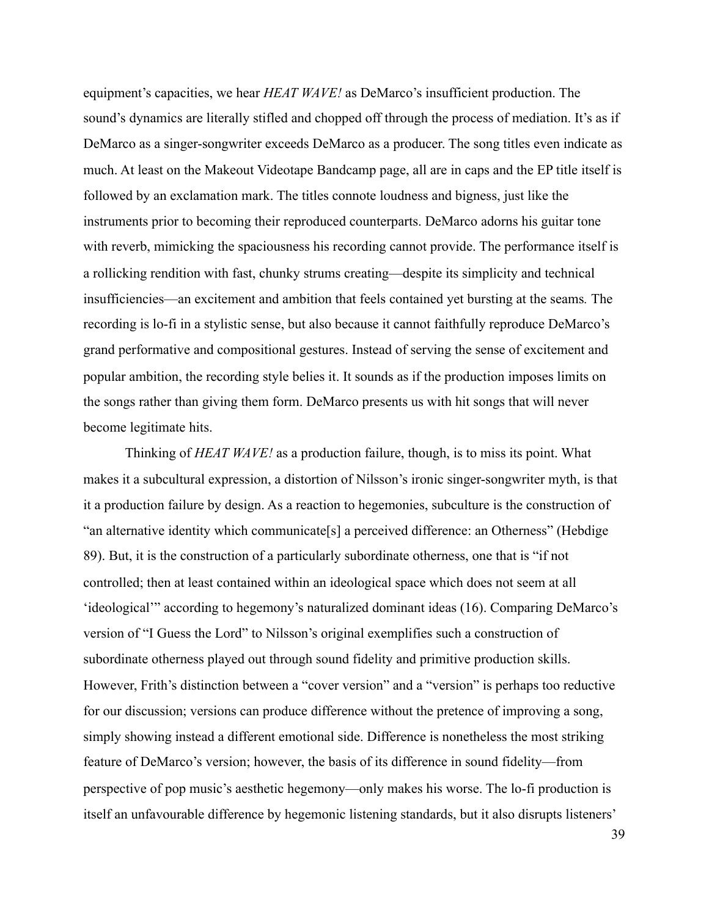equipment's capacities, we hear *HEAT WAVE!* as DeMarco's insufficient production. The sound's dynamics are literally stifled and chopped off through the process of mediation. It's as if DeMarco as a singer-songwriter exceeds DeMarco as a producer. The song titles even indicate as much. At least on the Makeout Videotape Bandcamp page, all are in caps and the EP title itself is followed by an exclamation mark. The titles connote loudness and bigness, just like the instruments prior to becoming their reproduced counterparts. DeMarco adorns his guitar tone with reverb, mimicking the spaciousness his recording cannot provide. The performance itself is a rollicking rendition with fast, chunky strums creating—despite its simplicity and technical insufficiencies—an excitement and ambition that feels contained yet bursting at the seams. The recording is lo-fi in a stylistic sense, but also because it cannot faithfully reproduce DeMarco's grand performative and compositional gestures. Instead of serving the sense of excitement and popular ambition, the recording style belies it. It sounds as if the production imposes limits on the songs rather than giving them form. DeMarco presents us with hit songs that will never become legitimate hits.

Thinking of *HEAT WAVE!* as a production failure, though, is to miss its point. What makes it a subcultural expression, a distortion of Nilsson's ironic singer-songwriter myth, is that it a production failure by design. As a reaction to hegemonies, subculture is the construction of "an alternative identity which communicate[s] a perceived difference: an Otherness" (Hebdige 89). But, it is the construction of a particularly subordinate otherness, one that is "if not controlled; then at least contained within an ideological space which does not seem at all 'ideological'" according to hegemony's naturalized dominant ideas (16). Comparing DeMarco's version of "I Guess the Lord" to Nilsson's original exemplifies such a construction of subordinate otherness played out through sound fidelity and primitive production skills. However, Frith's distinction between a "cover version" and a "version" is perhaps too reductive for our discussion; versions can produce difference without the pretence of improving a song, simply showing instead a different emotional side. Difference is nonetheless the most striking feature of DeMarco's version; however, the basis of its difference in sound fidelity—from perspective of pop music's aesthetic hegemony—only makes his worse. The lo-fi production is itself an unfavourable difference by hegemonic listening standards, but it also disrupts listeners'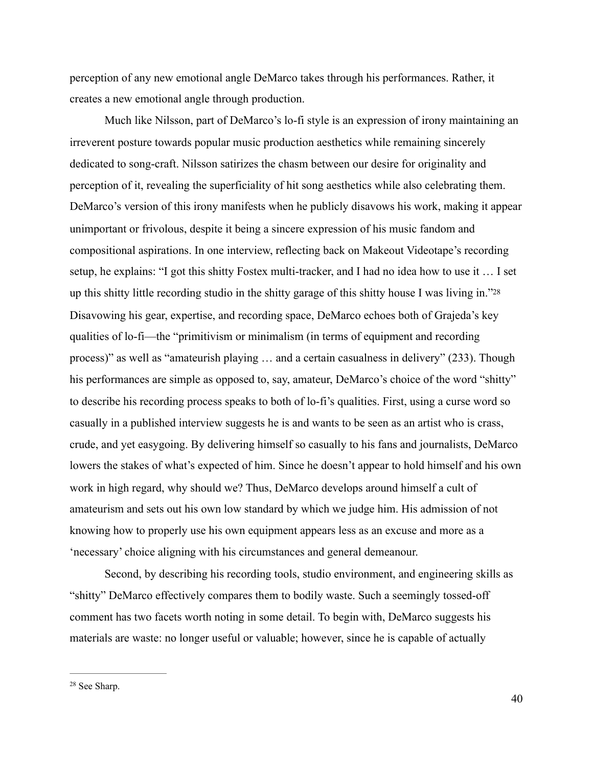perception of any new emotional angle DeMarco takes through his performances. Rather, it creates a new emotional angle through production.

Much like Nilsson, part of DeMarco's lo-fi style is an expression of irony maintaining an irreverent posture towards popular music production aesthetics while remaining sincerely dedicated to song-craft. Nilsson satirizes the chasm between our desire for originality and perception of it, revealing the superficiality of hit song aesthetics while also celebrating them. DeMarco's version of this irony manifests when he publicly disavows his work, making it appear unimportant or frivolous, despite it being a sincere expression of his music fandom and compositional aspirations. In one interview, reflecting back on Makeout Videotape's recording setup, he explains: "I got this shitty Fostex multi-tracker, and I had no idea how to use it … I set up this shitty little recording studio in the shitty garage of this shitty house I was living in."[28] Disavowing his gear, expertise, and recording space, DeMarco echoes both of Grajeda's key qualities of lo-fi—the "primitivism or minimalism (in terms of equipment and recording process)" as well as "amateurish playing … and a certain casualness in delivery" (233). Though his performances are simple as opposed to, say, amateur, DeMarco's choice of the word "shitty" to describe his recording process speaks to both of lo-fi's qualities. First, using a curse word so casually in a published interview suggests he is and wants to be seen as an artist who is crass, crude, and yet easygoing. By delivering himself so casually to his fans and journalists, DeMarco lowers the stakes of what's expected of him. Since he doesn't appear to hold himself and his own work in high regard, why should we? Thus, DeMarco develops around himself a cult of amateurism and sets out his own low standard by which we judge him. His admission of not knowing how to properly use his own equipment appears less as an excuse and more as a 'necessary' choice aligning with his circumstances and general demeanour.

Second, by describing his recording tools, studio environment, and engineering skills as "shitty" DeMarco effectively compares them to bodily waste. Such a seemingly tossed-off comment has two facets worth noting in some detail. To begin with, DeMarco suggests his materials are waste: no longer useful or valuable; however, since he is capable of actually

---

[28] See Sharp.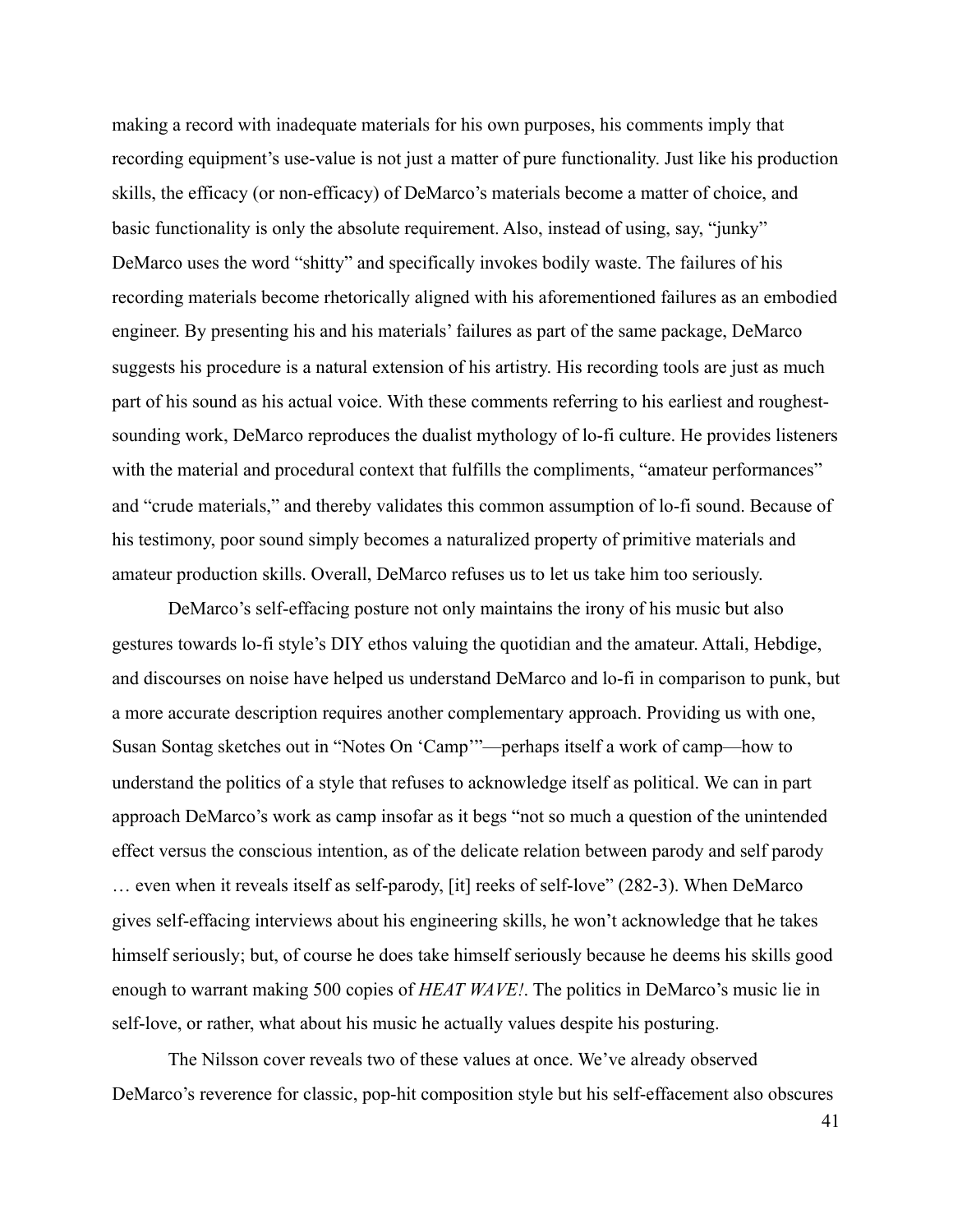making a record with inadequate materials for his own purposes, his comments imply that recording equipment's use-value is not just a matter of pure functionality. Just like his production skills, the efficacy (or non-efficacy) of DeMarco's materials become a matter of choice, and basic functionality is only the absolute requirement. Also, instead of using, say, "junky" DeMarco uses the word "shitty" and specifically invokes bodily waste. The failures of his recording materials become rhetorically aligned with his aforementioned failures as an embodied engineer. By presenting his and his materials' failures as part of the same package, DeMarco suggests his procedure is a natural extension of his artistry. His recording tools are just as much part of his sound as his actual voice. With these comments referring to his earliest and roughest-sounding work, DeMarco reproduces the dualist mythology of lo-fi culture. He provides listeners with the material and procedural context that fulfills the compliments, "amateur performances" and "crude materials," and thereby validates this common assumption of lo-fi sound. Because of his testimony, poor sound simply becomes a naturalized property of primitive materials and amateur production skills. Overall, DeMarco refuses us to let us take him too seriously.

DeMarco's self-effacing posture not only maintains the irony of his music but also gestures towards lo-fi style's DIY ethos valuing the quotidian and the amateur. Attali, Hebdige, and discourses on noise have helped us understand DeMarco and lo-fi in comparison to punk, but a more accurate description requires another complementary approach. Providing us with one, Susan Sontag sketches out in "Notes On 'Camp'"—perhaps itself a work of camp—how to understand the politics of a style that refuses to acknowledge itself as political. We can in part approach DeMarco's work as camp insofar as it begs "not so much a question of the unintended effect versus the conscious intention, as of the delicate relation between parody and self parody … even when it reveals itself as self-parody, [it] reeks of self-love" (282-3). When DeMarco gives self-effacing interviews about his engineering skills, he won't acknowledge that he takes himself seriously; but, of course he does take himself seriously because he deems his skills good enough to warrant making 500 copies of *HEAT WAVE!*. The politics in DeMarco's music lie in self-love, or rather, what about his music he actually values despite his posturing.

The Nilsson cover reveals two of these values at once. We've already observed DeMarco's reverence for classic, pop-hit composition style but his self-effacement also obscures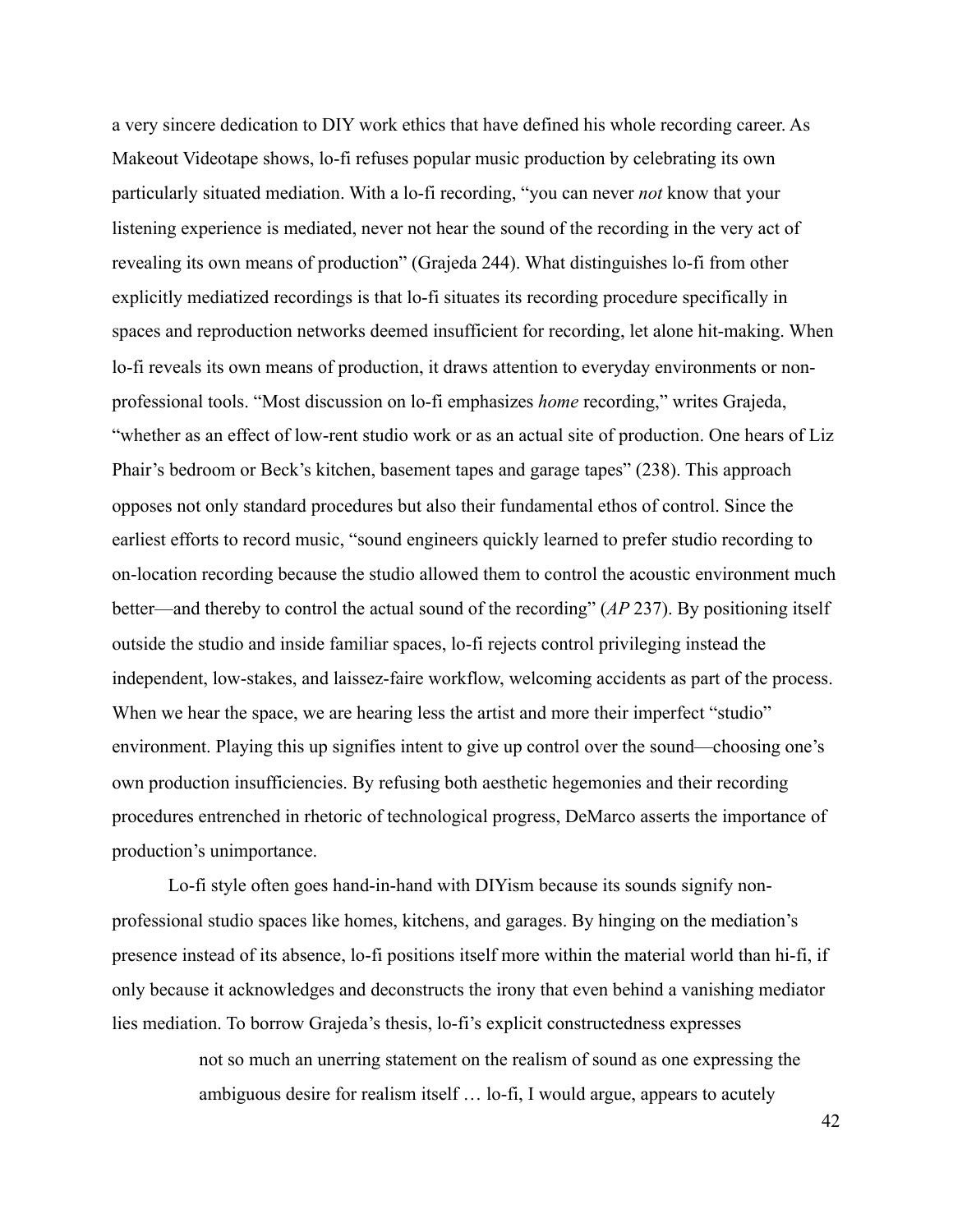a very sincere dedication to DIY work ethics that have defined his whole recording career. As Makeout Videotape shows, lo-fi refuses popular music production by celebrating its own particularly situated mediation. With a lo-fi recording, "you can never *not* know that your listening experience is mediated, never not hear the sound of the recording in the very act of revealing its own means of production" (Grajeda 244). What distinguishes lo-fi from other explicitly mediatized recordings is that lo-fi situates its recording procedure specifically in spaces and reproduction networks deemed insufficient for recording, let alone hit-making. When lo-fi reveals its own means of production, it draws attention to everyday environments or non-professional tools. "Most discussion on lo-fi emphasizes *home* recording," writes Grajeda, "whether as an effect of low-rent studio work or as an actual site of production. One hears of Liz Phair's bedroom or Beck's kitchen, basement tapes and garage tapes" (238). This approach opposes not only standard procedures but also their fundamental ethos of control. Since the earliest efforts to record music, "sound engineers quickly learned to prefer studio recording to on-location recording because the studio allowed them to control the acoustic environment much better—and thereby to control the actual sound of the recording" (*AP* 237). By positioning itself outside the studio and inside familiar spaces, lo-fi rejects control privileging instead the independent, low-stakes, and laissez-faire workflow, welcoming accidents as part of the process. When we hear the space, we are hearing less the artist and more their imperfect "studio" environment. Playing this up signifies intent to give up control over the sound—choosing one's own production insufficiencies. By refusing both aesthetic hegemonies and their recording procedures entrenched in rhetoric of technological progress, DeMarco asserts the importance of production's unimportance.

Lo-fi style often goes hand-in-hand with DIYism because its sounds signify non-professional studio spaces like homes, kitchens, and garages. By hinging on the mediation's presence instead of its absence, lo-fi positions itself more within the material world than hi-fi, if only because it acknowledges and deconstructs the irony that even behind a vanishing mediator lies mediation. To borrow Grajeda's thesis, lo-fi's explicit constructedness expresses

> not so much an unerring statement on the realism of sound as one expressing the ambiguous desire for realism itself … lo-fi, I would argue, appears to acutely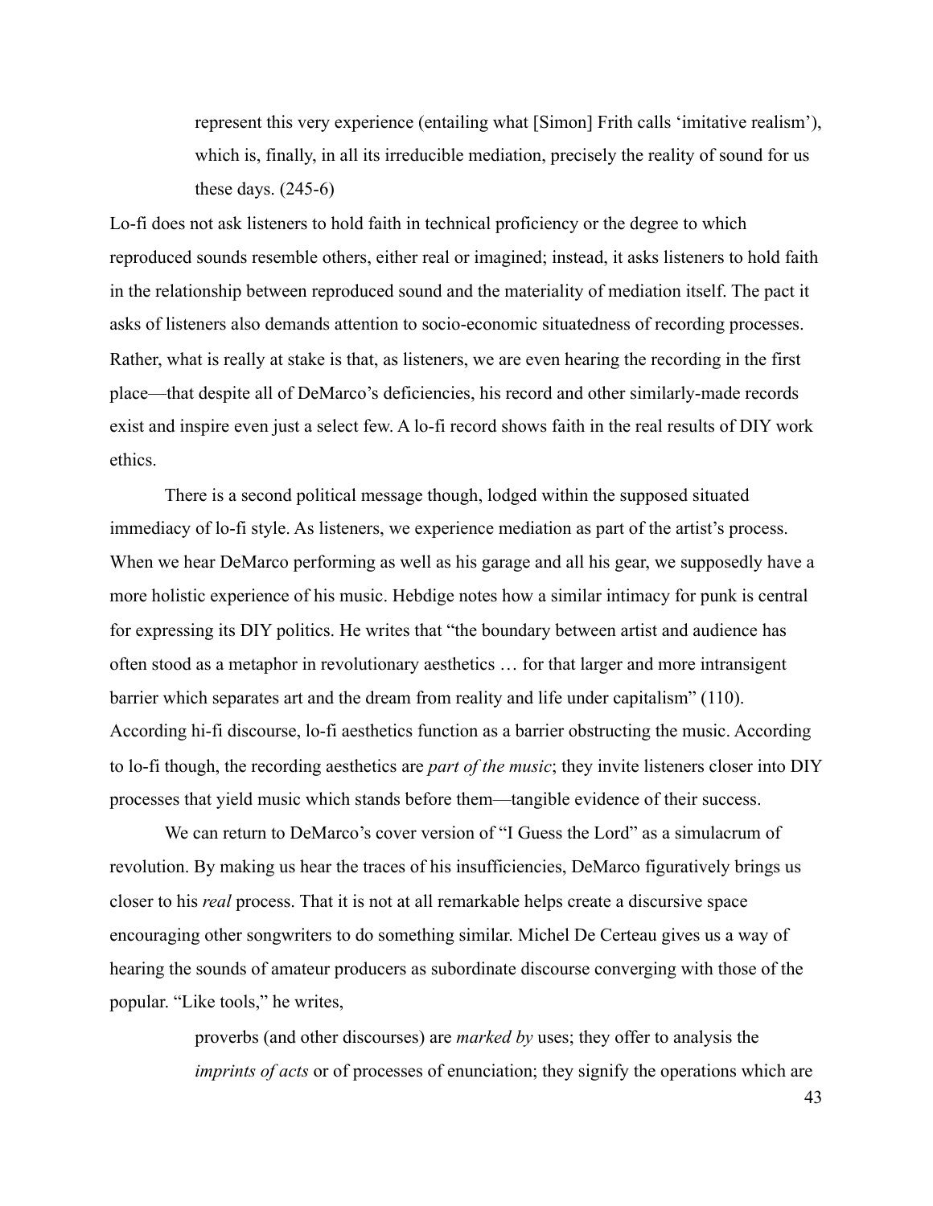> represent this very experience (entailing what [Simon] Frith calls 'imitative realism'), which is, finally, in all its irreducible mediation, precisely the reality of sound for us these days. (245-6)

Lo-fi does not ask listeners to hold faith in technical proficiency or the degree to which reproduced sounds resemble others, either real or imagined; instead, it asks listeners to hold faith in the relationship between reproduced sound and the materiality of mediation itself. The pact it asks of listeners also demands attention to socio-economic situatedness of recording processes. Rather, what is really at stake is that, as listeners, we are even hearing the recording in the first place—that despite all of DeMarco's deficiencies, his record and other similarly-made records exist and inspire even just a select few. A lo-fi record shows faith in the real results of DIY work ethics.

There is a second political message though, lodged within the supposed situated immediacy of lo-fi style. As listeners, we experience mediation as part of the artist's process. When we hear DeMarco performing as well as his garage and all his gear, we supposedly have a more holistic experience of his music. Hebdige notes how a similar intimacy for punk is central for expressing its DIY politics. He writes that "the boundary between artist and audience has often stood as a metaphor in revolutionary aesthetics … for that larger and more intransigent barrier which separates art and the dream from reality and life under capitalism" (110). According hi-fi discourse, lo-fi aesthetics function as a barrier obstructing the music. According to lo-fi though, the recording aesthetics are *part of the music*; they invite listeners closer into DIY processes that yield music which stands before them—tangible evidence of their success.

We can return to DeMarco's cover version of "I Guess the Lord" as a simulacrum of revolution. By making us hear the traces of his insufficiencies, DeMarco figuratively brings us closer to his *real* process. That it is not at all remarkable helps create a discursive space encouraging other songwriters to do something similar. Michel De Certeau gives us a way of hearing the sounds of amateur producers as subordinate discourse converging with those of the popular. "Like tools," he writes,

> proverbs (and other discourses) are *marked by* uses; they offer to analysis the *imprints of acts* or of processes of enunciation; they signify the operations which are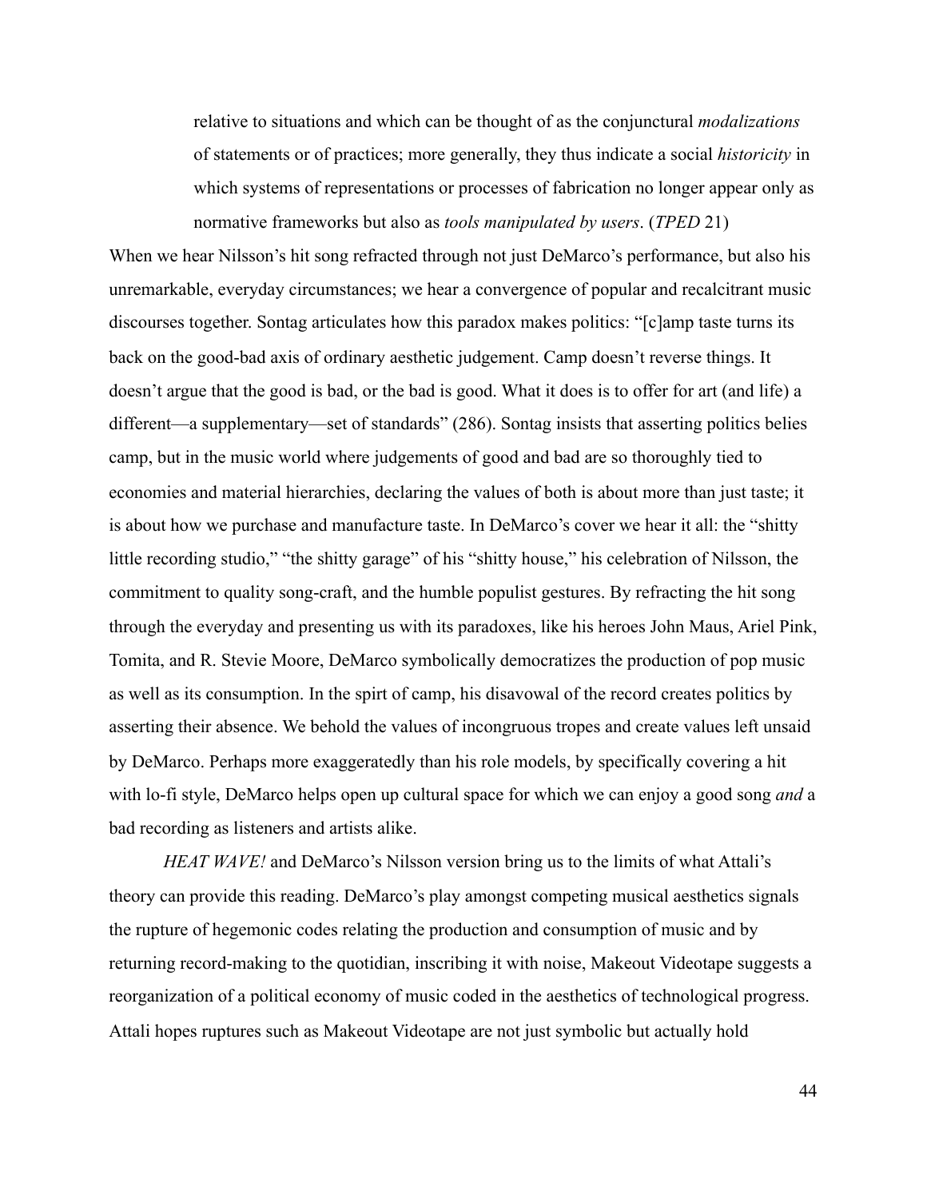> relative to situations and which can be thought of as the conjunctural *modalizations* of statements or of practices; more generally, they thus indicate a social *historicity* in which systems of representations or processes of fabrication no longer appear only as normative frameworks but also as *tools manipulated by users*. (*TPED* 21)

When we hear Nilsson's hit song refracted through not just DeMarco's performance, but also his unremarkable, everyday circumstances; we hear a convergence of popular and recalcitrant music discourses together. Sontag articulates how this paradox makes politics: "[c]amp taste turns its back on the good-bad axis of ordinary aesthetic judgement. Camp doesn't reverse things. It doesn't argue that the good is bad, or the bad is good. What it does is to offer for art (and life) a different—a supplementary—set of standards" (286). Sontag insists that asserting politics belies camp, but in the music world where judgements of good and bad are so thoroughly tied to economies and material hierarchies, declaring the values of both is about more than just taste; it is about how we purchase and manufacture taste. In DeMarco's cover we hear it all: the "shitty little recording studio," "the shitty garage" of his "shitty house," his celebration of Nilsson, the commitment to quality song-craft, and the humble populist gestures. By refracting the hit song through the everyday and presenting us with its paradoxes, like his heroes John Maus, Ariel Pink, Tomita, and R. Stevie Moore, DeMarco symbolically democratizes the production of pop music as well as its consumption. In the spirt of camp, his disavowal of the record creates politics by asserting their absence. We behold the values of incongruous tropes and create values left unsaid by DeMarco. Perhaps more exaggeratedly than his role models, by specifically covering a hit with lo-fi style, DeMarco helps open up cultural space for which we can enjoy a good song *and* a bad recording as listeners and artists alike.

*HEAT WAVE!* and DeMarco's Nilsson version bring us to the limits of what Attali's theory can provide this reading. DeMarco's play amongst competing musical aesthetics signals the rupture of hegemonic codes relating the production and consumption of music and by returning record-making to the quotidian, inscribing it with noise, Makeout Videotape suggests a reorganization of a political economy of music coded in the aesthetics of technological progress. Attali hopes ruptures such as Makeout Videotape are not just symbolic but actually hold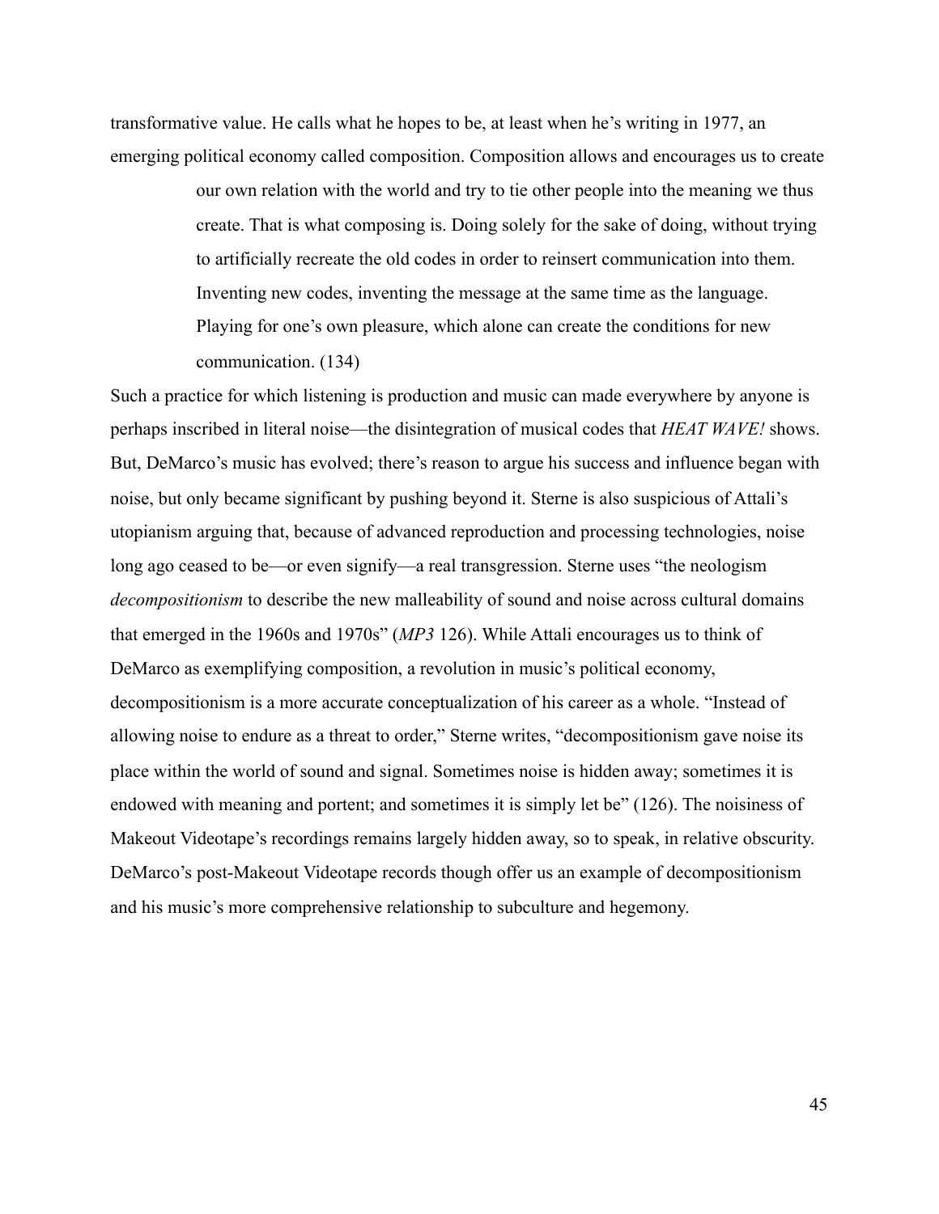transformative value. He calls what he hopes to be, at least when he's writing in 1977, an emerging political economy called composition. Composition allows and encourages us to create

> our own relation with the world and try to tie other people into the meaning we thus create. That is what composing is. Doing solely for the sake of doing, without trying to artificially recreate the old codes in order to reinsert communication into them. Inventing new codes, inventing the message at the same time as the language. Playing for one's own pleasure, which alone can create the conditions for new communication. (134)

Such a practice for which listening is production and music can made everywhere by anyone is perhaps inscribed in literal noise—the disintegration of musical codes that *HEAT WAVE!* shows. But, DeMarco's music has evolved; there's reason to argue his success and influence began with noise, but only became significant by pushing beyond it. Sterne is also suspicious of Attali's utopianism arguing that, because of advanced reproduction and processing technologies, noise long ago ceased to be—or even signify—a real transgression. Sterne uses "the neologism *decompositionism* to describe the new malleability of sound and noise across cultural domains that emerged in the 1960s and 1970s" (*MP3* 126). While Attali encourages us to think of DeMarco as exemplifying composition, a revolution in music's political economy, decompositionism is a more accurate conceptualization of his career as a whole. "Instead of allowing noise to endure as a threat to order," Sterne writes, "decompositionism gave noise its place within the world of sound and signal. Sometimes noise is hidden away; sometimes it is endowed with meaning and portent; and sometimes it is simply let be" (126). The noisiness of Makeout Videotape's recordings remains largely hidden away, so to speak, in relative obscurity. DeMarco's post-Makeout Videotape records though offer us an example of decompositionism and his music's more comprehensive relationship to subculture and hegemony.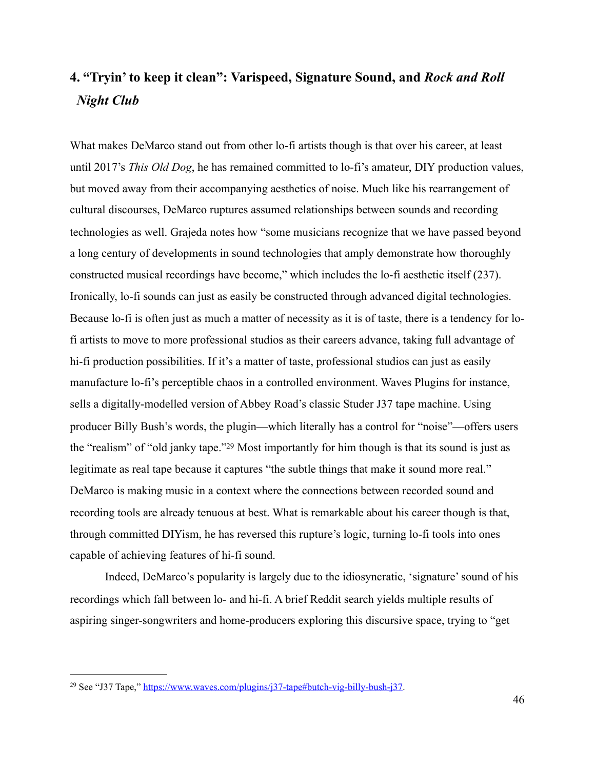## 4. "Tryin' to keep it clean": Varispeed, Signature Sound, and *Rock and Roll Night Club*

What makes DeMarco stand out from other lo-fi artists though is that over his career, at least until 2017's *This Old Dog*, he has remained committed to lo-fi's amateur, DIY production values, but moved away from their accompanying aesthetics of noise. Much like his rearrangement of cultural discourses, DeMarco ruptures assumed relationships between sounds and recording technologies as well. Grajeda notes how "some musicians recognize that we have passed beyond a long century of developments in sound technologies that amply demonstrate how thoroughly constructed musical recordings have become," which includes the lo-fi aesthetic itself (237). Ironically, lo-fi sounds can just as easily be constructed through advanced digital technologies. Because lo-fi is often just as much a matter of necessity as it is of taste, there is a tendency for lo-fi artists to move to more professional studios as their careers advance, taking full advantage of hi-fi production possibilities. If it's a matter of taste, professional studios can just as easily manufacture lo-fi's perceptible chaos in a controlled environment. Waves Plugins for instance, sells a digitally-modelled version of Abbey Road's classic Studer J37 tape machine. Using producer Billy Bush's words, the plugin—which literally has a control for "noise"—offers users the "realism" of "old janky tape."[29] Most importantly for him though is that its sound is just as legitimate as real tape because it captures "the subtle things that make it sound more real." DeMarco is making music in a context where the connections between recorded sound and recording tools are already tenuous at best. What is remarkable about his career though is that, through committed DIYism, he has reversed this rupture's logic, turning lo-fi tools into ones capable of achieving features of hi-fi sound.

Indeed, DeMarco's popularity is largely due to the idiosyncratic, 'signature' sound of his recordings which fall between lo- and hi-fi. A brief Reddit search yields multiple results of aspiring singer-songwriters and home-producers exploring this discursive space, trying to "get

---

[29] See "J37 Tape," https://www.waves.com/plugins/j37-tape#butch-vig-billy-bush-j37.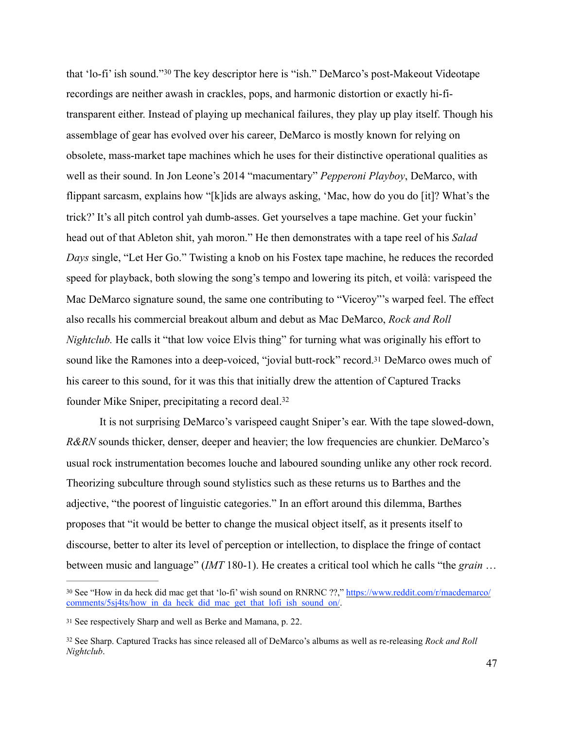that 'lo-fi' ish sound."[30] The key descriptor here is "ish." DeMarco's post-Makeout Videotape recordings are neither awash in crackles, pops, and harmonic distortion or exactly hi-fi-transparent either. Instead of playing up mechanical failures, they play up play itself. Though his assemblage of gear has evolved over his career, DeMarco is mostly known for relying on obsolete, mass-market tape machines which he uses for their distinctive operational qualities as well as their sound. In Jon Leone's 2014 "macumentary" *Pepperoni Playboy*, DeMarco, with flippant sarcasm, explains how "[k]ids are always asking, 'Mac, how do you do [it]? What's the trick?' It's all pitch control yah dumb-asses. Get yourselves a tape machine. Get your fuckin' head out of that Ableton shit, yah moron." He then demonstrates with a tape reel of his *Salad Days* single, "Let Her Go." Twisting a knob on his Fostex tape machine, he reduces the recorded speed for playback, both slowing the song's tempo and lowering its pitch, et voilà: varispeed the Mac DeMarco signature sound, the same one contributing to "Viceroy"'s warped feel. The effect also recalls his commercial breakout album and debut as Mac DeMarco, *Rock and Roll Nightclub.* He calls it "that low voice Elvis thing" for turning what was originally his effort to sound like the Ramones into a deep-voiced, "jovial butt-rock" record.[31] DeMarco owes much of his career to this sound, for it was this that initially drew the attention of Captured Tracks founder Mike Sniper, precipitating a record deal.[32]

It is not surprising DeMarco's varispeed caught Sniper's ear. With the tape slowed-down, *R&RN* sounds thicker, denser, deeper and heavier; the low frequencies are chunkier. DeMarco's usual rock instrumentation becomes louche and laboured sounding unlike any other rock record. Theorizing subculture through sound stylistics such as these returns us to Barthes and the adjective, "the poorest of linguistic categories." In an effort around this dilemma, Barthes proposes that "it would be better to change the musical object itself, as it presents itself to discourse, better to alter its level of perception or intellection, to displace the fringe of contact between music and language" (*IMT* 180-1). He creates a critical tool which he calls "the *grain* …

---

[30] See "How in da heck did mac get that 'lo-fi' wish sound on RNRNC ??," https://www.reddit.com/r/macdemarco/comments/5sj4ts/how_in_da_heck_did_mac_get_that_lofi_ish_sound_on/.

[31] See respectively Sharp and well as Berke and Mamana, p. 22.

[32] See Sharp. Captured Tracks has since released all of DeMarco's albums as well as re-releasing *Rock and Roll Nightclub*.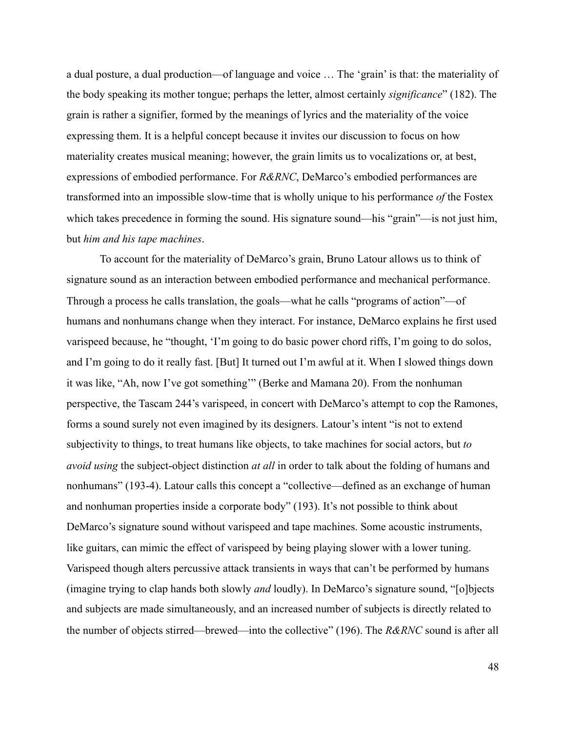a dual posture, a dual production—of language and voice … The 'grain' is that: the materiality of the body speaking its mother tongue; perhaps the letter, almost certainly *significance*" (182). The grain is rather a signifier, formed by the meanings of lyrics and the materiality of the voice expressing them. It is a helpful concept because it invites our discussion to focus on how materiality creates musical meaning; however, the grain limits us to vocalizations or, at best, expressions of embodied performance. For *R&RNC*, DeMarco's embodied performances are transformed into an impossible slow-time that is wholly unique to his performance *of* the Fostex which takes precedence in forming the sound. His signature sound—his "grain"—is not just him, but *him and his tape machines*.

To account for the materiality of DeMarco's grain, Bruno Latour allows us to think of signature sound as an interaction between embodied performance and mechanical performance. Through a process he calls translation, the goals—what he calls "programs of action"—of humans and nonhumans change when they interact. For instance, DeMarco explains he first used varispeed because, he "thought, 'I'm going to do basic power chord riffs, I'm going to do solos, and I'm going to do it really fast. [But] It turned out I'm awful at it. When I slowed things down it was like, "Ah, now I've got something"'" (Berke and Mamana 20). From the nonhuman perspective, the Tascam 244's varispeed, in concert with DeMarco's attempt to cop the Ramones, forms a sound surely not even imagined by its designers. Latour's intent "is not to extend subjectivity to things, to treat humans like objects, to take machines for social actors, but *to avoid using* the subject-object distinction *at all* in order to talk about the folding of humans and nonhumans" (193-4). Latour calls this concept a "collective—defined as an exchange of human and nonhuman properties inside a corporate body" (193). It's not possible to think about DeMarco's signature sound without varispeed and tape machines. Some acoustic instruments, like guitars, can mimic the effect of varispeed by being playing slower with a lower tuning. Varispeed though alters percussive attack transients in ways that can't be performed by humans (imagine trying to clap hands both slowly *and* loudly). In DeMarco's signature sound, "[o]bjects and subjects are made simultaneously, and an increased number of subjects is directly related to the number of objects stirred—brewed—into the collective" (196). The *R&RNC* sound is after all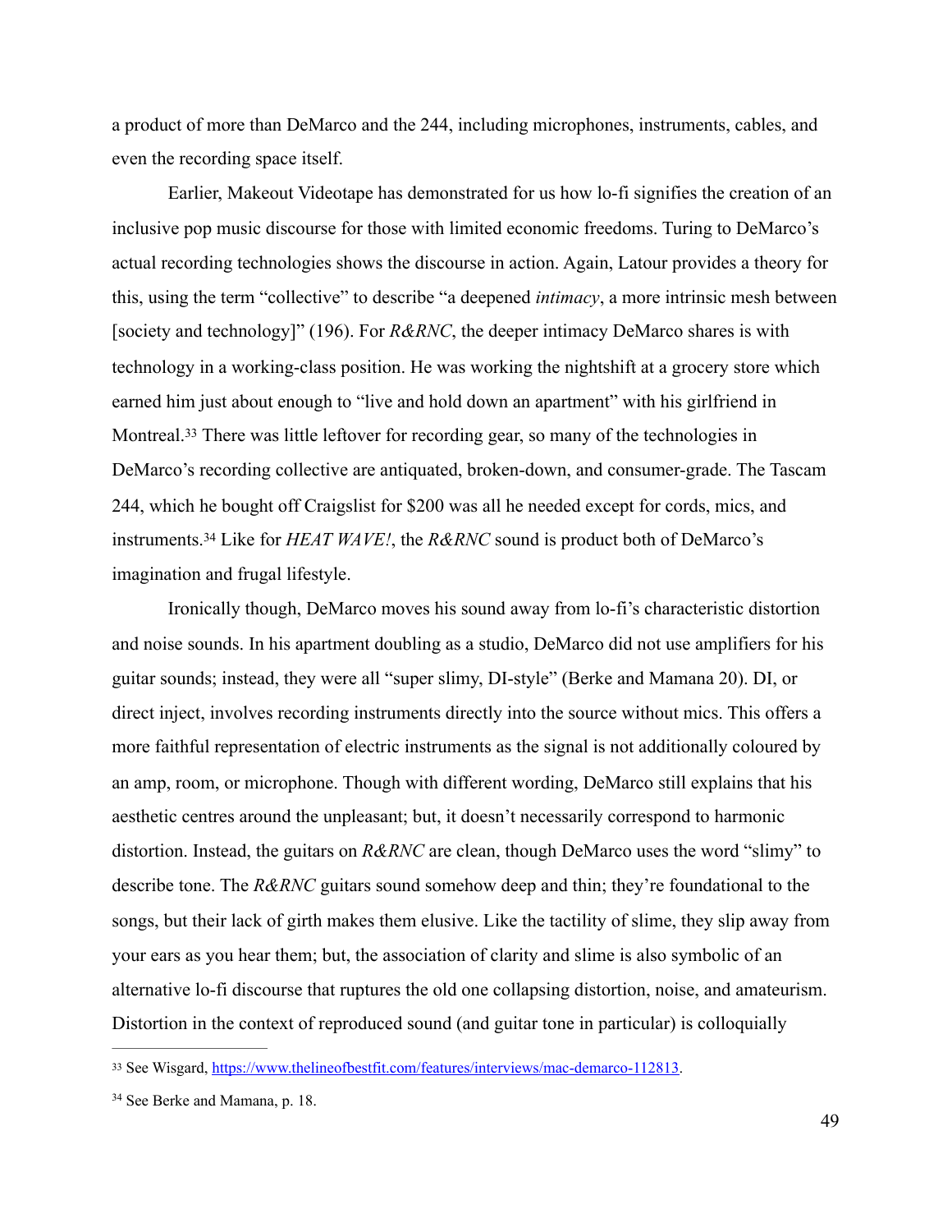a product of more than DeMarco and the 244, including microphones, instruments, cables, and even the recording space itself.

Earlier, Makeout Videotape has demonstrated for us how lo-fi signifies the creation of an inclusive pop music discourse for those with limited economic freedoms. Turing to DeMarco's actual recording technologies shows the discourse in action. Again, Latour provides a theory for this, using the term "collective" to describe "a deepened *intimacy*, a more intrinsic mesh between [society and technology]" (196). For *R&RNC*, the deeper intimacy DeMarco shares is with technology in a working-class position. He was working the nightshift at a grocery store which earned him just about enough to "live and hold down an apartment" with his girlfriend in Montreal.[33] There was little leftover for recording gear, so many of the technologies in DeMarco's recording collective are antiquated, broken-down, and consumer-grade. The Tascam 244, which he bought off Craigslist for $200 was all he needed except for cords, mics, and instruments.[34] Like for *HEAT WAVE!*, the *R&RNC* sound is product both of DeMarco's imagination and frugal lifestyle.

Ironically though, DeMarco moves his sound away from lo-fi's characteristic distortion and noise sounds. In his apartment doubling as a studio, DeMarco did not use amplifiers for his guitar sounds; instead, they were all "super slimy, DI-style" (Berke and Mamana 20). DI, or direct inject, involves recording instruments directly into the source without mics. This offers a more faithful representation of electric instruments as the signal is not additionally coloured by an amp, room, or microphone. Though with different wording, DeMarco still explains that his aesthetic centres around the unpleasant; but, it doesn't necessarily correspond to harmonic distortion. Instead, the guitars on *R&RNC* are clean, though DeMarco uses the word "slimy" to describe tone. The *R&RNC* guitars sound somehow deep and thin; they're foundational to the songs, but their lack of girth makes them elusive. Like the tactility of slime, they slip away from your ears as you hear them; but, the association of clarity and slime is also symbolic of an alternative lo-fi discourse that ruptures the old one collapsing distortion, noise, and amateurism. Distortion in the context of reproduced sound (and guitar tone in particular) is colloquially

---

[33] See Wisgard, https://www.thelineofbestfit.com/features/interviews/mac-demarco-112813.

[34] See Berke and Mamana, p. 18.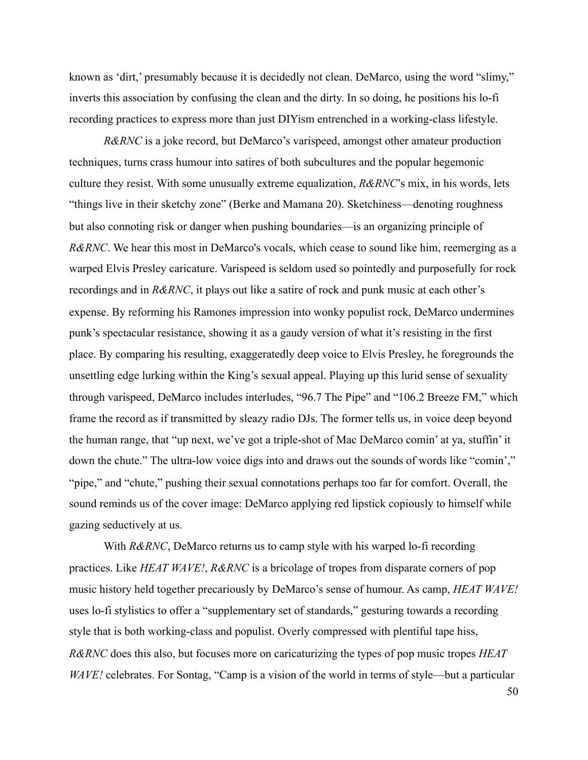known as ‘dirt,’ presumably because it is decidedly not clean. DeMarco, using the word “slimy,” inverts this association by confusing the clean and the dirty. In so doing, he positions his lo-fi recording practices to express more than just DIYism entrenched in a working-class lifestyle.

*R&RNC* is a joke record, but DeMarco’s varispeed, amongst other amateur production techniques, turns crass humour into satires of both subcultures and the popular hegemonic culture they resist. With some unusually extreme equalization, *R&RNC*’s mix, in his words, lets “things live in their sketchy zone” (Berke and Mamana 20). Sketchiness—denoting roughness but also connoting risk or danger when pushing boundaries—is an organizing principle of *R&RNC*. We hear this most in DeMarco's vocals, which cease to sound like him, reemerging as a warped Elvis Presley caricature. Varispeed is seldom used so pointedly and purposefully for rock recordings and in *R&RNC*, it plays out like a satire of rock and punk music at each other’s expense. By reforming his Ramones impression into wonky populist rock, DeMarco undermines punk’s spectacular resistance, showing it as a gaudy version of what it’s resisting in the first place. By comparing his resulting, exaggeratedly deep voice to Elvis Presley, he foregrounds the unsettling edge lurking within the King’s sexual appeal. Playing up this lurid sense of sexuality through varispeed, DeMarco includes interludes, “96.7 The Pipe” and “106.2 Breeze FM,” which frame the record as if transmitted by sleazy radio DJs. The former tells us, in voice deep beyond the human range, that “up next, we’ve got a triple-shot of Mac DeMarco comin’ at ya, stuffin’ it down the chute.” The ultra-low voice digs into and draws out the sounds of words like “comin’,” “pipe,” and “chute,” pushing their sexual connotations perhaps too far for comfort. Overall, the sound reminds us of the cover image: DeMarco applying red lipstick copiously to himself while gazing seductively at us.

With *R&RNC*, DeMarco returns us to camp style with his warped lo-fi recording practices. Like *HEAT WAVE!*, *R&RNC* is a bricolage of tropes from disparate corners of pop music history held together precariously by DeMarco’s sense of humour. As camp, *HEAT WAVE!* uses lo-fi stylistics to offer a “supplementary set of standards,” gesturing towards a recording style that is both working-class and populist. Overly compressed with plentiful tape hiss, *R&RNC* does this also, but focuses more on caricaturizing the types of pop music tropes *HEAT WAVE!* celebrates. For Sontag, “Camp is a vision of the world in terms of style—but a particular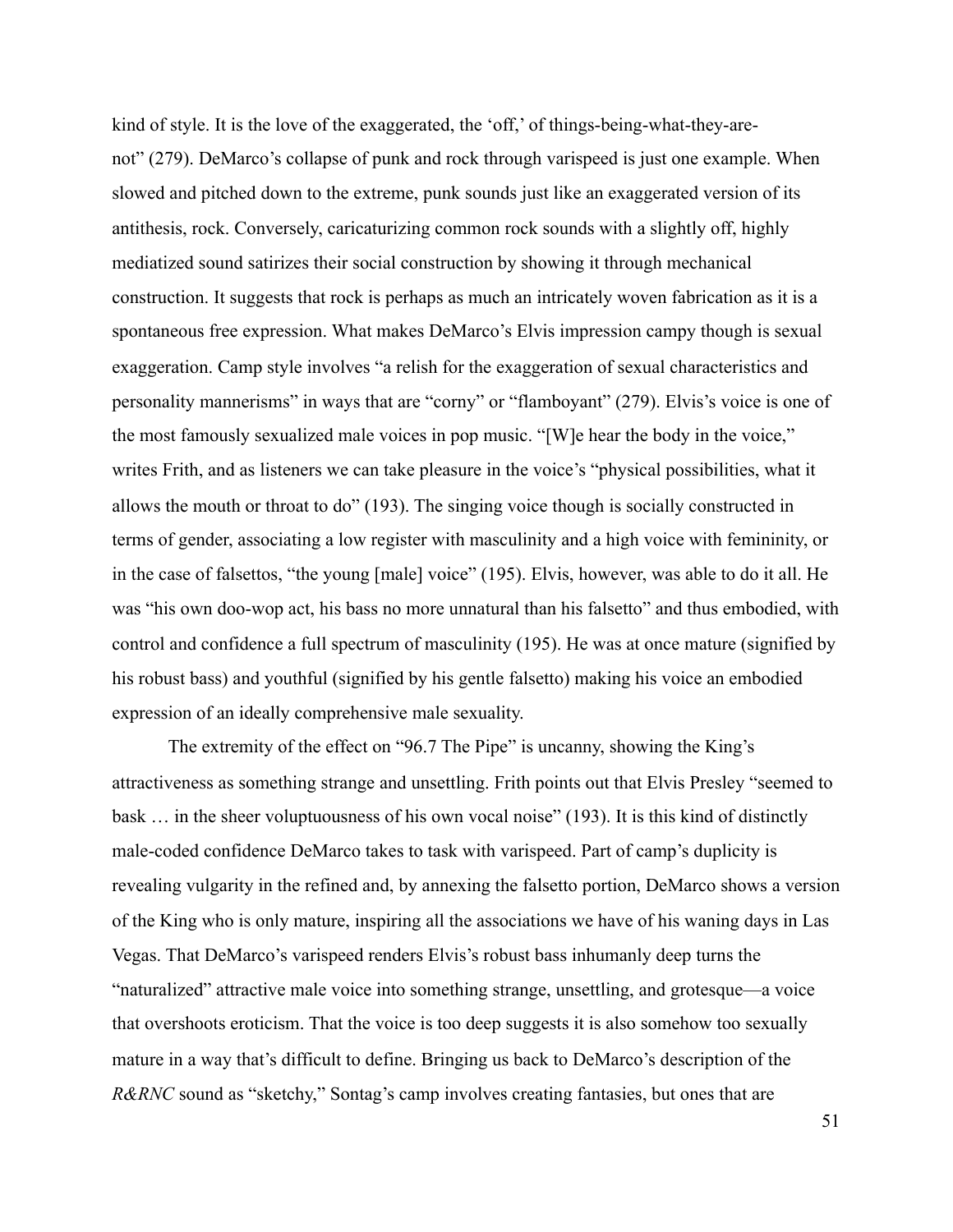kind of style. It is the love of the exaggerated, the 'off,' of things-being-what-they-are-not" (279). DeMarco's collapse of punk and rock through varispeed is just one example. When slowed and pitched down to the extreme, punk sounds just like an exaggerated version of its antithesis, rock. Conversely, caricaturizing common rock sounds with a slightly off, highly mediatized sound satirizes their social construction by showing it through mechanical construction. It suggests that rock is perhaps as much an intricately woven fabrication as it is a spontaneous free expression. What makes DeMarco's Elvis impression campy though is sexual exaggeration. Camp style involves "a relish for the exaggeration of sexual characteristics and personality mannerisms" in ways that are "corny" or "flamboyant" (279). Elvis's voice is one of the most famously sexualized male voices in pop music. "[W]e hear the body in the voice," writes Frith, and as listeners we can take pleasure in the voice's "physical possibilities, what it allows the mouth or throat to do" (193). The singing voice though is socially constructed in terms of gender, associating a low register with masculinity and a high voice with femininity, or in the case of falsettos, "the young [male] voice" (195). Elvis, however, was able to do it all. He was "his own doo-wop act, his bass no more unnatural than his falsetto" and thus embodied, with control and confidence a full spectrum of masculinity (195). He was at once mature (signified by his robust bass) and youthful (signified by his gentle falsetto) making his voice an embodied expression of an ideally comprehensive male sexuality.

The extremity of the effect on "96.7 The Pipe" is uncanny, showing the King's attractiveness as something strange and unsettling. Frith points out that Elvis Presley "seemed to bask … in the sheer voluptuousness of his own vocal noise" (193). It is this kind of distinctly male-coded confidence DeMarco takes to task with varispeed. Part of camp's duplicity is revealing vulgarity in the refined and, by annexing the falsetto portion, DeMarco shows a version of the King who is only mature, inspiring all the associations we have of his waning days in Las Vegas. That DeMarco's varispeed renders Elvis's robust bass inhumanly deep turns the "naturalized" attractive male voice into something strange, unsettling, and grotesque—a voice that overshoots eroticism. That the voice is too deep suggests it is also somehow too sexually mature in a way that's difficult to define. Bringing us back to DeMarco's description of the *R&RNC* sound as "sketchy," Sontag's camp involves creating fantasies, but ones that are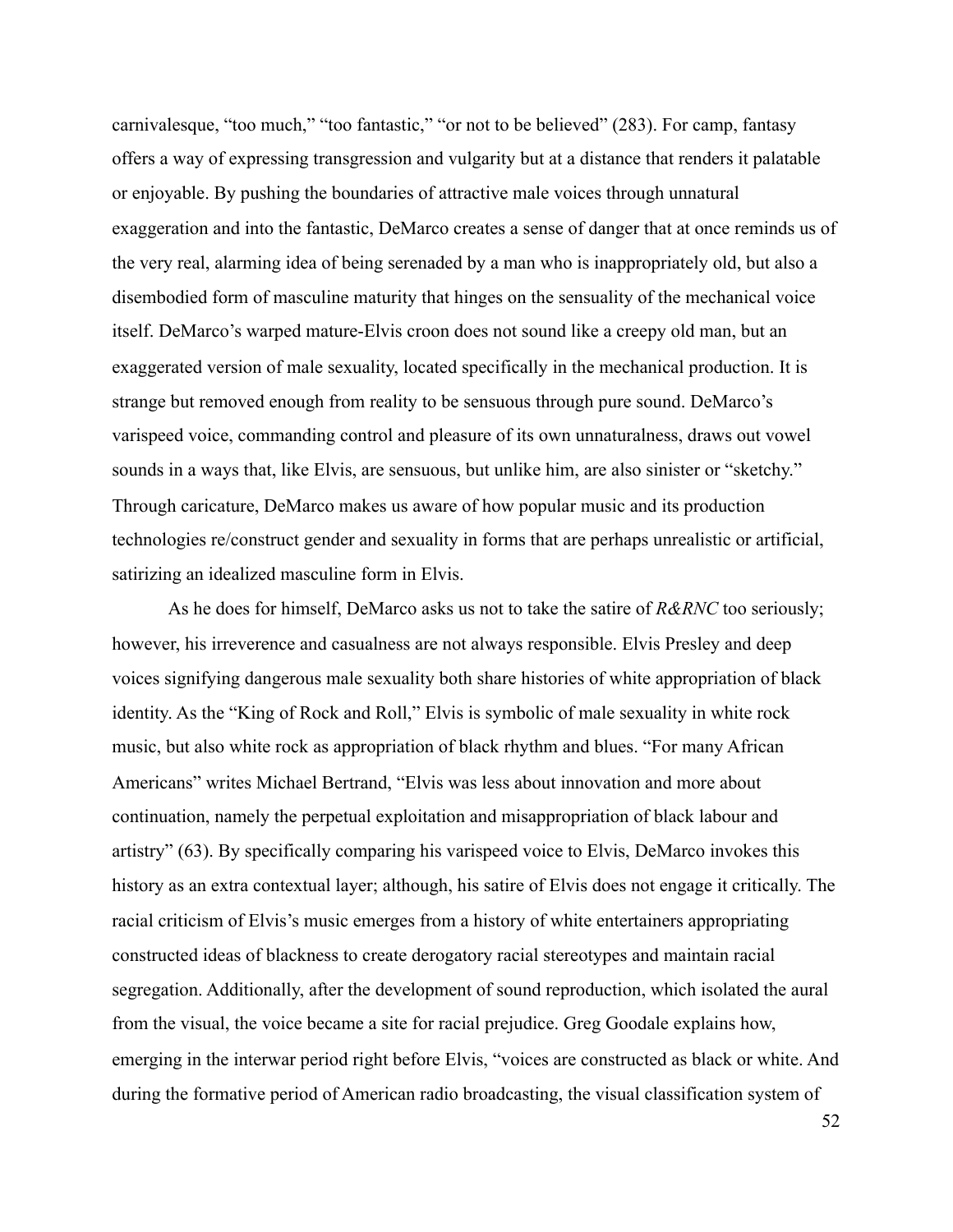carnivalesque, "too much," "too fantastic," "or not to be believed" (283). For camp, fantasy offers a way of expressing transgression and vulgarity but at a distance that renders it palatable or enjoyable. By pushing the boundaries of attractive male voices through unnatural exaggeration and into the fantastic, DeMarco creates a sense of danger that at once reminds us of the very real, alarming idea of being serenaded by a man who is inappropriately old, but also a disembodied form of masculine maturity that hinges on the sensuality of the mechanical voice itself. DeMarco's warped mature-Elvis croon does not sound like a creepy old man, but an exaggerated version of male sexuality, located specifically in the mechanical production. It is strange but removed enough from reality to be sensuous through pure sound. DeMarco's varispeed voice, commanding control and pleasure of its own unnaturalness, draws out vowel sounds in a ways that, like Elvis, are sensuous, but unlike him, are also sinister or "sketchy." Through caricature, DeMarco makes us aware of how popular music and its production technologies re/construct gender and sexuality in forms that are perhaps unrealistic or artificial, satirizing an idealized masculine form in Elvis.

As he does for himself, DeMarco asks us not to take the satire of *R&RNC* too seriously; however, his irreverence and casualness are not always responsible. Elvis Presley and deep voices signifying dangerous male sexuality both share histories of white appropriation of black identity. As the "King of Rock and Roll," Elvis is symbolic of male sexuality in white rock music, but also white rock as appropriation of black rhythm and blues. "For many African Americans" writes Michael Bertrand, "Elvis was less about innovation and more about continuation, namely the perpetual exploitation and misappropriation of black labour and artistry" (63). By specifically comparing his varispeed voice to Elvis, DeMarco invokes this history as an extra contextual layer; although, his satire of Elvis does not engage it critically. The racial criticism of Elvis's music emerges from a history of white entertainers appropriating constructed ideas of blackness to create derogatory racial stereotypes and maintain racial segregation. Additionally, after the development of sound reproduction, which isolated the aural from the visual, the voice became a site for racial prejudice. Greg Goodale explains how, emerging in the interwar period right before Elvis, "voices are constructed as black or white. And during the formative period of American radio broadcasting, the visual classification system of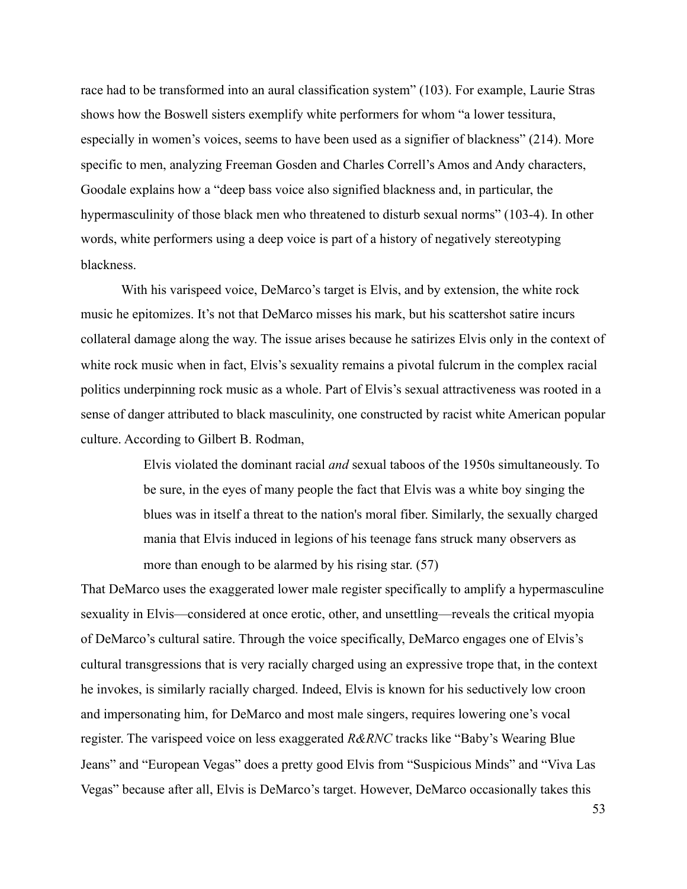race had to be transformed into an aural classification system" (103). For example, Laurie Stras shows how the Boswell sisters exemplify white performers for whom "a lower tessitura, especially in women's voices, seems to have been used as a signifier of blackness" (214). More specific to men, analyzing Freeman Gosden and Charles Correll's Amos and Andy characters, Goodale explains how a "deep bass voice also signified blackness and, in particular, the hypermasculinity of those black men who threatened to disturb sexual norms" (103-4). In other words, white performers using a deep voice is part of a history of negatively stereotyping blackness.

With his varispeed voice, DeMarco's target is Elvis, and by extension, the white rock music he epitomizes. It's not that DeMarco misses his mark, but his scattershot satire incurs collateral damage along the way. The issue arises because he satirizes Elvis only in the context of white rock music when in fact, Elvis's sexuality remains a pivotal fulcrum in the complex racial politics underpinning rock music as a whole. Part of Elvis's sexual attractiveness was rooted in a sense of danger attributed to black masculinity, one constructed by racist white American popular culture. According to Gilbert B. Rodman,

> Elvis violated the dominant racial *and* sexual taboos of the 1950s simultaneously. To be sure, in the eyes of many people the fact that Elvis was a white boy singing the blues was in itself a threat to the nation's moral fiber. Similarly, the sexually charged mania that Elvis induced in legions of his teenage fans struck many observers as more than enough to be alarmed by his rising star. (57)

That DeMarco uses the exaggerated lower male register specifically to amplify a hypermasculine sexuality in Elvis—considered at once erotic, other, and unsettling—reveals the critical myopia of DeMarco's cultural satire. Through the voice specifically, DeMarco engages one of Elvis's cultural transgressions that is very racially charged using an expressive trope that, in the context he invokes, is similarly racially charged. Indeed, Elvis is known for his seductively low croon and impersonating him, for DeMarco and most male singers, requires lowering one's vocal register. The varispeed voice on less exaggerated *R&RNC* tracks like "Baby's Wearing Blue Jeans" and "European Vegas" does a pretty good Elvis from "Suspicious Minds" and "Viva Las Vegas" because after all, Elvis is DeMarco's target. However, DeMarco occasionally takes this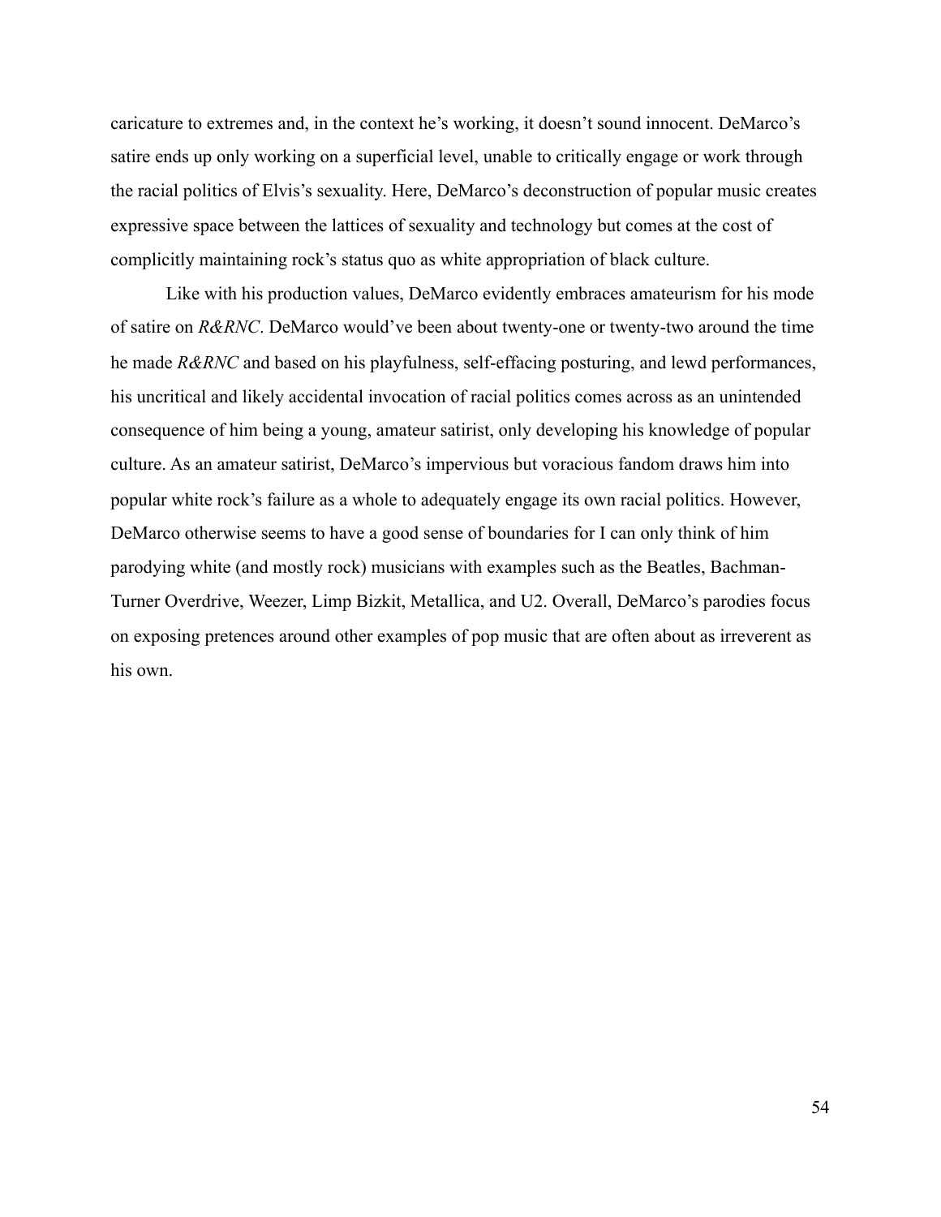caricature to extremes and, in the context he's working, it doesn't sound innocent. DeMarco's satire ends up only working on a superficial level, unable to critically engage or work through the racial politics of Elvis's sexuality. Here, DeMarco's deconstruction of popular music creates expressive space between the lattices of sexuality and technology but comes at the cost of complicitly maintaining rock's status quo as white appropriation of black culture.

Like with his production values, DeMarco evidently embraces amateurism for his mode of satire on *R&RNC*. DeMarco would've been about twenty-one or twenty-two around the time he made *R&RNC* and based on his playfulness, self-effacing posturing, and lewd performances, his uncritical and likely accidental invocation of racial politics comes across as an unintended consequence of him being a young, amateur satirist, only developing his knowledge of popular culture. As an amateur satirist, DeMarco's impervious but voracious fandom draws him into popular white rock's failure as a whole to adequately engage its own racial politics. However, DeMarco otherwise seems to have a good sense of boundaries for I can only think of him parodying white (and mostly rock) musicians with examples such as the Beatles, Bachman-Turner Overdrive, Weezer, Limp Bizkit, Metallica, and U2. Overall, DeMarco's parodies focus on exposing pretences around other examples of pop music that are often about as irreverent as his own.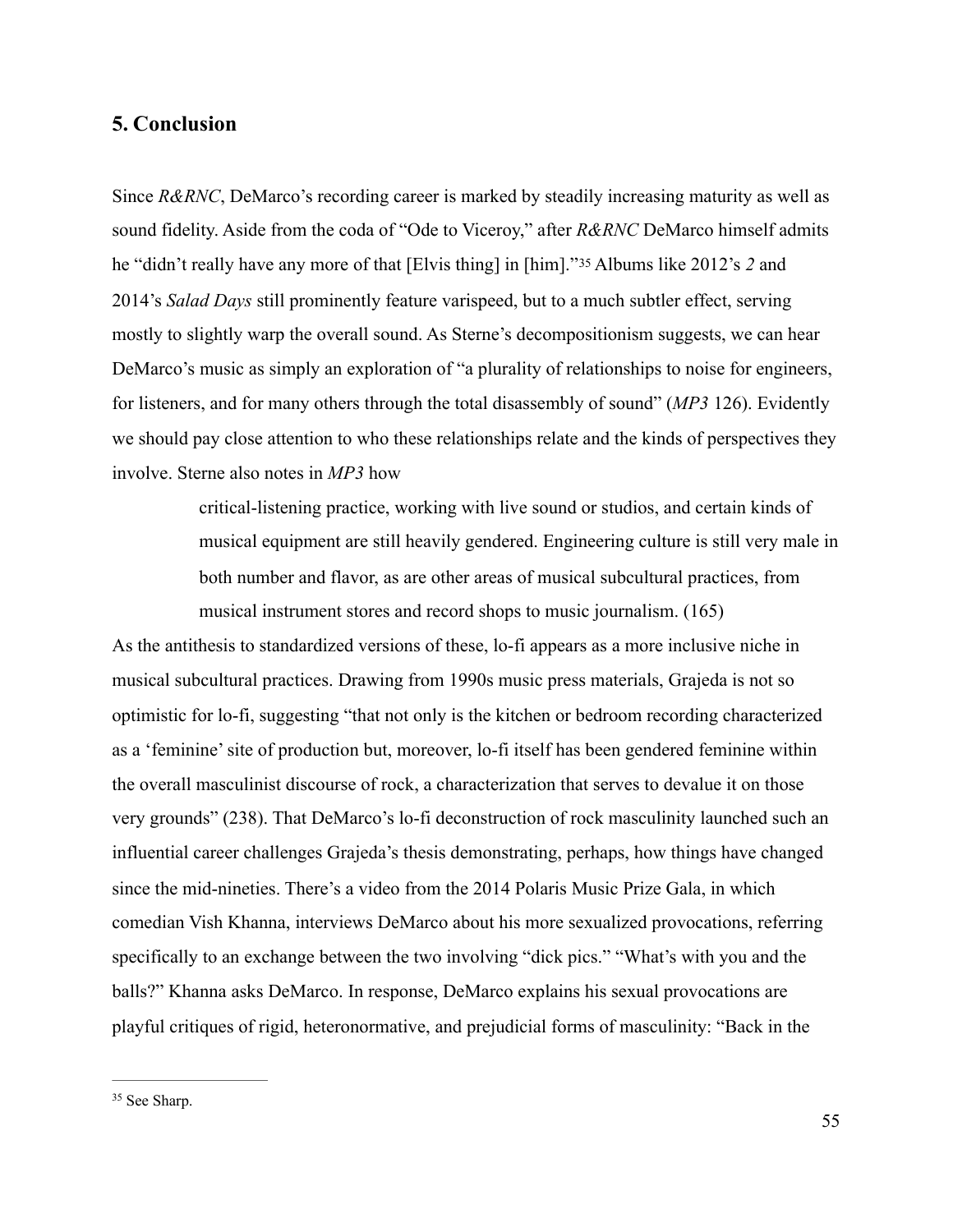## 5. Conclusion

Since *R&RNC*, DeMarco's recording career is marked by steadily increasing maturity as well as sound fidelity. Aside from the coda of "Ode to Viceroy," after *R&RNC* DeMarco himself admits he "didn't really have any more of that [Elvis thing] in [him]."[35] Albums like 2012's *2* and 2014's *Salad Days* still prominently feature varispeed, but to a much subtler effect, serving mostly to slightly warp the overall sound. As Sterne's decompositionism suggests, we can hear DeMarco's music as simply an exploration of "a plurality of relationships to noise for engineers, for listeners, and for many others through the total disassembly of sound" (*MP3* 126). Evidently we should pay close attention to who these relationships relate and the kinds of perspectives they involve. Sterne also notes in *MP3* how

> critical-listening practice, working with live sound or studios, and certain kinds of musical equipment are still heavily gendered. Engineering culture is still very male in both number and flavor, as are other areas of musical subcultural practices, from musical instrument stores and record shops to music journalism. (165)

As the antithesis to standardized versions of these, lo-fi appears as a more inclusive niche in musical subcultural practices. Drawing from 1990s music press materials, Grajeda is not so optimistic for lo-fi, suggesting "that not only is the kitchen or bedroom recording characterized as a 'feminine' site of production but, moreover, lo-fi itself has been gendered feminine within the overall masculinist discourse of rock, a characterization that serves to devalue it on those very grounds" (238). That DeMarco's lo-fi deconstruction of rock masculinity launched such an influential career challenges Grajeda's thesis demonstrating, perhaps, how things have changed since the mid-nineties. There's a video from the 2014 Polaris Music Prize Gala, in which comedian Vish Khanna, interviews DeMarco about his more sexualized provocations, referring specifically to an exchange between the two involving "dick pics." "What's with you and the balls?" Khanna asks DeMarco. In response, DeMarco explains his sexual provocations are playful critiques of rigid, heteronormative, and prejudicial forms of masculinity: "Back in the

---

[35] See Sharp.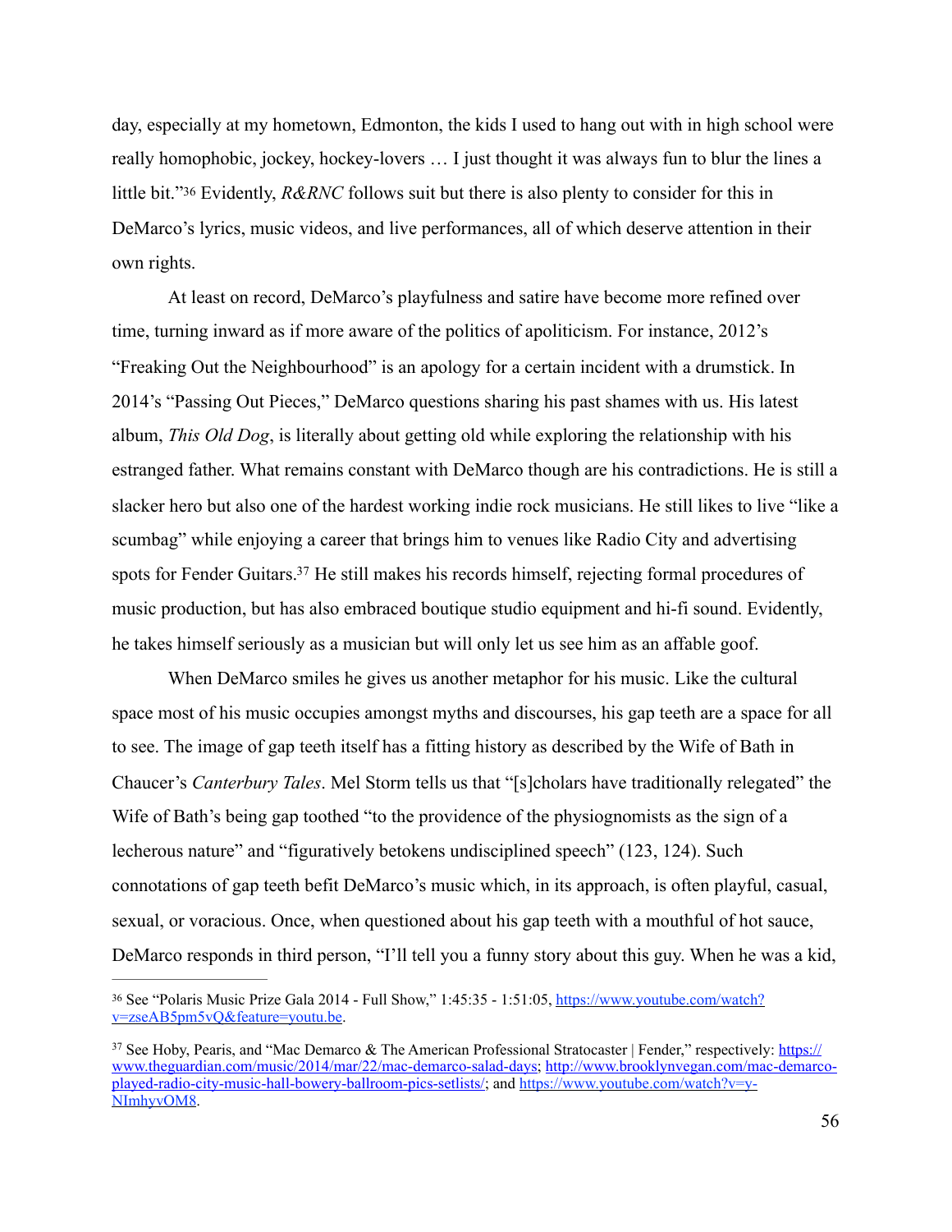day, especially at my hometown, Edmonton, the kids I used to hang out with in high school were really homophobic, jockey, hockey-lovers … I just thought it was always fun to blur the lines a little bit."[36] Evidently, *R&RNC* follows suit but there is also plenty to consider for this in DeMarco's lyrics, music videos, and live performances, all of which deserve attention in their own rights.

At least on record, DeMarco's playfulness and satire have become more refined over time, turning inward as if more aware of the politics of apoliticism. For instance, 2012's "Freaking Out the Neighbourhood" is an apology for a certain incident with a drumstick. In 2014's "Passing Out Pieces," DeMarco questions sharing his past shames with us. His latest album, *This Old Dog*, is literally about getting old while exploring the relationship with his estranged father. What remains constant with DeMarco though are his contradictions. He is still a slacker hero but also one of the hardest working indie rock musicians. He still likes to live "like a scumbag" while enjoying a career that brings him to venues like Radio City and advertising spots for Fender Guitars.[37] He still makes his records himself, rejecting formal procedures of music production, but has also embraced boutique studio equipment and hi-fi sound. Evidently, he takes himself seriously as a musician but will only let us see him as an affable goof.

When DeMarco smiles he gives us another metaphor for his music. Like the cultural space most of his music occupies amongst myths and discourses, his gap teeth are a space for all to see. The image of gap teeth itself has a fitting history as described by the Wife of Bath in Chaucer's *Canterbury Tales*. Mel Storm tells us that "[s]cholars have traditionally relegated" the Wife of Bath's being gap toothed "to the providence of the physiognomists as the sign of a lecherous nature" and "figuratively betokens undisciplined speech" (123, 124). Such connotations of gap teeth befit DeMarco's music which, in its approach, is often playful, casual, sexual, or voracious. Once, when questioned about his gap teeth with a mouthful of hot sauce, DeMarco responds in third person, "I'll tell you a funny story about this guy. When he was a kid,

---

[36] See "Polaris Music Prize Gala 2014 - Full Show," 1:45:35 - 1:51:05, https://www.youtube.com/watch?v=zseAB5pm5vQ&feature=youtu.be.

[37] See Hoby, Pearis, and "Mac Demarco & The American Professional Stratocaster | Fender," respectively: https://www.theguardian.com/music/2014/mar/22/mac-demarco-salad-days; http://www.brooklynvegan.com/mac-demarco-played-radio-city-music-hall-bowery-ballroom-pics-setlists/; and https://www.youtube.com/watch?v=y-NImhyvOM8.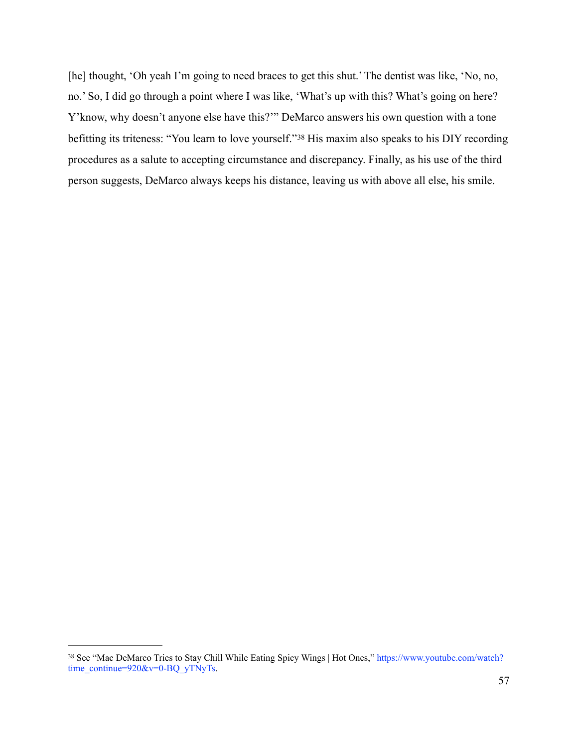[he] thought, 'Oh yeah I'm going to need braces to get this shut.' The dentist was like, 'No, no, no.' So, I did go through a point where I was like, 'What's up with this? What's going on here? Y'know, why doesn't anyone else have this?'" DeMarco answers his own question with a tone befitting its triteness: "You learn to love yourself."[38] His maxim also speaks to his DIY recording procedures as a salute to accepting circumstance and discrepancy. Finally, as his use of the third person suggests, DeMarco always keeps his distance, leaving us with above all else, his smile.

---

[38] See "Mac DeMarco Tries to Stay Chill While Eating Spicy Wings | Hot Ones," https://www.youtube.com/watch?time_continue=920&v=0-BQ_yTNyTs.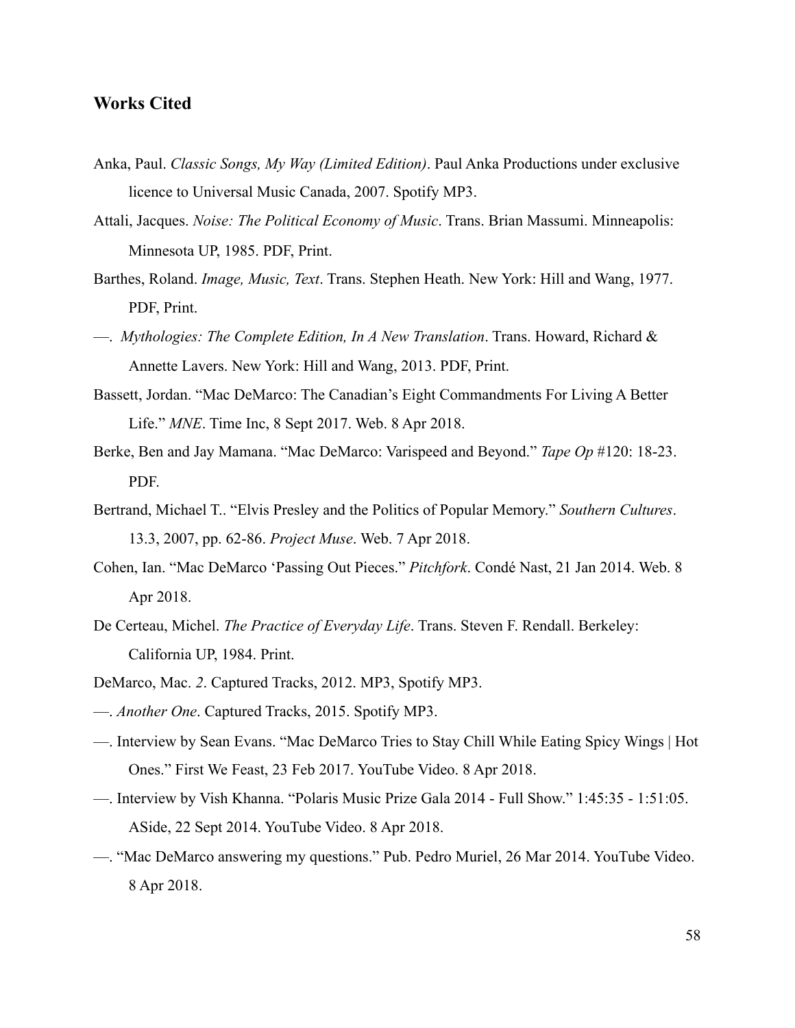## Works Cited

Anka, Paul. *Classic Songs, My Way (Limited Edition)*. Paul Anka Productions under exclusive licence to Universal Music Canada, 2007. Spotify MP3.

Attali, Jacques. *Noise: The Political Economy of Music*. Trans. Brian Massumi. Minneapolis: Minnesota UP, 1985. PDF, Print.

Barthes, Roland. *Image, Music, Text*. Trans. Stephen Heath. New York: Hill and Wang, 1977. PDF, Print.

—. *Mythologies: The Complete Edition, In A New Translation*. Trans. Howard, Richard & Annette Lavers. New York: Hill and Wang, 2013. PDF, Print.

Bassett, Jordan. "Mac DeMarco: The Canadian's Eight Commandments For Living A Better Life." *MNE*. Time Inc, 8 Sept 2017. Web. 8 Apr 2018.

Berke, Ben and Jay Mamana. "Mac DeMarco: Varispeed and Beyond." *Tape Op* #120: 18-23. PDF.

Bertrand, Michael T.. "Elvis Presley and the Politics of Popular Memory." *Southern Cultures*. 13.3, 2007, pp. 62-86. *Project Muse*. Web. 7 Apr 2018.

Cohen, Ian. "Mac DeMarco 'Passing Out Pieces." *Pitchfork*. Condé Nast, 21 Jan 2014. Web. 8 Apr 2018.

De Certeau, Michel. *The Practice of Everyday Life*. Trans. Steven F. Rendall. Berkeley: California UP, 1984. Print.

DeMarco, Mac. *2*. Captured Tracks, 2012. MP3, Spotify MP3.

—. *Another One*. Captured Tracks, 2015. Spotify MP3.

—. Interview by Sean Evans. "Mac DeMarco Tries to Stay Chill While Eating Spicy Wings | Hot Ones." First We Feast, 23 Feb 2017. YouTube Video. 8 Apr 2018.

—. Interview by Vish Khanna. "Polaris Music Prize Gala 2014 - Full Show." 1:45:35 - 1:51:05. ASide, 22 Sept 2014. YouTube Video. 8 Apr 2018.

—. "Mac DeMarco answering my questions." Pub. Pedro Muriel, 26 Mar 2014. YouTube Video. 8 Apr 2018.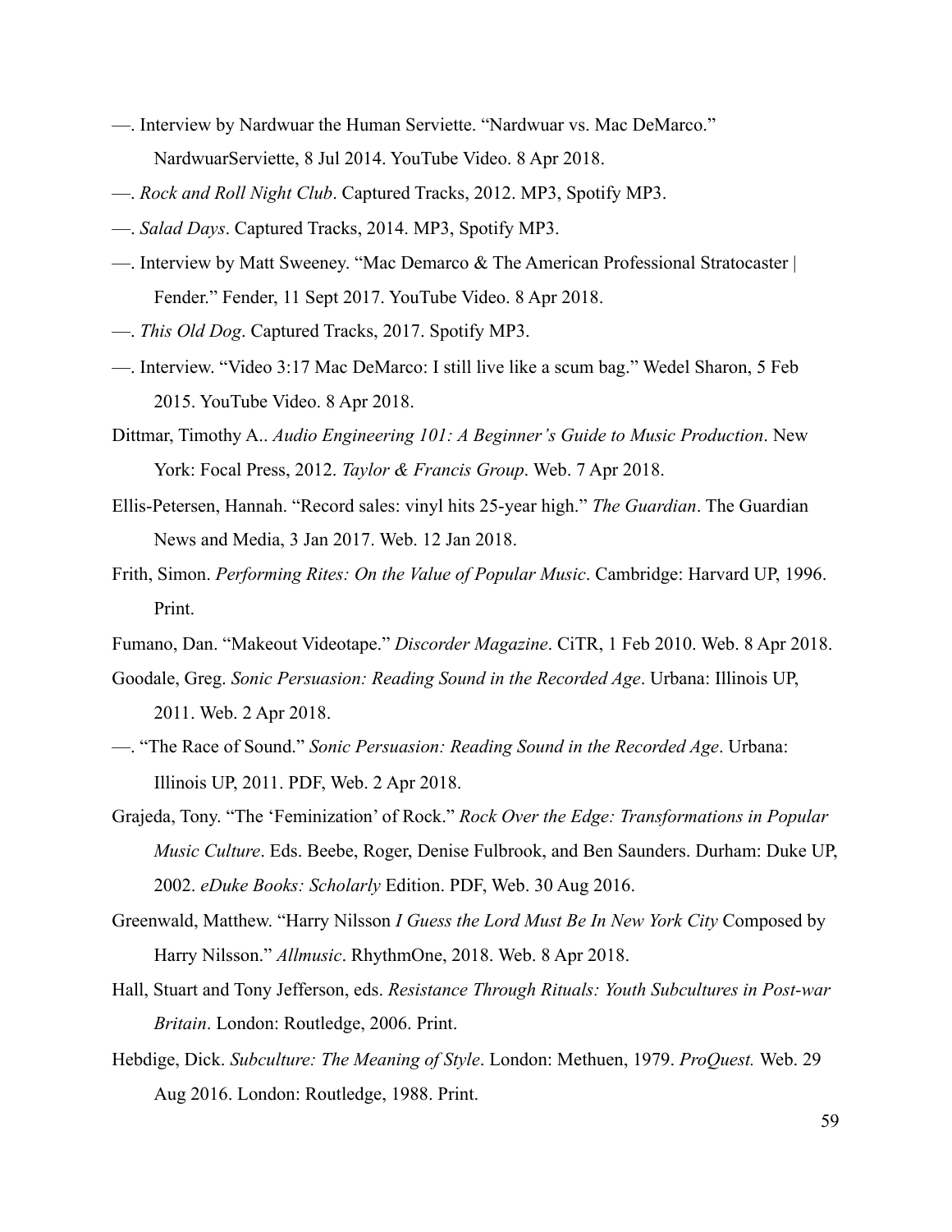—. Interview by Nardwuar the Human Serviette. "Nardwuar vs. Mac DeMarco." NardwuarServiette, 8 Jul 2014. YouTube Video. 8 Apr 2018.

—. *Rock and Roll Night Club*. Captured Tracks, 2012. MP3, Spotify MP3.

—. *Salad Days*. Captured Tracks, 2014. MP3, Spotify MP3.

—. Interview by Matt Sweeney. "Mac Demarco & The American Professional Stratocaster | Fender." Fender, 11 Sept 2017. YouTube Video. 8 Apr 2018.

—. *This Old Dog*. Captured Tracks, 2017. Spotify MP3.

—. Interview. "Video 3:17 Mac DeMarco: I still live like a scum bag." Wedel Sharon, 5 Feb 2015. YouTube Video. 8 Apr 2018.

Dittmar, Timothy A.. *Audio Engineering 101: A Beginner's Guide to Music Production*. New York: Focal Press, 2012. *Taylor & Francis Group*. Web. 7 Apr 2018.

Ellis-Petersen, Hannah. "Record sales: vinyl hits 25-year high." *The Guardian*. The Guardian News and Media, 3 Jan 2017. Web. 12 Jan 2018.

Frith, Simon. *Performing Rites: On the Value of Popular Music*. Cambridge: Harvard UP, 1996. Print.

Fumano, Dan. "Makeout Videotape." *Discorder Magazine*. CiTR, 1 Feb 2010. Web. 8 Apr 2018.

Goodale, Greg. *Sonic Persuasion: Reading Sound in the Recorded Age*. Urbana: Illinois UP, 2011. Web. 2 Apr 2018.

—. "The Race of Sound." *Sonic Persuasion: Reading Sound in the Recorded Age*. Urbana: Illinois UP, 2011. PDF, Web. 2 Apr 2018.

Grajeda, Tony. "The 'Feminization' of Rock." *Rock Over the Edge: Transformations in Popular Music Culture*. Eds. Beebe, Roger, Denise Fulbrook, and Ben Saunders. Durham: Duke UP, 2002. *eDuke Books: Scholarly* Edition. PDF, Web. 30 Aug 2016.

Greenwald, Matthew. "Harry Nilsson *I Guess the Lord Must Be In New York City* Composed by Harry Nilsson." *Allmusic*. RhythmOne, 2018. Web. 8 Apr 2018.

Hall, Stuart and Tony Jefferson, eds. *Resistance Through Rituals: Youth Subcultures in Post-war Britain*. London: Routledge, 2006. Print.

Hebdige, Dick. *Subculture: The Meaning of Style*. London: Methuen, 1979. *ProQuest.* Web. 29 Aug 2016. London: Routledge, 1988. Print.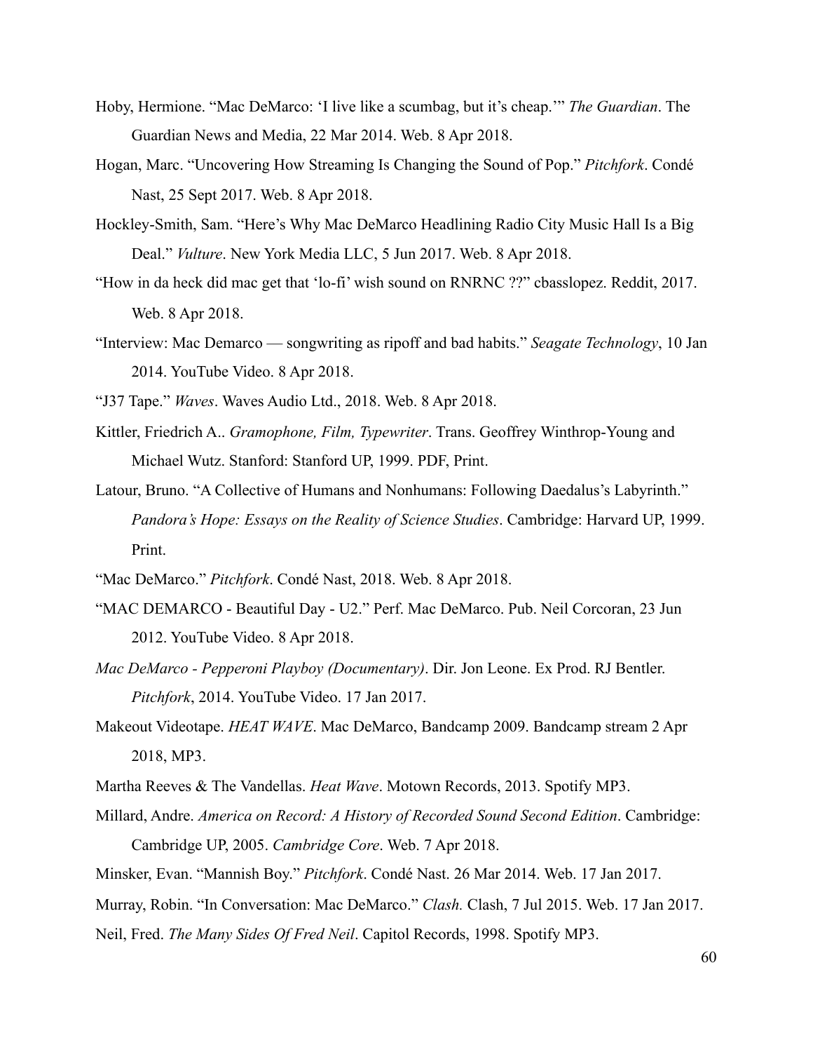Hoby, Hermione. "Mac DeMarco: 'I live like a scumbag, but it's cheap.'" *The Guardian*. The Guardian News and Media, 22 Mar 2014. Web. 8 Apr 2018.

Hogan, Marc. "Uncovering How Streaming Is Changing the Sound of Pop." *Pitchfork*. Condé Nast, 25 Sept 2017. Web. 8 Apr 2018.

Hockley-Smith, Sam. "Here's Why Mac DeMarco Headlining Radio City Music Hall Is a Big Deal." *Vulture*. New York Media LLC, 5 Jun 2017. Web. 8 Apr 2018.

"How in da heck did mac get that 'lo-fi' wish sound on RNRNC ??" cbasslopez. Reddit, 2017. Web. 8 Apr 2018.

"Interview: Mac Demarco — songwriting as ripoff and bad habits." *Seagate Technology*, 10 Jan 2014. YouTube Video. 8 Apr 2018.

"J37 Tape." *Waves*. Waves Audio Ltd., 2018. Web. 8 Apr 2018.

Kittler, Friedrich A.. *Gramophone, Film, Typewriter*. Trans. Geoffrey Winthrop-Young and Michael Wutz. Stanford: Stanford UP, 1999. PDF, Print.

Latour, Bruno. "A Collective of Humans and Nonhumans: Following Daedalus's Labyrinth." *Pandora's Hope: Essays on the Reality of Science Studies*. Cambridge: Harvard UP, 1999. Print.

"Mac DeMarco." *Pitchfork*. Condé Nast, 2018. Web. 8 Apr 2018.

"MAC DEMARCO - Beautiful Day - U2." Perf. Mac DeMarco. Pub. Neil Corcoran, 23 Jun 2012. YouTube Video. 8 Apr 2018.

*Mac DeMarco - Pepperoni Playboy (Documentary)*. Dir. Jon Leone. Ex Prod. RJ Bentler. *Pitchfork*, 2014. YouTube Video. 17 Jan 2017.

Makeout Videotape. *HEAT WAVE*. Mac DeMarco, Bandcamp 2009. Bandcamp stream 2 Apr 2018, MP3.

Martha Reeves & The Vandellas. *Heat Wave*. Motown Records, 2013. Spotify MP3.

Millard, Andre. *America on Record: A History of Recorded Sound Second Edition*. Cambridge: Cambridge UP, 2005. *Cambridge Core*. Web. 7 Apr 2018.

Minsker, Evan. "Mannish Boy." *Pitchfork*. Condé Nast. 26 Mar 2014. Web. 17 Jan 2017.

Murray, Robin. "In Conversation: Mac DeMarco." *Clash.* Clash, 7 Jul 2015. Web. 17 Jan 2017.

Neil, Fred. *The Many Sides Of Fred Neil*. Capitol Records, 1998. Spotify MP3.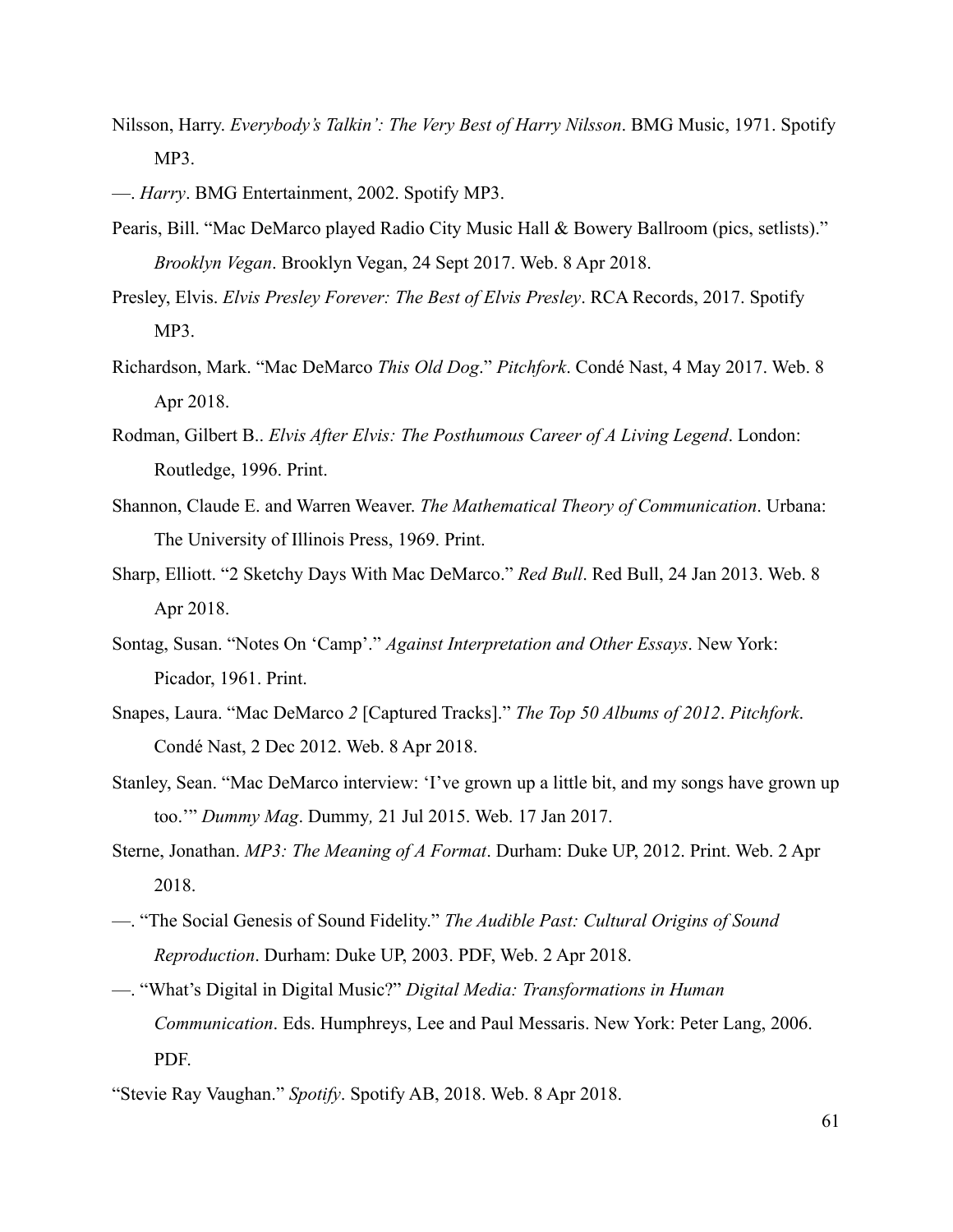Nilsson, Harry. *Everybody's Talkin': The Very Best of Harry Nilsson*. BMG Music, 1971. Spotify MP3.

—. *Harry*. BMG Entertainment, 2002. Spotify MP3.

Pearis, Bill. "Mac DeMarco played Radio City Music Hall & Bowery Ballroom (pics, setlists)." *Brooklyn Vegan*. Brooklyn Vegan, 24 Sept 2017. Web. 8 Apr 2018.

Presley, Elvis. *Elvis Presley Forever: The Best of Elvis Presley*. RCA Records, 2017. Spotify MP3.

Richardson, Mark. "Mac DeMarco *This Old Dog*." *Pitchfork*. Condé Nast, 4 May 2017. Web. 8 Apr 2018.

Rodman, Gilbert B.. *Elvis After Elvis: The Posthumous Career of A Living Legend*. London: Routledge, 1996. Print.

Shannon, Claude E. and Warren Weaver. *The Mathematical Theory of Communication*. Urbana: The University of Illinois Press, 1969. Print.

Sharp, Elliott. "2 Sketchy Days With Mac DeMarco." *Red Bull*. Red Bull, 24 Jan 2013. Web. 8 Apr 2018.

Sontag, Susan. "Notes On 'Camp'." *Against Interpretation and Other Essays*. New York: Picador, 1961. Print.

Snapes, Laura. "Mac DeMarco *2* [Captured Tracks]." *The Top 50 Albums of 2012*. *Pitchfork*. Condé Nast, 2 Dec 2012. Web. 8 Apr 2018.

Stanley, Sean. "Mac DeMarco interview: 'I've grown up a little bit, and my songs have grown up too.'" *Dummy Mag*. Dummy*,* 21 Jul 2015. Web. 17 Jan 2017.

Sterne, Jonathan. *MP3: The Meaning of A Format*. Durham: Duke UP, 2012. Print. Web. 2 Apr 2018.

—. "The Social Genesis of Sound Fidelity." *The Audible Past: Cultural Origins of Sound Reproduction*. Durham: Duke UP, 2003. PDF, Web. 2 Apr 2018.

—. "What's Digital in Digital Music?" *Digital Media: Transformations in Human Communication*. Eds. Humphreys, Lee and Paul Messaris. New York: Peter Lang, 2006. PDF.

"Stevie Ray Vaughan." *Spotify*. Spotify AB, 2018. Web. 8 Apr 2018.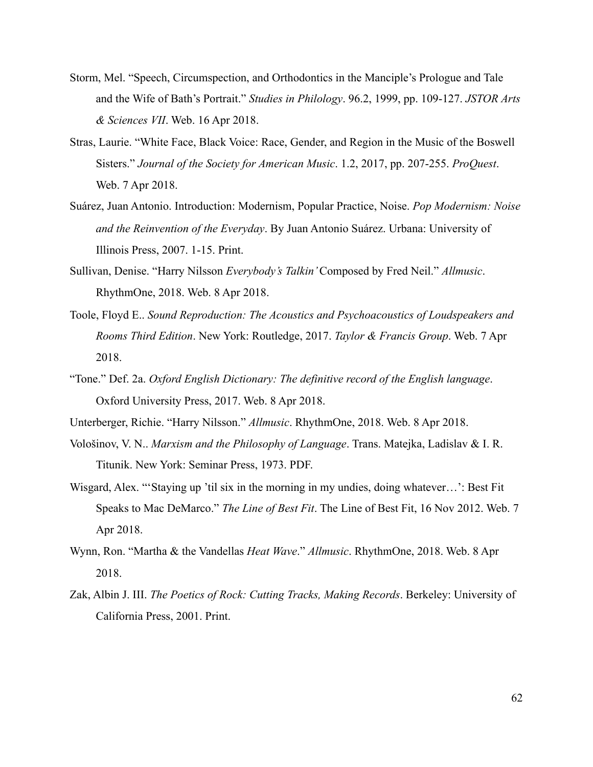Storm, Mel. “Speech, Circumspection, and Orthodontics in the Manciple’s Prologue and Tale and the Wife of Bath’s Portrait.” *Studies in Philology*. 96.2, 1999, pp. 109-127. *JSTOR Arts & Sciences VII*. Web. 16 Apr 2018.

Stras, Laurie. “White Face, Black Voice: Race, Gender, and Region in the Music of the Boswell Sisters.” *Journal of the Society for American Music*. 1.2, 2017, pp. 207-255. *ProQuest*. Web. 7 Apr 2018.

Suárez, Juan Antonio. Introduction: Modernism, Popular Practice, Noise. *Pop Modernism: Noise and the Reinvention of the Everyday*. By Juan Antonio Suárez. Urbana: University of Illinois Press, 2007. 1-15. Print.

Sullivan, Denise. “Harry Nilsson *Everybody's Talkin'* Composed by Fred Neil.” *Allmusic*. RhythmOne, 2018. Web. 8 Apr 2018.

Toole, Floyd E.. *Sound Reproduction: The Acoustics and Psychoacoustics of Loudspeakers and Rooms Third Edition*. New York: Routledge, 2017. *Taylor & Francis Group*. Web. 7 Apr 2018.

“Tone.” Def. 2a. *Oxford English Dictionary: The definitive record of the English language*. Oxford University Press, 2017. Web. 8 Apr 2018.

Unterberger, Richie. “Harry Nilsson.” *Allmusic*. RhythmOne, 2018. Web. 8 Apr 2018.

Vološinov, V. N.. *Marxism and the Philosophy of Language*. Trans. Matejka, Ladislav & I. R. Titunik. New York: Seminar Press, 1973. PDF.

Wisgard, Alex. “‘Staying up ’til six in the morning in my undies, doing whatever…’: Best Fit Speaks to Mac DeMarco.” *The Line of Best Fit*. The Line of Best Fit, 16 Nov 2012. Web. 7 Apr 2018.

Wynn, Ron. “Martha & the Vandellas *Heat Wave*.” *Allmusic*. RhythmOne, 2018. Web. 8 Apr 2018.

Zak, Albin J. III. *The Poetics of Rock: Cutting Tracks, Making Records*. Berkeley: University of California Press, 2001. Print.